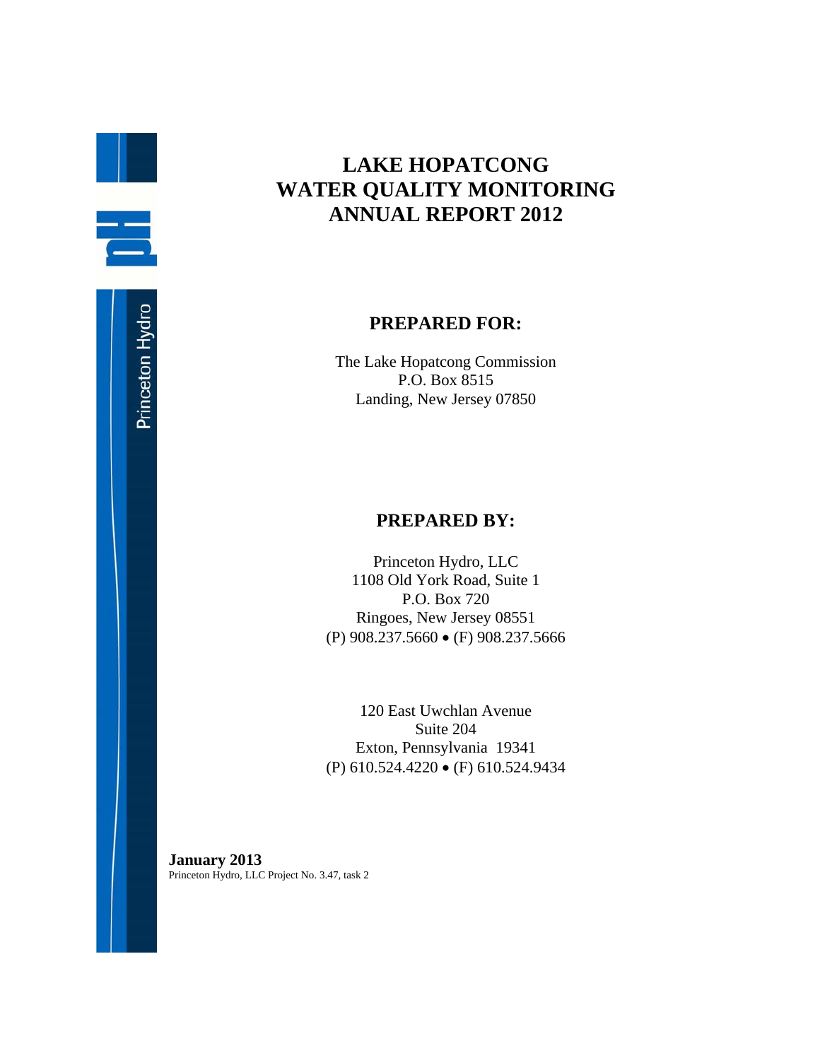# LAKE HOPATCONG WATER QUALITY MONITORING ANNUAL REPORT 2012

## PREPARED FOR:

The Lake Hopatcong Commission
P.O. Box 8515
Landing, New Jersey 07850

## PREPARED BY:

Princeton Hydro, LLC
1108 Old York Road, Suite 1
P.O. Box 720
Ringoes, New Jersey 08551
(P) 908.237.5660 • (F) 908.237.5666

120 East Uwchlan Avenue
Suite 204
Exton, Pennsylvania 19341
(P) 610.524.4220 • (F) 610.524.9434

**January 2013**
Princeton Hydro, LLC Project No. 3.47, task 2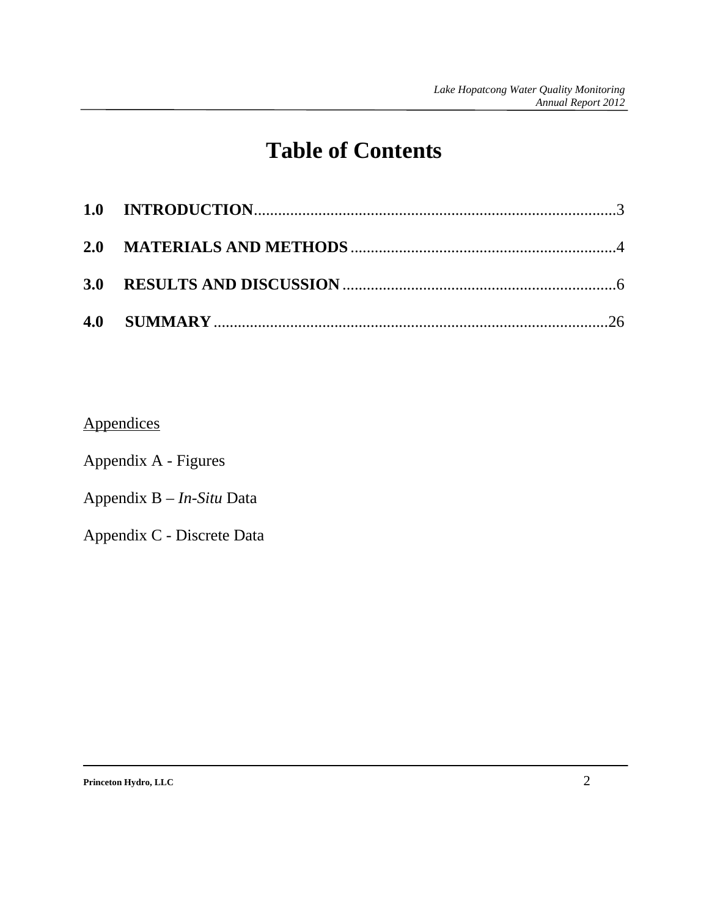# Table of Contents

**1.0 INTRODUCTION**.........................................................................................3

**2.0 MATERIALS AND METHODS**.................................................................4

**3.0 RESULTS AND DISCUSSION**...................................................................6

**4.0 SUMMARY**..................................................................................................26

Appendices

Appendix A - Figures

Appendix B – *In-Situ* Data

Appendix C - Discrete Data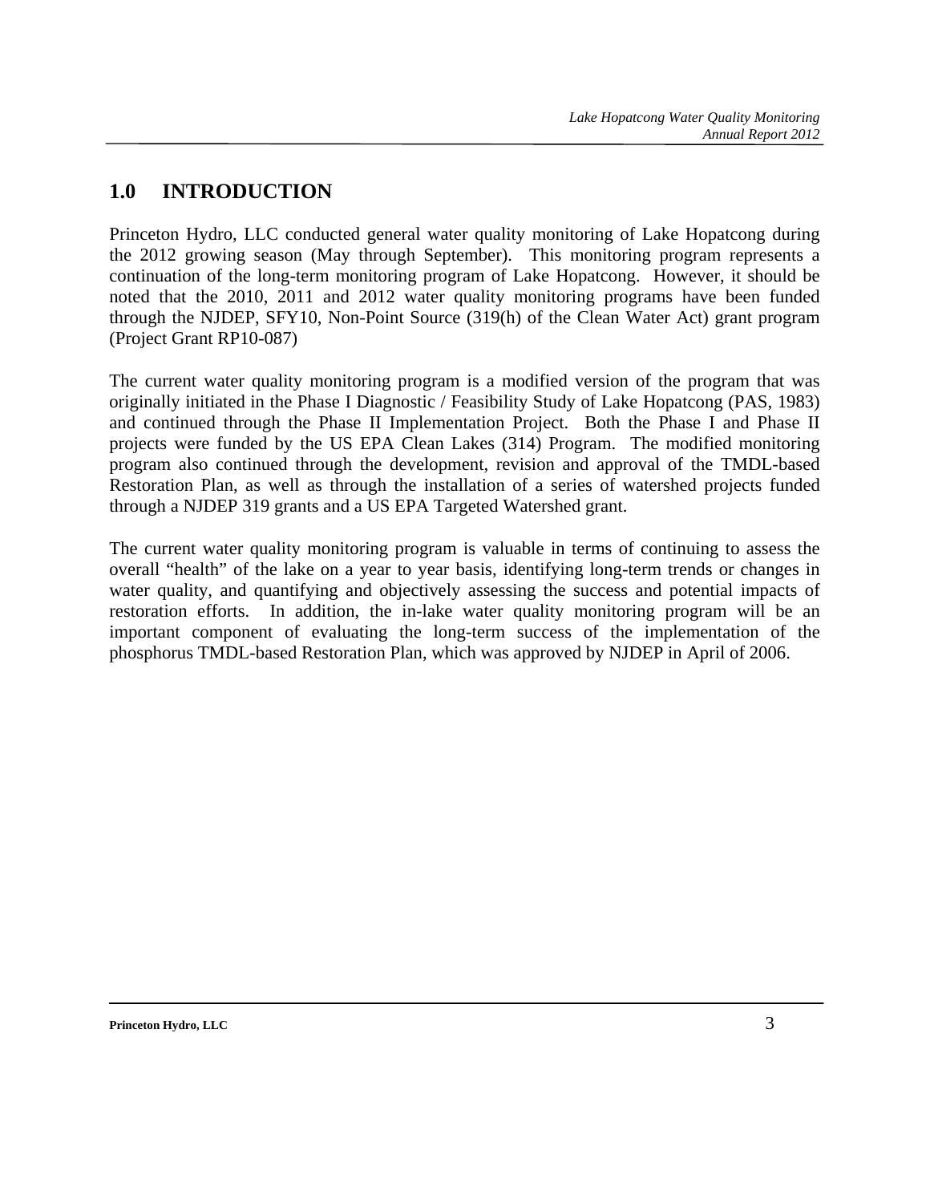# 1.0 INTRODUCTION

Princeton Hydro, LLC conducted general water quality monitoring of Lake Hopatcong during the 2012 growing season (May through September). This monitoring program represents a continuation of the long-term monitoring program of Lake Hopatcong. However, it should be noted that the 2010, 2011 and 2012 water quality monitoring programs have been funded through the NJDEP, SFY10, Non-Point Source (319(h) of the Clean Water Act) grant program (Project Grant RP10-087)

The current water quality monitoring program is a modified version of the program that was originally initiated in the Phase I Diagnostic / Feasibility Study of Lake Hopatcong (PAS, 1983) and continued through the Phase II Implementation Project. Both the Phase I and Phase II projects were funded by the US EPA Clean Lakes (314) Program. The modified monitoring program also continued through the development, revision and approval of the TMDL-based Restoration Plan, as well as through the installation of a series of watershed projects funded through a NJDEP 319 grants and a US EPA Targeted Watershed grant.

The current water quality monitoring program is valuable in terms of continuing to assess the overall "health" of the lake on a year to year basis, identifying long-term trends or changes in water quality, and quantifying and objectively assessing the success and potential impacts of restoration efforts. In addition, the in-lake water quality monitoring program will be an important component of evaluating the long-term success of the implementation of the phosphorus TMDL-based Restoration Plan, which was approved by NJDEP in April of 2006.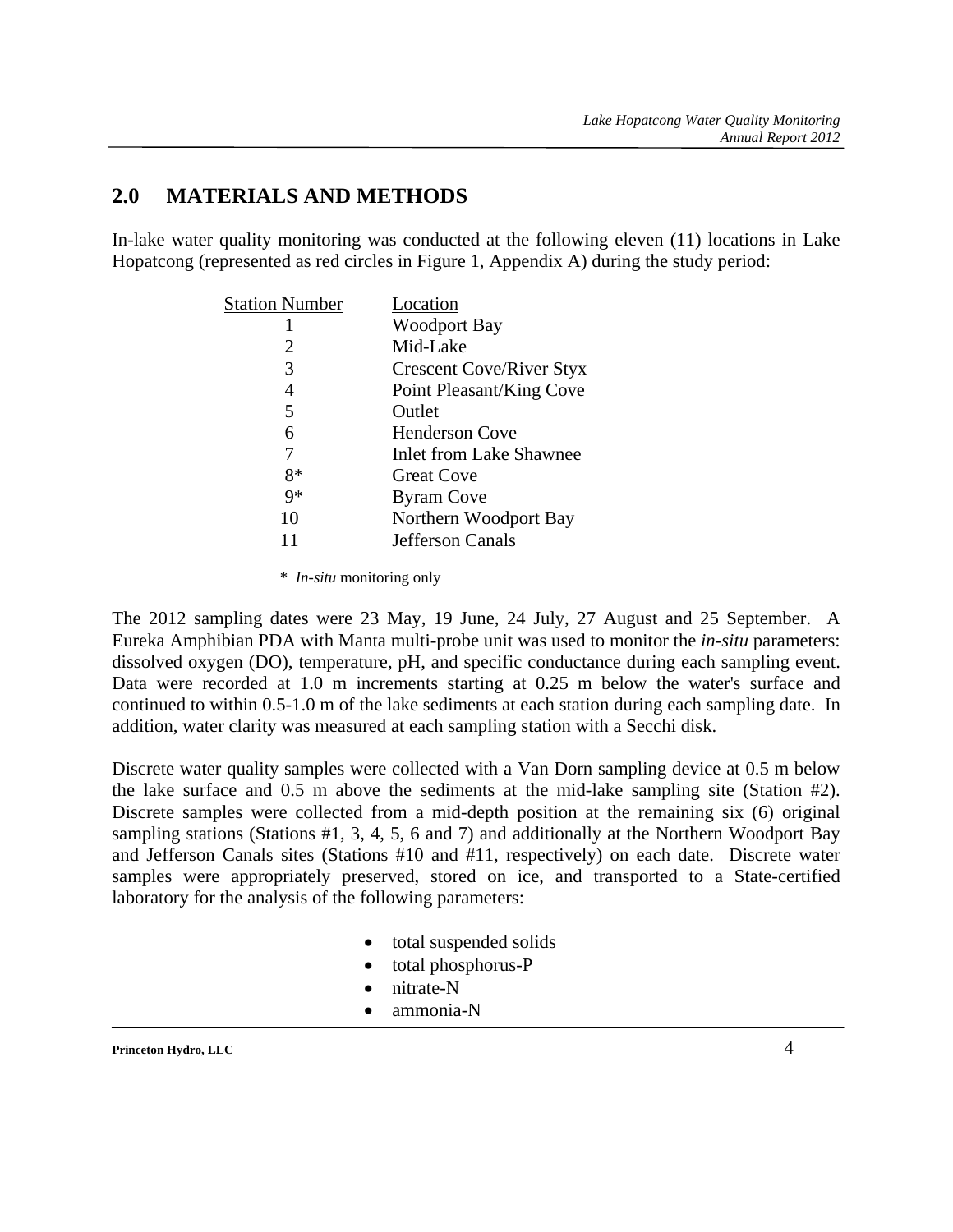## 2.0 MATERIALS AND METHODS

In-lake water quality monitoring was conducted at the following eleven (11) locations in Lake Hopatcong (represented as red circles in Figure 1, Appendix A) during the study period:

| Station Number | Location |
|---|---|
| 1 | Woodport Bay |
| 2 | Mid-Lake |
| 3 | Crescent Cove/River Styx |
| 4 | Point Pleasant/King Cove |
| 5 | Outlet |
| 6 | Henderson Cove |
| 7 | Inlet from Lake Shawnee |
| 8* | Great Cove |
| 9* | Byram Cove |
| 10 | Northern Woodport Bay |
| 11 | Jefferson Canals |

\* *In-situ* monitoring only

The 2012 sampling dates were 23 May, 19 June, 24 July, 27 August and 25 September. A Eureka Amphibian PDA with Manta multi-probe unit was used to monitor the *in-situ* parameters: dissolved oxygen (DO), temperature, pH, and specific conductance during each sampling event. Data were recorded at 1.0 m increments starting at 0.25 m below the water's surface and continued to within 0.5-1.0 m of the lake sediments at each station during each sampling date. In addition, water clarity was measured at each sampling station with a Secchi disk.

Discrete water quality samples were collected with a Van Dorn sampling device at 0.5 m below the lake surface and 0.5 m above the sediments at the mid-lake sampling site (Station #2). Discrete samples were collected from a mid-depth position at the remaining six (6) original sampling stations (Stations #1, 3, 4, 5, 6 and 7) and additionally at the Northern Woodport Bay and Jefferson Canals sites (Stations #10 and #11, respectively) on each date. Discrete water samples were appropriately preserved, stored on ice, and transported to a State-certified laboratory for the analysis of the following parameters:

- total suspended solids
- total phosphorus-P
- nitrate-N
- ammonia-N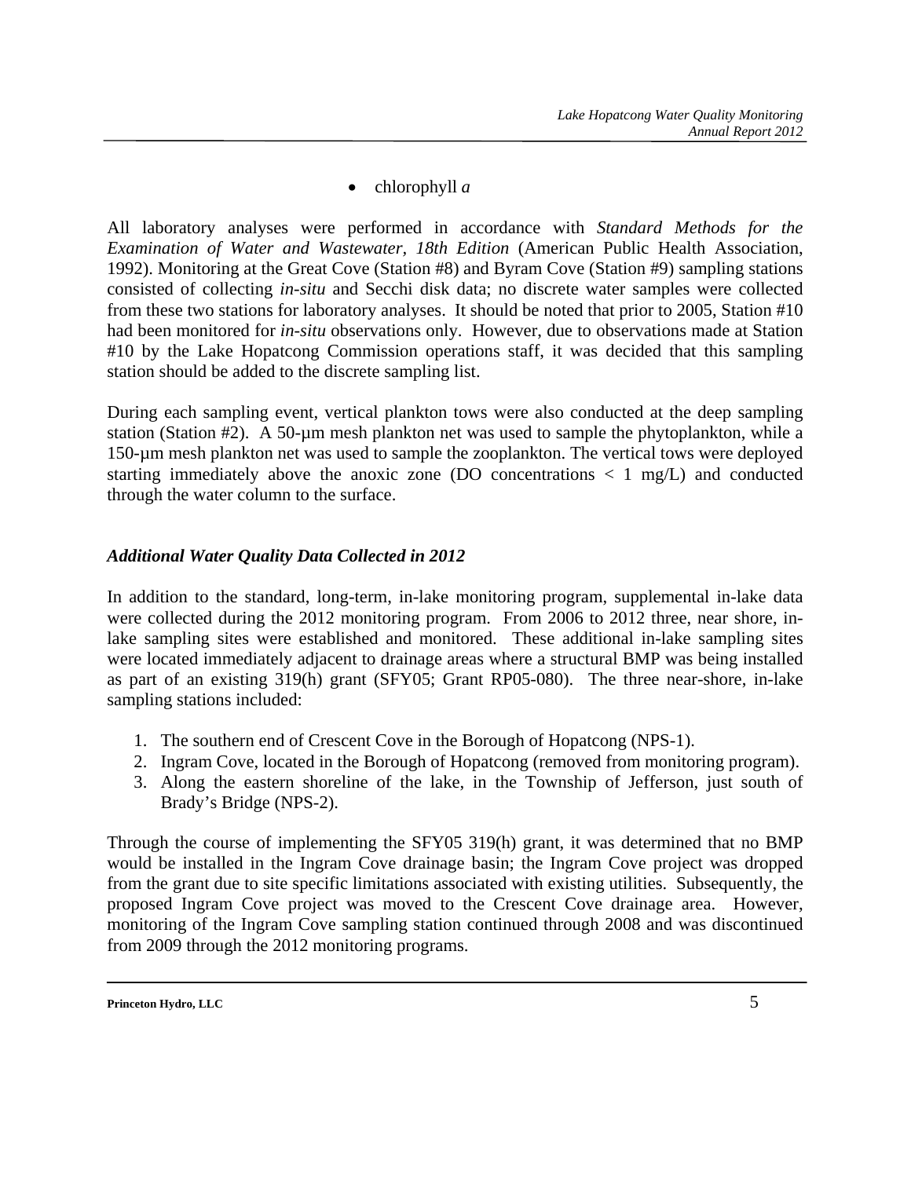- chlorophyll *a*

All laboratory analyses were performed in accordance with *Standard Methods for the Examination of Water and Wastewater, 18th Edition* (American Public Health Association, 1992). Monitoring at the Great Cove (Station #8) and Byram Cove (Station #9) sampling stations consisted of collecting *in-situ* and Secchi disk data; no discrete water samples were collected from these two stations for laboratory analyses. It should be noted that prior to 2005, Station #10 had been monitored for *in-situ* observations only. However, due to observations made at Station #10 by the Lake Hopatcong Commission operations staff, it was decided that this sampling station should be added to the discrete sampling list.

During each sampling event, vertical plankton tows were also conducted at the deep sampling station (Station #2). A 50-µm mesh plankton net was used to sample the phytoplankton, while a 150-µm mesh plankton net was used to sample the zooplankton. The vertical tows were deployed starting immediately above the anoxic zone (DO concentrations < 1 mg/L) and conducted through the water column to the surface.

### *Additional Water Quality Data Collected in 2012*

In addition to the standard, long-term, in-lake monitoring program, supplemental in-lake data were collected during the 2012 monitoring program. From 2006 to 2012 three, near shore, in-lake sampling sites were established and monitored. These additional in-lake sampling sites were located immediately adjacent to drainage areas where a structural BMP was being installed as part of an existing 319(h) grant (SFY05; Grant RP05-080). The three near-shore, in-lake sampling stations included:

1. The southern end of Crescent Cove in the Borough of Hopatcong (NPS-1).
2. Ingram Cove, located in the Borough of Hopatcong (removed from monitoring program).
3. Along the eastern shoreline of the lake, in the Township of Jefferson, just south of Brady's Bridge (NPS-2).

Through the course of implementing the SFY05 319(h) grant, it was determined that no BMP would be installed in the Ingram Cove drainage basin; the Ingram Cove project was dropped from the grant due to site specific limitations associated with existing utilities. Subsequently, the proposed Ingram Cove project was moved to the Crescent Cove drainage area. However, monitoring of the Ingram Cove sampling station continued through 2008 and was discontinued from 2009 through the 2012 monitoring programs.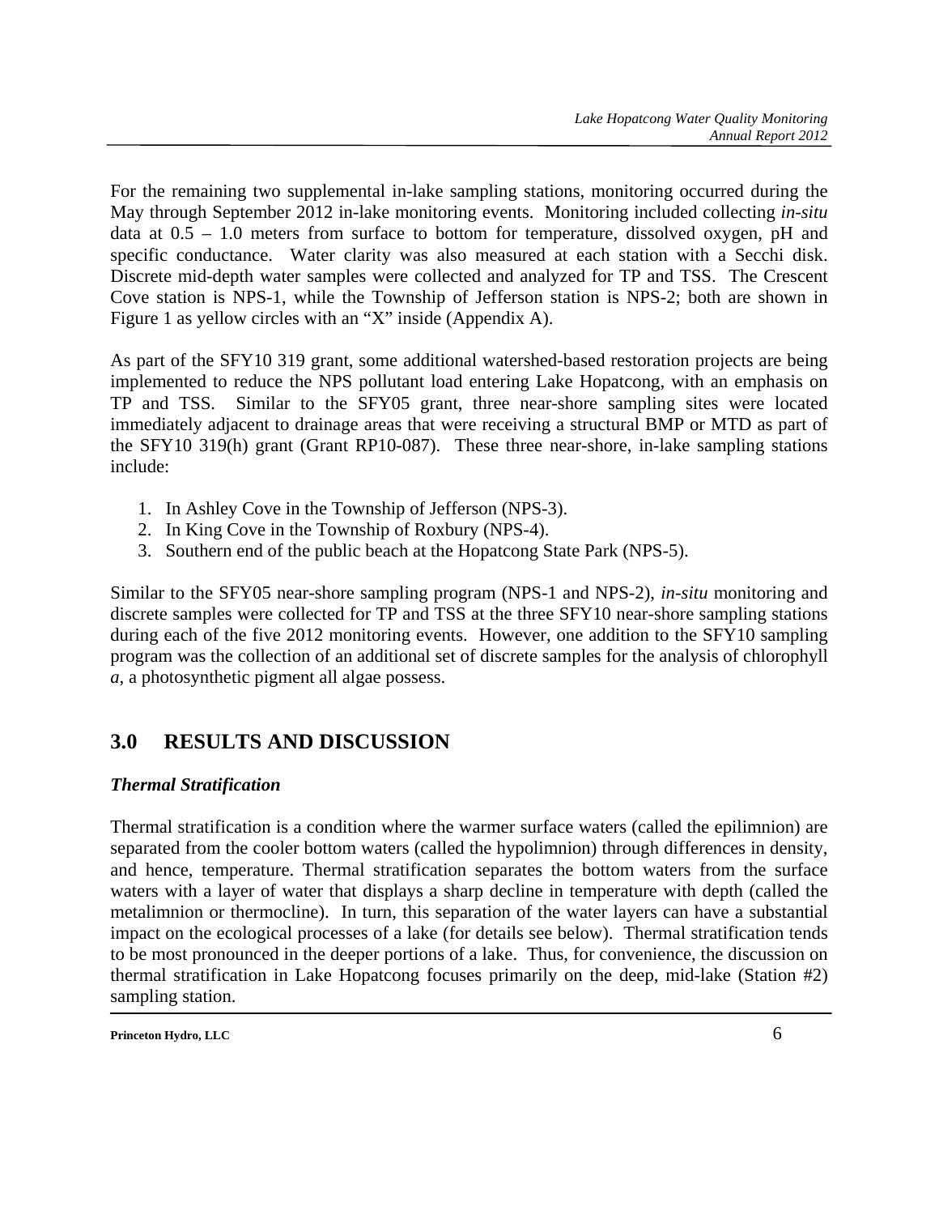For the remaining two supplemental in-lake sampling stations, monitoring occurred during the May through September 2012 in-lake monitoring events. Monitoring included collecting *in-situ* data at 0.5 – 1.0 meters from surface to bottom for temperature, dissolved oxygen, pH and specific conductance. Water clarity was also measured at each station with a Secchi disk. Discrete mid-depth water samples were collected and analyzed for TP and TSS. The Crescent Cove station is NPS-1, while the Township of Jefferson station is NPS-2; both are shown in Figure 1 as yellow circles with an "X" inside (Appendix A).

As part of the SFY10 319 grant, some additional watershed-based restoration projects are being implemented to reduce the NPS pollutant load entering Lake Hopatcong, with an emphasis on TP and TSS. Similar to the SFY05 grant, three near-shore sampling sites were located immediately adjacent to drainage areas that were receiving a structural BMP or MTD as part of the SFY10 319(h) grant (Grant RP10-087). These three near-shore, in-lake sampling stations include:

1. In Ashley Cove in the Township of Jefferson (NPS-3).
2. In King Cove in the Township of Roxbury (NPS-4).
3. Southern end of the public beach at the Hopatcong State Park (NPS-5).

Similar to the SFY05 near-shore sampling program (NPS-1 and NPS-2), *in-situ* monitoring and discrete samples were collected for TP and TSS at the three SFY10 near-shore sampling stations during each of the five 2012 monitoring events. However, one addition to the SFY10 sampling program was the collection of an additional set of discrete samples for the analysis of chlorophyll *a*, a photosynthetic pigment all algae possess.

## 3.0 RESULTS AND DISCUSSION

### *Thermal Stratification*

Thermal stratification is a condition where the warmer surface waters (called the epilimnion) are separated from the cooler bottom waters (called the hypolimnion) through differences in density, and hence, temperature. Thermal stratification separates the bottom waters from the surface waters with a layer of water that displays a sharp decline in temperature with depth (called the metalimnion or thermocline). In turn, this separation of the water layers can have a substantial impact on the ecological processes of a lake (for details see below). Thermal stratification tends to be most pronounced in the deeper portions of a lake. Thus, for convenience, the discussion on thermal stratification in Lake Hopatcong focuses primarily on the deep, mid-lake (Station #2) sampling station.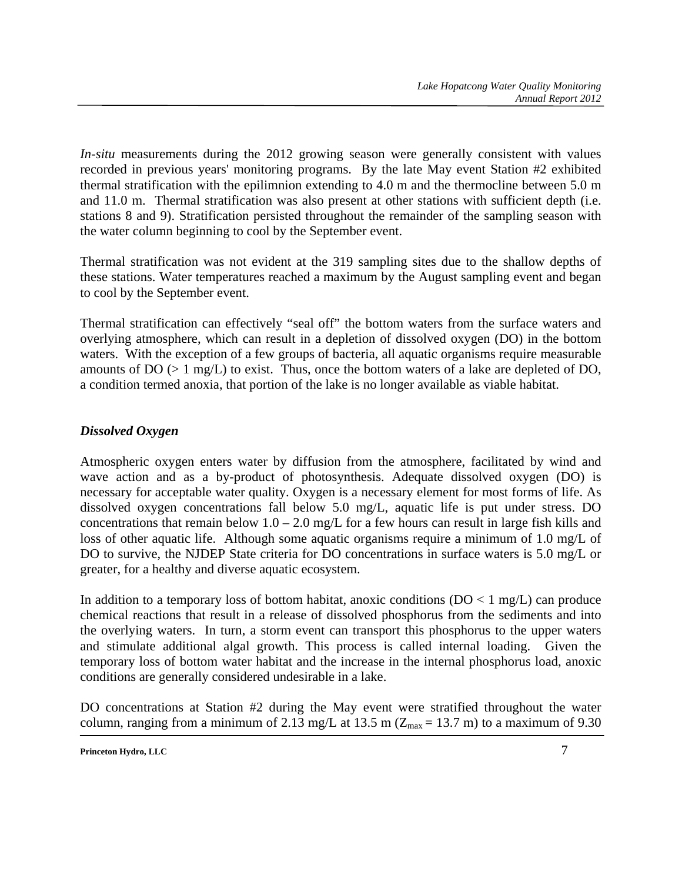*In-situ* measurements during the 2012 growing season were generally consistent with values recorded in previous years' monitoring programs. By the late May event Station #2 exhibited thermal stratification with the epilimnion extending to 4.0 m and the thermocline between 5.0 m and 11.0 m. Thermal stratification was also present at other stations with sufficient depth (i.e. stations 8 and 9). Stratification persisted throughout the remainder of the sampling season with the water column beginning to cool by the September event.

Thermal stratification was not evident at the 319 sampling sites due to the shallow depths of these stations. Water temperatures reached a maximum by the August sampling event and began to cool by the September event.

Thermal stratification can effectively "seal off" the bottom waters from the surface waters and overlying atmosphere, which can result in a depletion of dissolved oxygen (DO) in the bottom waters. With the exception of a few groups of bacteria, all aquatic organisms require measurable amounts of DO (> 1 mg/L) to exist. Thus, once the bottom waters of a lake are depleted of DO, a condition termed anoxia, that portion of the lake is no longer available as viable habitat.

### *Dissolved Oxygen*

Atmospheric oxygen enters water by diffusion from the atmosphere, facilitated by wind and wave action and as a by-product of photosynthesis. Adequate dissolved oxygen (DO) is necessary for acceptable water quality. Oxygen is a necessary element for most forms of life. As dissolved oxygen concentrations fall below 5.0 mg/L, aquatic life is put under stress. DO concentrations that remain below 1.0 – 2.0 mg/L for a few hours can result in large fish kills and loss of other aquatic life. Although some aquatic organisms require a minimum of 1.0 mg/L of DO to survive, the NJDEP State criteria for DO concentrations in surface waters is 5.0 mg/L or greater, for a healthy and diverse aquatic ecosystem.

In addition to a temporary loss of bottom habitat, anoxic conditions (DO < 1 mg/L) can produce chemical reactions that result in a release of dissolved phosphorus from the sediments and into the overlying waters. In turn, a storm event can transport this phosphorus to the upper waters and stimulate additional algal growth. This process is called internal loading. Given the temporary loss of bottom water habitat and the increase in the internal phosphorus load, anoxic conditions are generally considered undesirable in a lake.

DO concentrations at Station #2 during the May event were stratified throughout the water column, ranging from a minimum of 2.13 mg/L at 13.5 m ($Z_{max}$ = 13.7 m) to a maximum of 9.30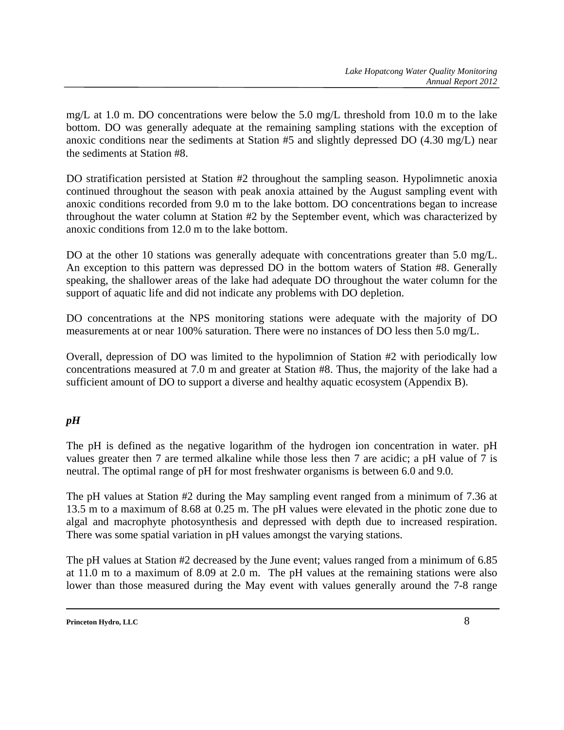mg/L at 1.0 m. DO concentrations were below the 5.0 mg/L threshold from 10.0 m to the lake bottom. DO was generally adequate at the remaining sampling stations with the exception of anoxic conditions near the sediments at Station #5 and slightly depressed DO (4.30 mg/L) near the sediments at Station #8.

DO stratification persisted at Station #2 throughout the sampling season. Hypolimnetic anoxia continued throughout the season with peak anoxia attained by the August sampling event with anoxic conditions recorded from 9.0 m to the lake bottom. DO concentrations began to increase throughout the water column at Station #2 by the September event, which was characterized by anoxic conditions from 12.0 m to the lake bottom.

DO at the other 10 stations was generally adequate with concentrations greater than 5.0 mg/L. An exception to this pattern was depressed DO in the bottom waters of Station #8. Generally speaking, the shallower areas of the lake had adequate DO throughout the water column for the support of aquatic life and did not indicate any problems with DO depletion.

DO concentrations at the NPS monitoring stations were adequate with the majority of DO measurements at or near 100% saturation. There were no instances of DO less then 5.0 mg/L.

Overall, depression of DO was limited to the hypolimnion of Station #2 with periodically low concentrations measured at 7.0 m and greater at Station #8. Thus, the majority of the lake had a sufficient amount of DO to support a diverse and healthy aquatic ecosystem (Appendix B).

### *pH*

The pH is defined as the negative logarithm of the hydrogen ion concentration in water. pH values greater then 7 are termed alkaline while those less then 7 are acidic; a pH value of 7 is neutral. The optimal range of pH for most freshwater organisms is between 6.0 and 9.0.

The pH values at Station #2 during the May sampling event ranged from a minimum of 7.36 at 13.5 m to a maximum of 8.68 at 0.25 m. The pH values were elevated in the photic zone due to algal and macrophyte photosynthesis and depressed with depth due to increased respiration. There was some spatial variation in pH values amongst the varying stations.

The pH values at Station #2 decreased by the June event; values ranged from a minimum of 6.85 at 11.0 m to a maximum of 8.09 at 2.0 m. The pH values at the remaining stations were also lower than those measured during the May event with values generally around the 7-8 range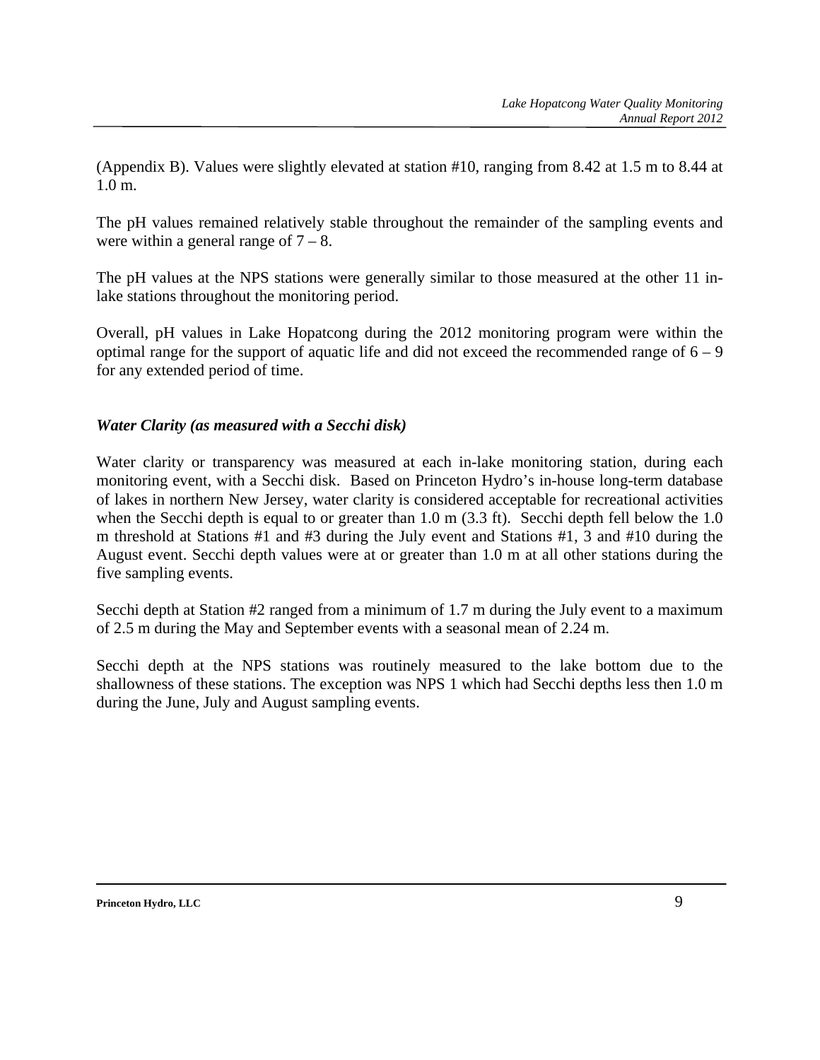(Appendix B). Values were slightly elevated at station #10, ranging from 8.42 at 1.5 m to 8.44 at 1.0 m.

The pH values remained relatively stable throughout the remainder of the sampling events and were within a general range of 7 – 8.

The pH values at the NPS stations were generally similar to those measured at the other 11 in-lake stations throughout the monitoring period.

Overall, pH values in Lake Hopatcong during the 2012 monitoring program were within the optimal range for the support of aquatic life and did not exceed the recommended range of 6 – 9 for any extended period of time.

### *Water Clarity (as measured with a Secchi disk)*

Water clarity or transparency was measured at each in-lake monitoring station, during each monitoring event, with a Secchi disk. Based on Princeton Hydro's in-house long-term database of lakes in northern New Jersey, water clarity is considered acceptable for recreational activities when the Secchi depth is equal to or greater than 1.0 m (3.3 ft). Secchi depth fell below the 1.0 m threshold at Stations #1 and #3 during the July event and Stations #1, 3 and #10 during the August event. Secchi depth values were at or greater than 1.0 m at all other stations during the five sampling events.

Secchi depth at Station #2 ranged from a minimum of 1.7 m during the July event to a maximum of 2.5 m during the May and September events with a seasonal mean of 2.24 m.

Secchi depth at the NPS stations was routinely measured to the lake bottom due to the shallowness of these stations. The exception was NPS 1 which had Secchi depths less then 1.0 m during the June, July and August sampling events.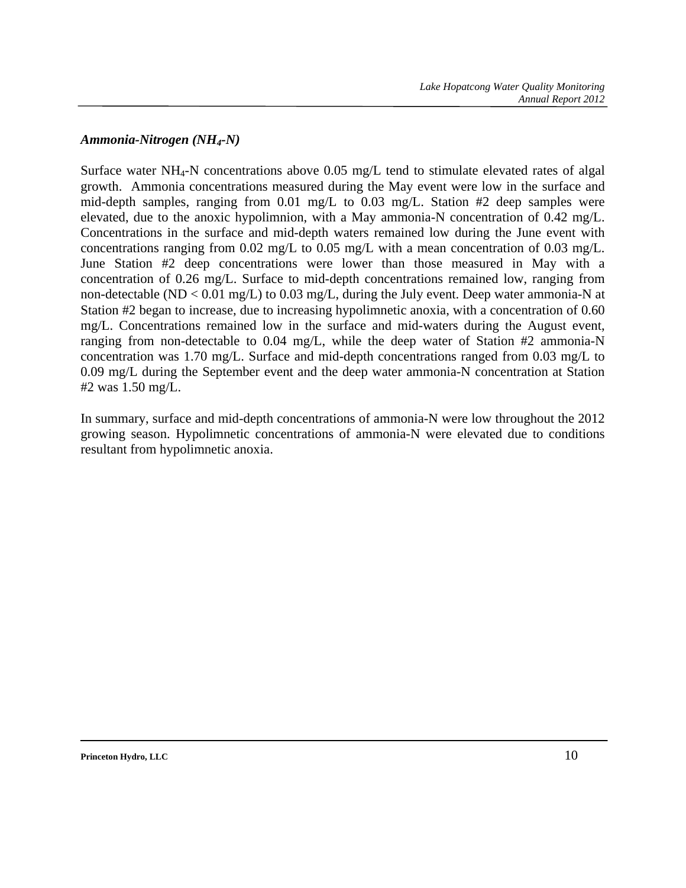### *Ammonia-Nitrogen ($NH_4$-N)*

Surface water $NH_4$-N concentrations above 0.05 mg/L tend to stimulate elevated rates of algal growth. Ammonia concentrations measured during the May event were low in the surface and mid-depth samples, ranging from 0.01 mg/L to 0.03 mg/L. Station #2 deep samples were elevated, due to the anoxic hypolimnion, with a May ammonia-N concentration of 0.42 mg/L. Concentrations in the surface and mid-depth waters remained low during the June event with concentrations ranging from 0.02 mg/L to 0.05 mg/L with a mean concentration of 0.03 mg/L. June Station #2 deep concentrations were lower than those measured in May with a concentration of 0.26 mg/L. Surface to mid-depth concentrations remained low, ranging from non-detectable (ND < 0.01 mg/L) to 0.03 mg/L, during the July event. Deep water ammonia-N at Station #2 began to increase, due to increasing hypolimnetic anoxia, with a concentration of 0.60 mg/L. Concentrations remained low in the surface and mid-waters during the August event, ranging from non-detectable to 0.04 mg/L, while the deep water of Station #2 ammonia-N concentration was 1.70 mg/L. Surface and mid-depth concentrations ranged from 0.03 mg/L to 0.09 mg/L during the September event and the deep water ammonia-N concentration at Station #2 was 1.50 mg/L.

In summary, surface and mid-depth concentrations of ammonia-N were low throughout the 2012 growing season. Hypolimnetic concentrations of ammonia-N were elevated due to conditions resultant from hypolimnetic anoxia.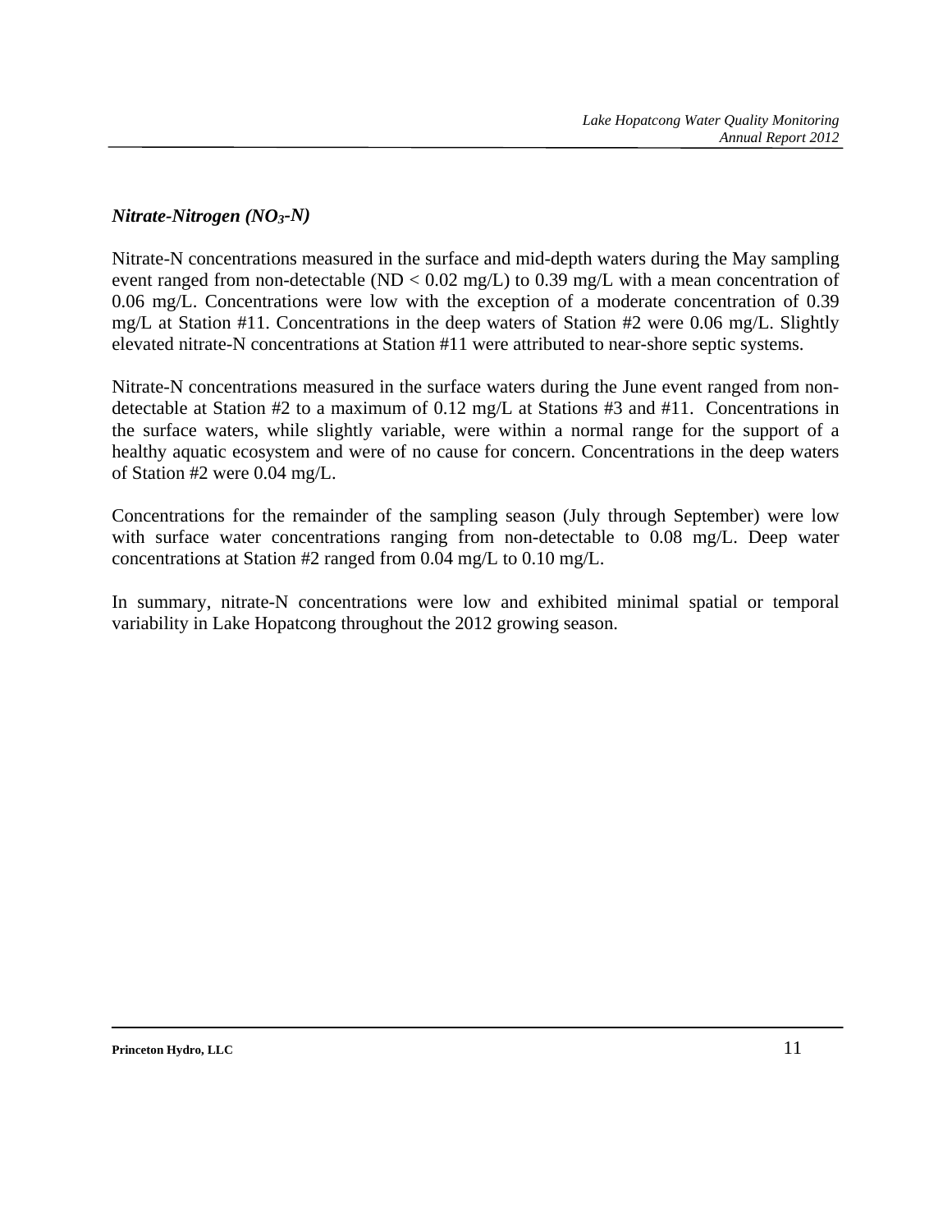### *Nitrate-Nitrogen ($NO_3$-N)*

Nitrate-N concentrations measured in the surface and mid-depth waters during the May sampling event ranged from non-detectable (ND < 0.02 mg/L) to 0.39 mg/L with a mean concentration of 0.06 mg/L. Concentrations were low with the exception of a moderate concentration of 0.39 mg/L at Station #11. Concentrations in the deep waters of Station #2 were 0.06 mg/L. Slightly elevated nitrate-N concentrations at Station #11 were attributed to near-shore septic systems.

Nitrate-N concentrations measured in the surface waters during the June event ranged from non-detectable at Station #2 to a maximum of 0.12 mg/L at Stations #3 and #11. Concentrations in the surface waters, while slightly variable, were within a normal range for the support of a healthy aquatic ecosystem and were of no cause for concern. Concentrations in the deep waters of Station #2 were 0.04 mg/L.

Concentrations for the remainder of the sampling season (July through September) were low with surface water concentrations ranging from non-detectable to 0.08 mg/L. Deep water concentrations at Station #2 ranged from 0.04 mg/L to 0.10 mg/L.

In summary, nitrate-N concentrations were low and exhibited minimal spatial or temporal variability in Lake Hopatcong throughout the 2012 growing season.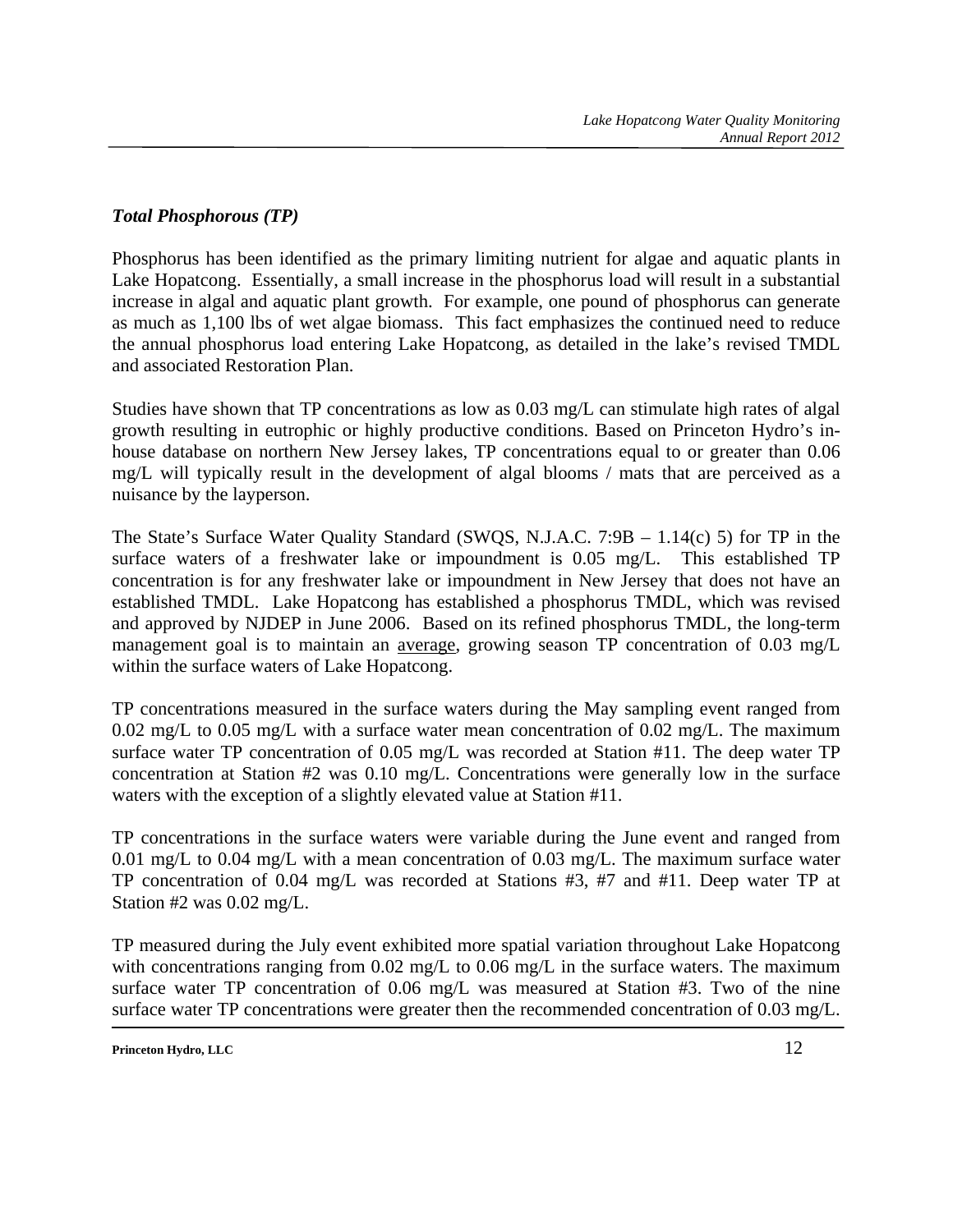### *Total Phosphorous (TP)*

Phosphorus has been identified as the primary limiting nutrient for algae and aquatic plants in Lake Hopatcong. Essentially, a small increase in the phosphorus load will result in a substantial increase in algal and aquatic plant growth. For example, one pound of phosphorus can generate as much as 1,100 lbs of wet algae biomass. This fact emphasizes the continued need to reduce the annual phosphorus load entering Lake Hopatcong, as detailed in the lake's revised TMDL and associated Restoration Plan.

Studies have shown that TP concentrations as low as 0.03 mg/L can stimulate high rates of algal growth resulting in eutrophic or highly productive conditions. Based on Princeton Hydro's in-house database on northern New Jersey lakes, TP concentrations equal to or greater than 0.06 mg/L will typically result in the development of algal blooms / mats that are perceived as a nuisance by the layperson.

The State's Surface Water Quality Standard (SWQS, N.J.A.C. 7:9B – 1.14(c) 5) for TP in the surface waters of a freshwater lake or impoundment is 0.05 mg/L. This established TP concentration is for any freshwater lake or impoundment in New Jersey that does not have an established TMDL. Lake Hopatcong has established a phosphorus TMDL, which was revised and approved by NJDEP in June 2006. Based on its refined phosphorus TMDL, the long-term management goal is to maintain an <u>average</u>, growing season TP concentration of 0.03 mg/L within the surface waters of Lake Hopatcong.

TP concentrations measured in the surface waters during the May sampling event ranged from 0.02 mg/L to 0.05 mg/L with a surface water mean concentration of 0.02 mg/L. The maximum surface water TP concentration of 0.05 mg/L was recorded at Station #11. The deep water TP concentration at Station #2 was 0.10 mg/L. Concentrations were generally low in the surface waters with the exception of a slightly elevated value at Station #11.

TP concentrations in the surface waters were variable during the June event and ranged from 0.01 mg/L to 0.04 mg/L with a mean concentration of 0.03 mg/L. The maximum surface water TP concentration of 0.04 mg/L was recorded at Stations #3, #7 and #11. Deep water TP at Station #2 was 0.02 mg/L.

TP measured during the July event exhibited more spatial variation throughout Lake Hopatcong with concentrations ranging from 0.02 mg/L to 0.06 mg/L in the surface waters. The maximum surface water TP concentration of 0.06 mg/L was measured at Station #3. Two of the nine surface water TP concentrations were greater then the recommended concentration of 0.03 mg/L.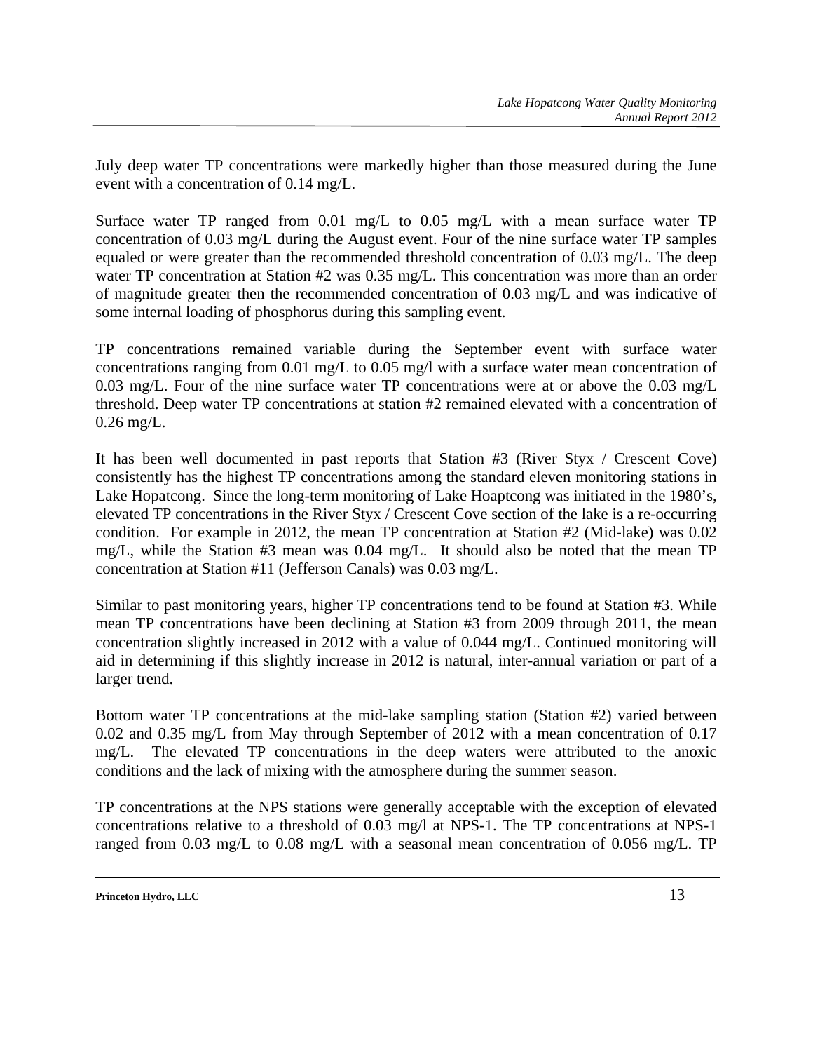July deep water TP concentrations were markedly higher than those measured during the June event with a concentration of 0.14 mg/L.

Surface water TP ranged from 0.01 mg/L to 0.05 mg/L with a mean surface water TP concentration of 0.03 mg/L during the August event. Four of the nine surface water TP samples equaled or were greater than the recommended threshold concentration of 0.03 mg/L. The deep water TP concentration at Station #2 was 0.35 mg/L. This concentration was more than an order of magnitude greater then the recommended concentration of 0.03 mg/L and was indicative of some internal loading of phosphorus during this sampling event.

TP concentrations remained variable during the September event with surface water concentrations ranging from 0.01 mg/L to 0.05 mg/l with a surface water mean concentration of 0.03 mg/L. Four of the nine surface water TP concentrations were at or above the 0.03 mg/L threshold. Deep water TP concentrations at station #2 remained elevated with a concentration of 0.26 mg/L.

It has been well documented in past reports that Station #3 (River Styx / Crescent Cove) consistently has the highest TP concentrations among the standard eleven monitoring stations in Lake Hopatcong. Since the long-term monitoring of Lake Hoaptcong was initiated in the 1980's, elevated TP concentrations in the River Styx / Crescent Cove section of the lake is a re-occurring condition. For example in 2012, the mean TP concentration at Station #2 (Mid-lake) was 0.02 mg/L, while the Station #3 mean was 0.04 mg/L. It should also be noted that the mean TP concentration at Station #11 (Jefferson Canals) was 0.03 mg/L.

Similar to past monitoring years, higher TP concentrations tend to be found at Station #3. While mean TP concentrations have been declining at Station #3 from 2009 through 2011, the mean concentration slightly increased in 2012 with a value of 0.044 mg/L. Continued monitoring will aid in determining if this slightly increase in 2012 is natural, inter-annual variation or part of a larger trend.

Bottom water TP concentrations at the mid-lake sampling station (Station #2) varied between 0.02 and 0.35 mg/L from May through September of 2012 with a mean concentration of 0.17 mg/L. The elevated TP concentrations in the deep waters were attributed to the anoxic conditions and the lack of mixing with the atmosphere during the summer season.

TP concentrations at the NPS stations were generally acceptable with the exception of elevated concentrations relative to a threshold of 0.03 mg/l at NPS-1. The TP concentrations at NPS-1 ranged from 0.03 mg/L to 0.08 mg/L with a seasonal mean concentration of 0.056 mg/L. TP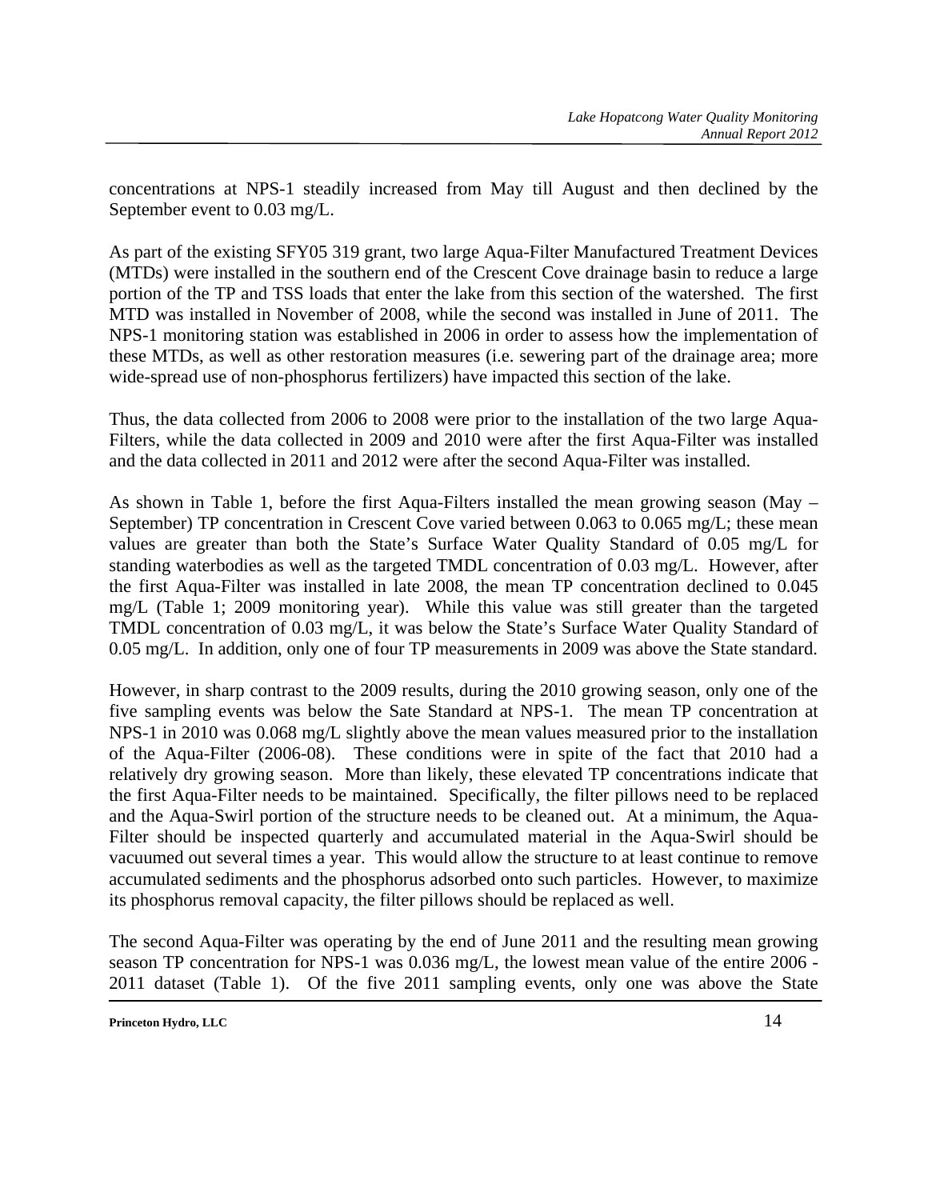concentrations at NPS-1 steadily increased from May till August and then declined by the September event to 0.03 mg/L.

As part of the existing SFY05 319 grant, two large Aqua-Filter Manufactured Treatment Devices (MTDs) were installed in the southern end of the Crescent Cove drainage basin to reduce a large portion of the TP and TSS loads that enter the lake from this section of the watershed. The first MTD was installed in November of 2008, while the second was installed in June of 2011. The NPS-1 monitoring station was established in 2006 in order to assess how the implementation of these MTDs, as well as other restoration measures (i.e. sewering part of the drainage area; more wide-spread use of non-phosphorus fertilizers) have impacted this section of the lake.

Thus, the data collected from 2006 to 2008 were prior to the installation of the two large Aqua-Filters, while the data collected in 2009 and 2010 were after the first Aqua-Filter was installed and the data collected in 2011 and 2012 were after the second Aqua-Filter was installed.

As shown in Table 1, before the first Aqua-Filters installed the mean growing season (May – September) TP concentration in Crescent Cove varied between 0.063 to 0.065 mg/L; these mean values are greater than both the State's Surface Water Quality Standard of 0.05 mg/L for standing waterbodies as well as the targeted TMDL concentration of 0.03 mg/L. However, after the first Aqua-Filter was installed in late 2008, the mean TP concentration declined to 0.045 mg/L (Table 1; 2009 monitoring year). While this value was still greater than the targeted TMDL concentration of 0.03 mg/L, it was below the State's Surface Water Quality Standard of 0.05 mg/L. In addition, only one of four TP measurements in 2009 was above the State standard.

However, in sharp contrast to the 2009 results, during the 2010 growing season, only one of the five sampling events was below the Sate Standard at NPS-1. The mean TP concentration at NPS-1 in 2010 was 0.068 mg/L slightly above the mean values measured prior to the installation of the Aqua-Filter (2006-08). These conditions were in spite of the fact that 2010 had a relatively dry growing season. More than likely, these elevated TP concentrations indicate that the first Aqua-Filter needs to be maintained. Specifically, the filter pillows need to be replaced and the Aqua-Swirl portion of the structure needs to be cleaned out. At a minimum, the Aqua-Filter should be inspected quarterly and accumulated material in the Aqua-Swirl should be vacuumed out several times a year. This would allow the structure to at least continue to remove accumulated sediments and the phosphorus adsorbed onto such particles. However, to maximize its phosphorus removal capacity, the filter pillows should be replaced as well.

The second Aqua-Filter was operating by the end of June 2011 and the resulting mean growing season TP concentration for NPS-1 was 0.036 mg/L, the lowest mean value of the entire 2006 - 2011 dataset (Table 1). Of the five 2011 sampling events, only one was above the State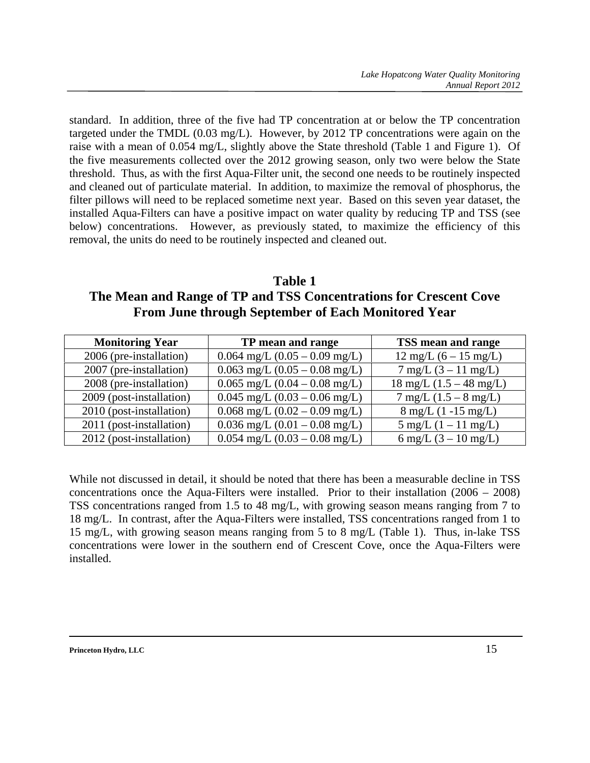standard. In addition, three of the five had TP concentration at or below the TP concentration targeted under the TMDL (0.03 mg/L). However, by 2012 TP concentrations were again on the raise with a mean of 0.054 mg/L, slightly above the State threshold (Table 1 and Figure 1). Of the five measurements collected over the 2012 growing season, only two were below the State threshold. Thus, as with the first Aqua-Filter unit, the second one needs to be routinely inspected and cleaned out of particulate material. In addition, to maximize the removal of phosphorus, the filter pillows will need to be replaced sometime next year. Based on this seven year dataset, the installed Aqua-Filters can have a positive impact on water quality by reducing TP and TSS (see below) concentrations. However, as previously stated, to maximize the efficiency of this removal, the units do need to be routinely inspected and cleaned out.

## Table 1
## The Mean and Range of TP and TSS Concentrations for Crescent Cove From June through September of Each Monitored Year

| Monitoring Year | TP mean and range | TSS mean and range |
|---|---|---|
| 2006 (pre-installation) | 0.064 mg/L (0.05 – 0.09 mg/L) | 12 mg/L (6 – 15 mg/L) |
| 2007 (pre-installation) | 0.063 mg/L (0.05 – 0.08 mg/L) | 7 mg/L (3 – 11 mg/L) |
| 2008 (pre-installation) | 0.065 mg/L (0.04 – 0.08 mg/L) | 18 mg/L (1.5 – 48 mg/L) |
| 2009 (post-installation) | 0.045 mg/L (0.03 – 0.06 mg/L) | 7 mg/L (1.5 – 8 mg/L) |
| 2010 (post-installation) | 0.068 mg/L (0.02 – 0.09 mg/L) | 8 mg/L (1 -15 mg/L) |
| 2011 (post-installation) | 0.036 mg/L (0.01 – 0.08 mg/L) | 5 mg/L (1 – 11 mg/L) |
| 2012 (post-installation) | 0.054 mg/L (0.03 – 0.08 mg/L) | 6 mg/L (3 – 10 mg/L) |

While not discussed in detail, it should be noted that there has been a measurable decline in TSS concentrations once the Aqua-Filters were installed. Prior to their installation (2006 – 2008) TSS concentrations ranged from 1.5 to 48 mg/L, with growing season means ranging from 7 to 18 mg/L. In contrast, after the Aqua-Filters were installed, TSS concentrations ranged from 1 to 15 mg/L, with growing season means ranging from 5 to 8 mg/L (Table 1). Thus, in-lake TSS concentrations were lower in the southern end of Crescent Cove, once the Aqua-Filters were installed.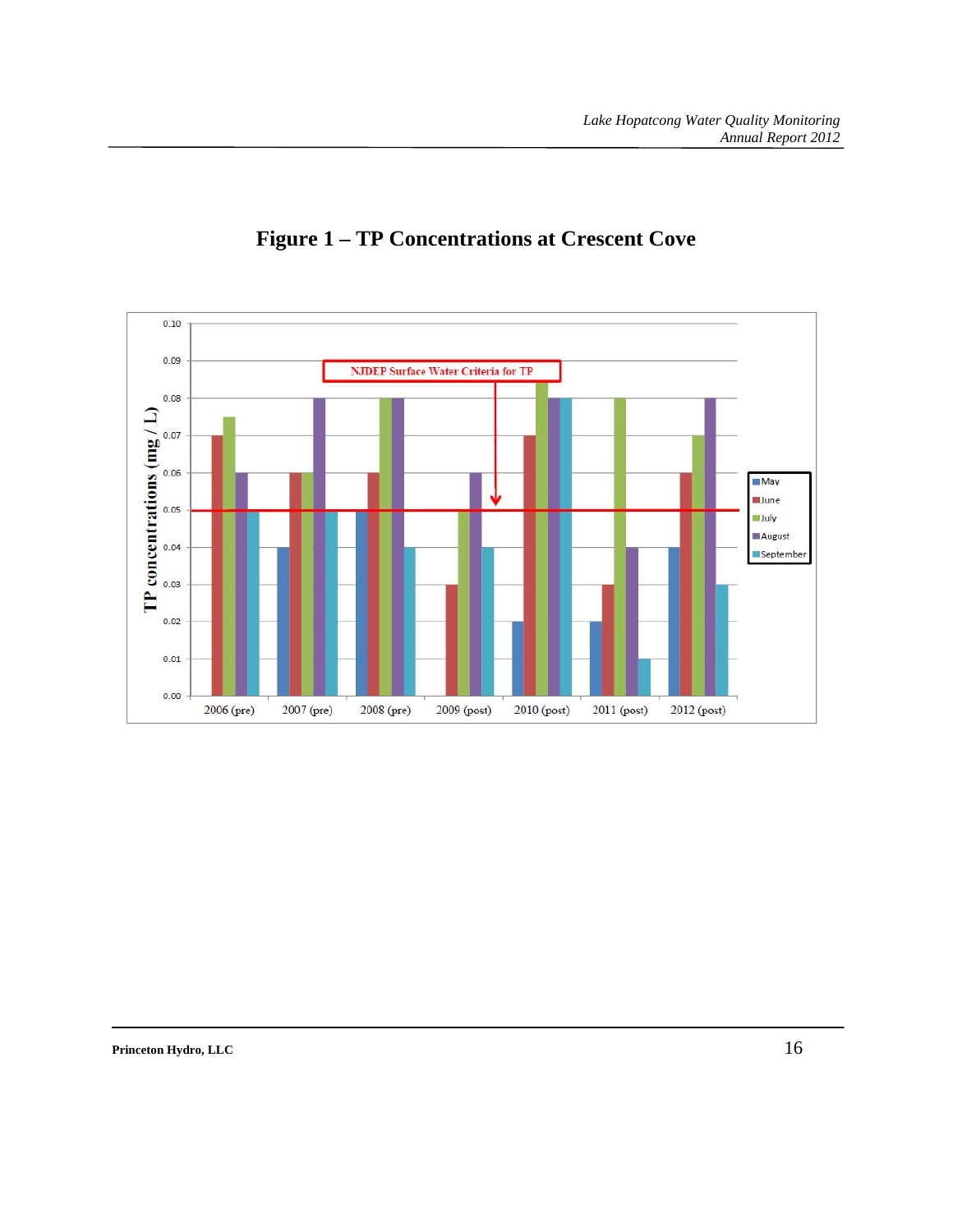# Figure 1 – TP Concentrations at Crescent Cove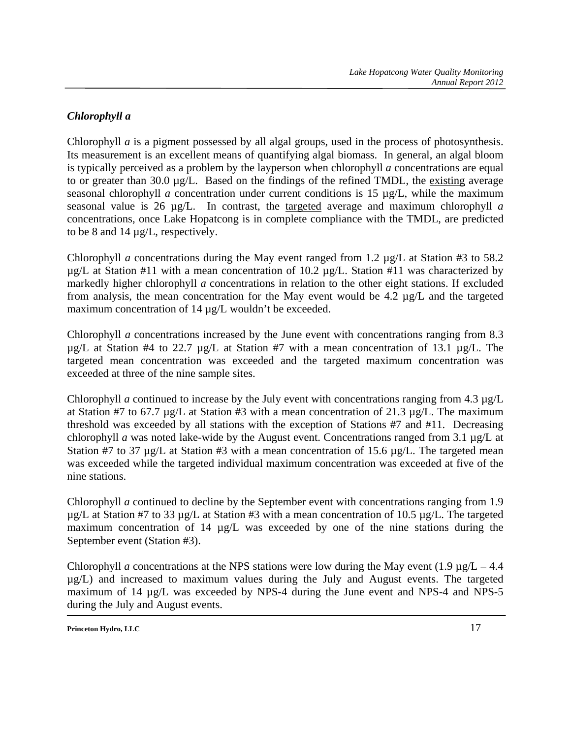### *Chlorophyll a*

Chlorophyll *a* is a pigment possessed by all algal groups, used in the process of photosynthesis. Its measurement is an excellent means of quantifying algal biomass. In general, an algal bloom is typically perceived as a problem by the layperson when chlorophyll *a* concentrations are equal to or greater than 30.0 µg/L. Based on the findings of the refined TMDL, the existing average seasonal chlorophyll *a* concentration under current conditions is 15 µg/L, while the maximum seasonal value is 26 µg/L. In contrast, the targeted average and maximum chlorophyll *a* concentrations, once Lake Hopatcong is in complete compliance with the TMDL, are predicted to be 8 and 14 µg/L, respectively.

Chlorophyll *a* concentrations during the May event ranged from 1.2 µg/L at Station #3 to 58.2 µg/L at Station #11 with a mean concentration of 10.2 µg/L. Station #11 was characterized by markedly higher chlorophyll *a* concentrations in relation to the other eight stations. If excluded from analysis, the mean concentration for the May event would be 4.2 µg/L and the targeted maximum concentration of 14 µg/L wouldn't be exceeded.

Chlorophyll *a* concentrations increased by the June event with concentrations ranging from 8.3 µg/L at Station #4 to 22.7 µg/L at Station #7 with a mean concentration of 13.1 µg/L. The targeted mean concentration was exceeded and the targeted maximum concentration was exceeded at three of the nine sample sites.

Chlorophyll *a* continued to increase by the July event with concentrations ranging from 4.3 µg/L at Station #7 to 67.7 µg/L at Station #3 with a mean concentration of 21.3 µg/L. The maximum threshold was exceeded by all stations with the exception of Stations #7 and #11. Decreasing chlorophyll *a* was noted lake-wide by the August event. Concentrations ranged from 3.1 µg/L at Station #7 to 37 µg/L at Station #3 with a mean concentration of 15.6 µg/L. The targeted mean was exceeded while the targeted individual maximum concentration was exceeded at five of the nine stations.

Chlorophyll *a* continued to decline by the September event with concentrations ranging from 1.9 µg/L at Station #7 to 33 µg/L at Station #3 with a mean concentration of 10.5 µg/L. The targeted maximum concentration of 14 µg/L was exceeded by one of the nine stations during the September event (Station #3).

Chlorophyll *a* concentrations at the NPS stations were low during the May event (1.9 µg/L – 4.4 µg/L) and increased to maximum values during the July and August events. The targeted maximum of 14 µg/L was exceeded by NPS-4 during the June event and NPS-4 and NPS-5 during the July and August events.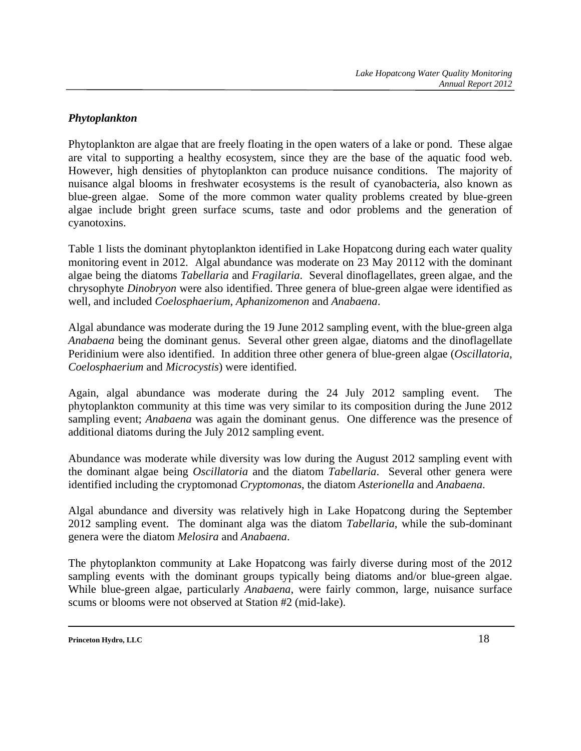### *Phytoplankton*

Phytoplankton are algae that are freely floating in the open waters of a lake or pond. These algae are vital to supporting a healthy ecosystem, since they are the base of the aquatic food web. However, high densities of phytoplankton can produce nuisance conditions. The majority of nuisance algal blooms in freshwater ecosystems is the result of cyanobacteria, also known as blue-green algae. Some of the more common water quality problems created by blue-green algae include bright green surface scums, taste and odor problems and the generation of cyanotoxins.

Table 1 lists the dominant phytoplankton identified in Lake Hopatcong during each water quality monitoring event in 2012. Algal abundance was moderate on 23 May 20112 with the dominant algae being the diatoms *Tabellaria* and *Fragilaria*. Several dinoflagellates, green algae, and the chrysophyte *Dinobryon* were also identified. Three genera of blue-green algae were identified as well, and included *Coelosphaerium*, *Aphanizomenon* and *Anabaena*.

Algal abundance was moderate during the 19 June 2012 sampling event, with the blue-green alga *Anabaena* being the dominant genus. Several other green algae, diatoms and the dinoflagellate Peridinium were also identified. In addition three other genera of blue-green algae (*Oscillatoria*, *Coelosphaerium* and *Microcystis*) were identified.

Again, algal abundance was moderate during the 24 July 2012 sampling event. The phytoplankton community at this time was very similar to its composition during the June 2012 sampling event; *Anabaena* was again the dominant genus. One difference was the presence of additional diatoms during the July 2012 sampling event.

Abundance was moderate while diversity was low during the August 2012 sampling event with the dominant algae being *Oscillatoria* and the diatom *Tabellaria*. Several other genera were identified including the cryptomonad *Cryptomonas*, the diatom *Asterionella* and *Anabaena*.

Algal abundance and diversity was relatively high in Lake Hopatcong during the September 2012 sampling event. The dominant alga was the diatom *Tabellaria*, while the sub-dominant genera were the diatom *Melosira* and *Anabaena*.

The phytoplankton community at Lake Hopatcong was fairly diverse during most of the 2012 sampling events with the dominant groups typically being diatoms and/or blue-green algae. While blue-green algae, particularly *Anabaena*, were fairly common, large, nuisance surface scums or blooms were not observed at Station #2 (mid-lake).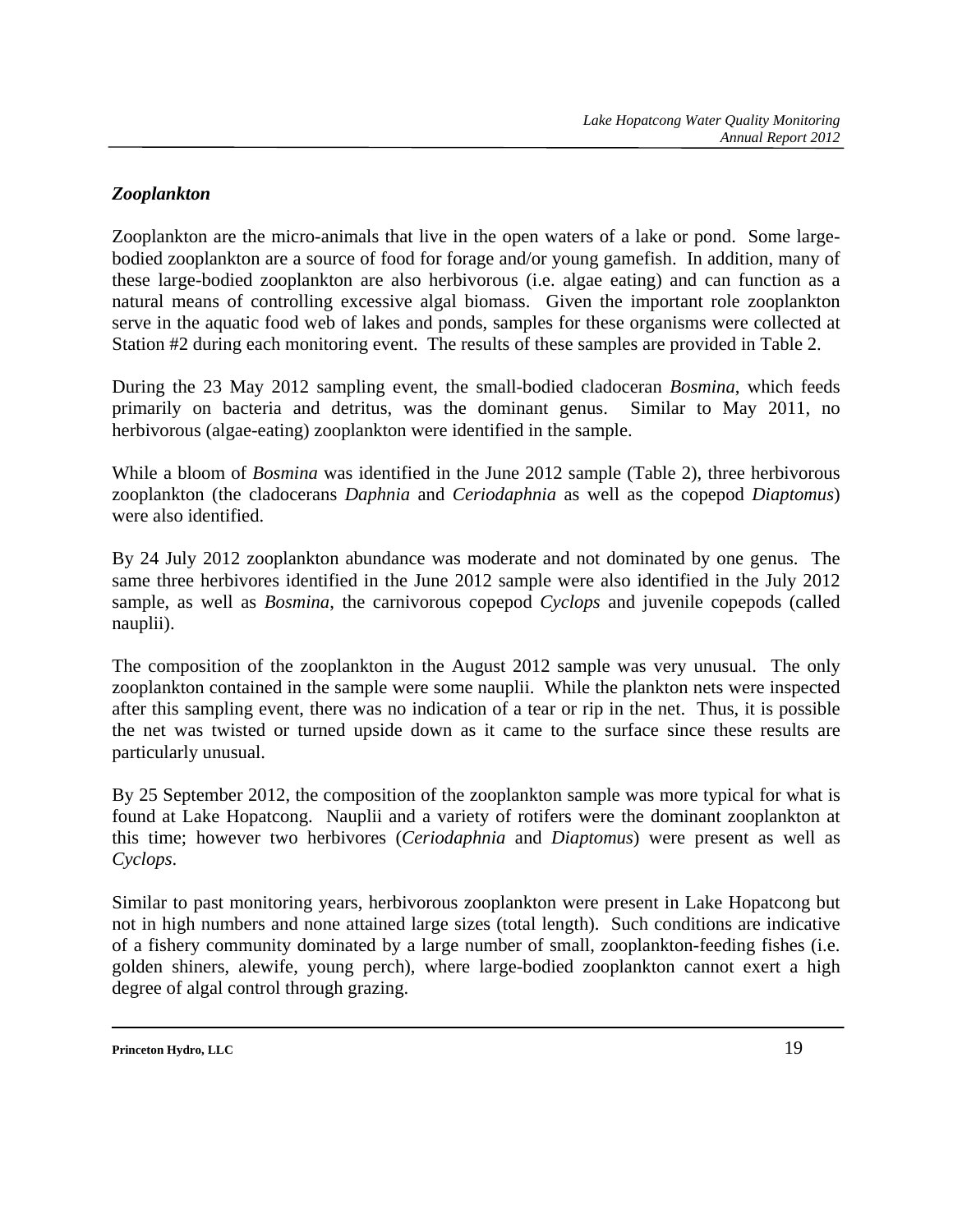### *Zooplankton*

Zooplankton are the micro-animals that live in the open waters of a lake or pond. Some large-bodied zooplankton are a source of food for forage and/or young gamefish. In addition, many of these large-bodied zooplankton are also herbivorous (i.e. algae eating) and can function as a natural means of controlling excessive algal biomass. Given the important role zooplankton serve in the aquatic food web of lakes and ponds, samples for these organisms were collected at Station #2 during each monitoring event. The results of these samples are provided in Table 2.

During the 23 May 2012 sampling event, the small-bodied cladoceran *Bosmina*, which feeds primarily on bacteria and detritus, was the dominant genus. Similar to May 2011, no herbivorous (algae-eating) zooplankton were identified in the sample.

While a bloom of *Bosmina* was identified in the June 2012 sample (Table 2), three herbivorous zooplankton (the cladocerans *Daphnia* and *Ceriodaphnia* as well as the copepod *Diaptomus*) were also identified.

By 24 July 2012 zooplankton abundance was moderate and not dominated by one genus. The same three herbivores identified in the June 2012 sample were also identified in the July 2012 sample, as well as *Bosmina*, the carnivorous copepod *Cyclops* and juvenile copepods (called nauplii).

The composition of the zooplankton in the August 2012 sample was very unusual. The only zooplankton contained in the sample were some nauplii. While the plankton nets were inspected after this sampling event, there was no indication of a tear or rip in the net. Thus, it is possible the net was twisted or turned upside down as it came to the surface since these results are particularly unusual.

By 25 September 2012, the composition of the zooplankton sample was more typical for what is found at Lake Hopatcong. Nauplii and a variety of rotifers were the dominant zooplankton at this time; however two herbivores (*Ceriodaphnia* and *Diaptomus*) were present as well as *Cyclops*.

Similar to past monitoring years, herbivorous zooplankton were present in Lake Hopatcong but not in high numbers and none attained large sizes (total length). Such conditions are indicative of a fishery community dominated by a large number of small, zooplankton-feeding fishes (i.e. golden shiners, alewife, young perch), where large-bodied zooplankton cannot exert a high degree of algal control through grazing.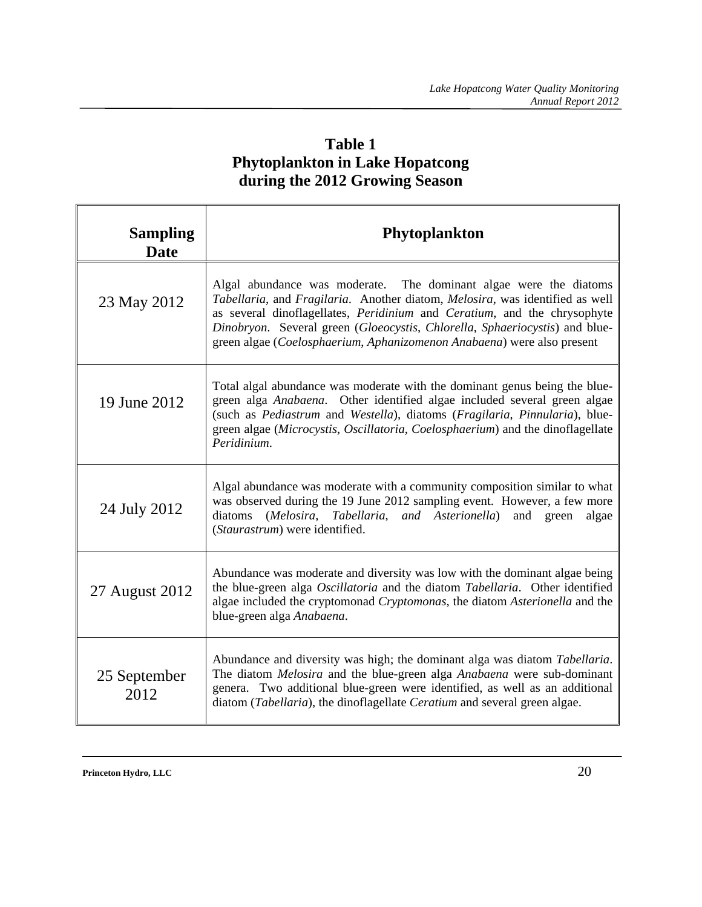**Table 1**
**Phytoplankton in Lake Hopatcong during the 2012 Growing Season**

| Sampling Date | Phytoplankton |
|---|---|
| 23 May 2012 | Algal abundance was moderate. The dominant algae were the diatoms *Tabellaria*, and *Fragilaria*. Another diatom, *Melosira*, was identified as well as several dinoflagellates, *Peridinium* and *Ceratium*, and the chrysophyte *Dinobryon*. Several green (*Gloeocystis*, *Chlorella*, *Sphaeriocystis*) and blue-green algae (*Coelosphaerium*, *Aphanizomenon Anabaena*) were also present |
| 19 June 2012 | Total algal abundance was moderate with the dominant genus being the blue-green alga *Anabaena*. Other identified algae included several green algae (such as *Pediastrum* and *Westella*), diatoms (*Fragilaria*, *Pinnularia*), blue-green algae (*Microcystis*, *Oscillatoria*, *Coelosphaerium*) and the dinoflagellate *Peridinium*. |
| 24 July 2012 | Algal abundance was moderate with a community composition similar to what was observed during the 19 June 2012 sampling event. However, a few more diatoms (*Melosira*, *Tabellaria*, *and Asterionella*) and green algae (*Staurastrum*) were identified. |
| 27 August 2012 | Abundance was moderate and diversity was low with the dominant algae being the blue-green alga *Oscillatoria* and the diatom *Tabellaria*. Other identified algae included the cryptomonad *Cryptomonas*, the diatom *Asterionella* and the blue-green alga *Anabaena*. |
| 25 September 2012 | Abundance and diversity was high; the dominant alga was diatom *Tabellaria*. The diatom *Melosira* and the blue-green alga *Anabaena* were sub-dominant genera. Two additional blue-green were identified, as well as an additional diatom (*Tabellaria*), the dinoflagellate *Ceratium* and several green algae. |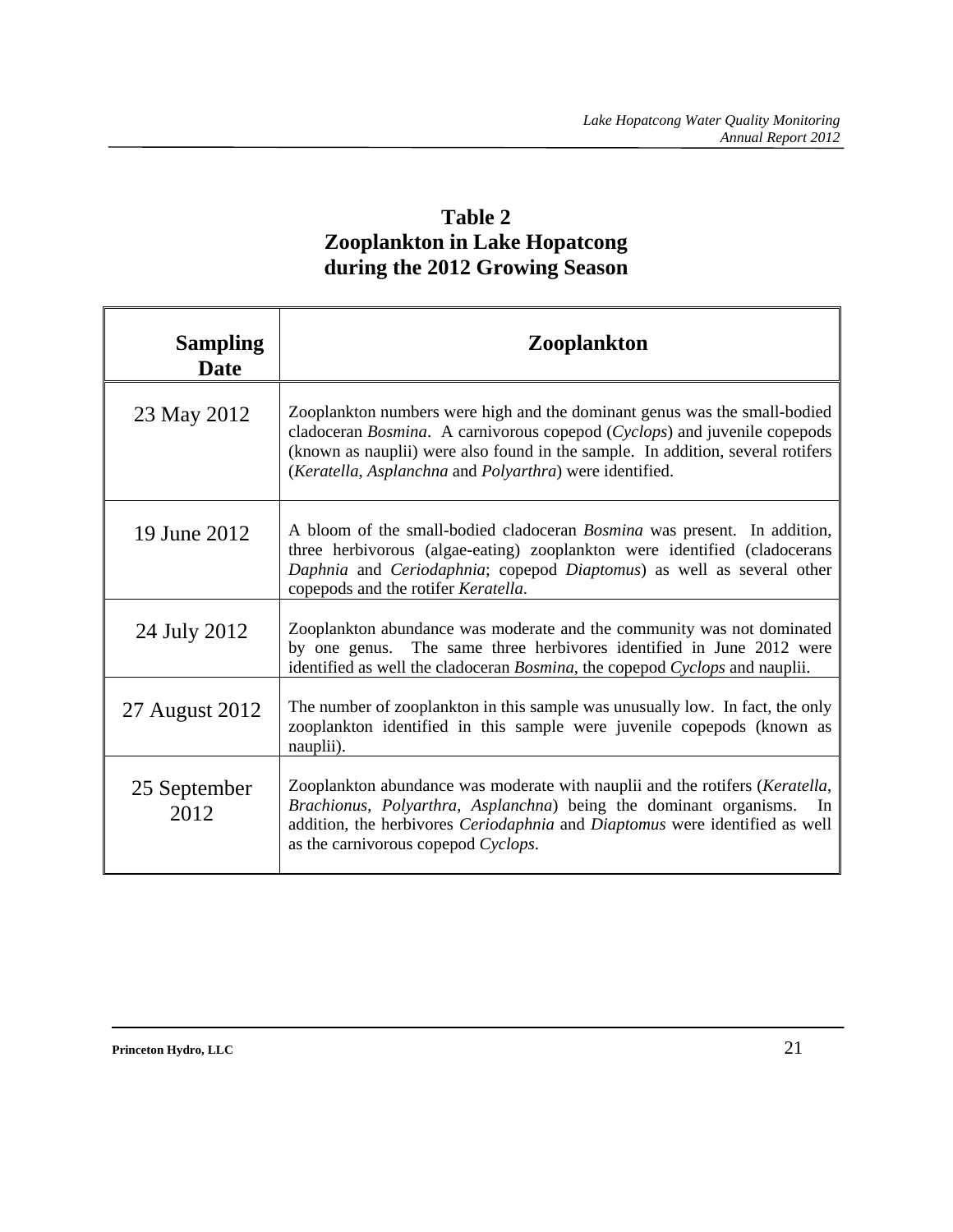## Table 2
## Zooplankton in Lake Hopatcong during the 2012 Growing Season

| Sampling Date | Zooplankton |
| --- | --- |
| 23 May 2012 | Zooplankton numbers were high and the dominant genus was the small-bodied cladoceran *Bosmina*. A carnivorous copepod (*Cyclops*) and juvenile copepods (known as nauplii) were also found in the sample. In addition, several rotifers (*Keratella*, *Asplanchna* and *Polyarthra*) were identified. |
| 19 June 2012 | A bloom of the small-bodied cladoceran *Bosmina* was present. In addition, three herbivorous (algae-eating) zooplankton were identified (cladocerans *Daphnia* and *Ceriodaphnia*; copepod *Diaptomus*) as well as several other copepods and the rotifer *Keratella*. |
| 24 July 2012 | Zooplankton abundance was moderate and the community was not dominated by one genus. The same three herbivores identified in June 2012 were identified as well the cladoceran *Bosmina*, the copepod *Cyclops* and nauplii. |
| 27 August 2012 | The number of zooplankton in this sample was unusually low. In fact, the only zooplankton identified in this sample were juvenile copepods (known as nauplii). |
| 25 September 2012 | Zooplankton abundance was moderate with nauplii and the rotifers (*Keratella*, *Brachionus*, *Polyarthra*, *Asplanchna*) being the dominant organisms. In addition, the herbivores *Ceriodaphnia* and *Diaptomus* were identified as well as the carnivorous copepod *Cyclops*. |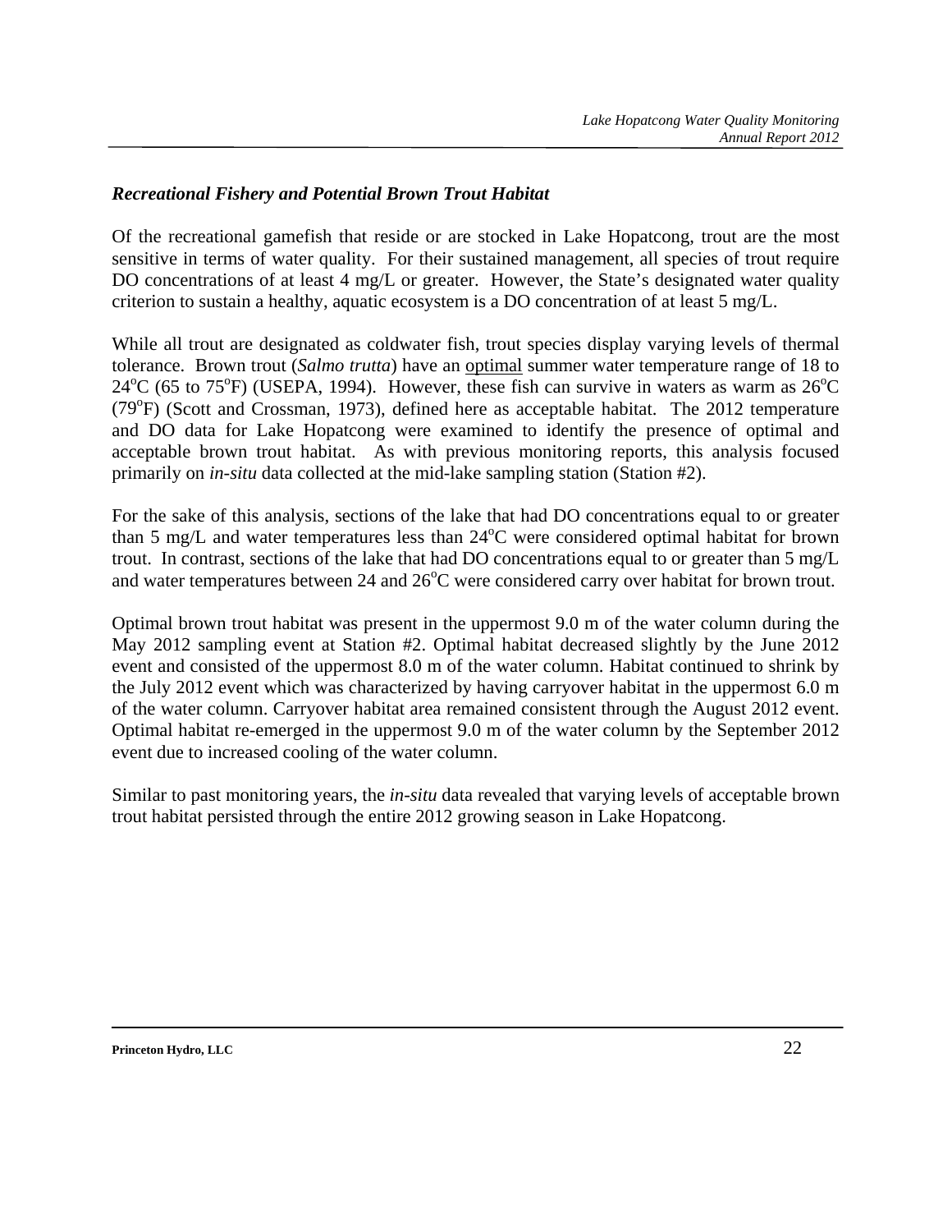### *Recreational Fishery and Potential Brown Trout Habitat*

Of the recreational gamefish that reside or are stocked in Lake Hopatcong, trout are the most sensitive in terms of water quality. For their sustained management, all species of trout require DO concentrations of at least 4 mg/L or greater. However, the State's designated water quality criterion to sustain a healthy, aquatic ecosystem is a DO concentration of at least 5 mg/L.

While all trout are designated as coldwater fish, trout species display varying levels of thermal tolerance. Brown trout (*Salmo trutta*) have an optimal summer water temperature range of 18 to 24°C (65 to 75°F) (USEPA, 1994). However, these fish can survive in waters as warm as 26°C (79°F) (Scott and Crossman, 1973), defined here as acceptable habitat. The 2012 temperature and DO data for Lake Hopatcong were examined to identify the presence of optimal and acceptable brown trout habitat. As with previous monitoring reports, this analysis focused primarily on *in-situ* data collected at the mid-lake sampling station (Station #2).

For the sake of this analysis, sections of the lake that had DO concentrations equal to or greater than 5 mg/L and water temperatures less than 24°C were considered optimal habitat for brown trout. In contrast, sections of the lake that had DO concentrations equal to or greater than 5 mg/L and water temperatures between 24 and 26°C were considered carry over habitat for brown trout.

Optimal brown trout habitat was present in the uppermost 9.0 m of the water column during the May 2012 sampling event at Station #2. Optimal habitat decreased slightly by the June 2012 event and consisted of the uppermost 8.0 m of the water column. Habitat continued to shrink by the July 2012 event which was characterized by having carryover habitat in the uppermost 6.0 m of the water column. Carryover habitat area remained consistent through the August 2012 event. Optimal habitat re-emerged in the uppermost 9.0 m of the water column by the September 2012 event due to increased cooling of the water column.

Similar to past monitoring years, the *in-situ* data revealed that varying levels of acceptable brown trout habitat persisted through the entire 2012 growing season in Lake Hopatcong.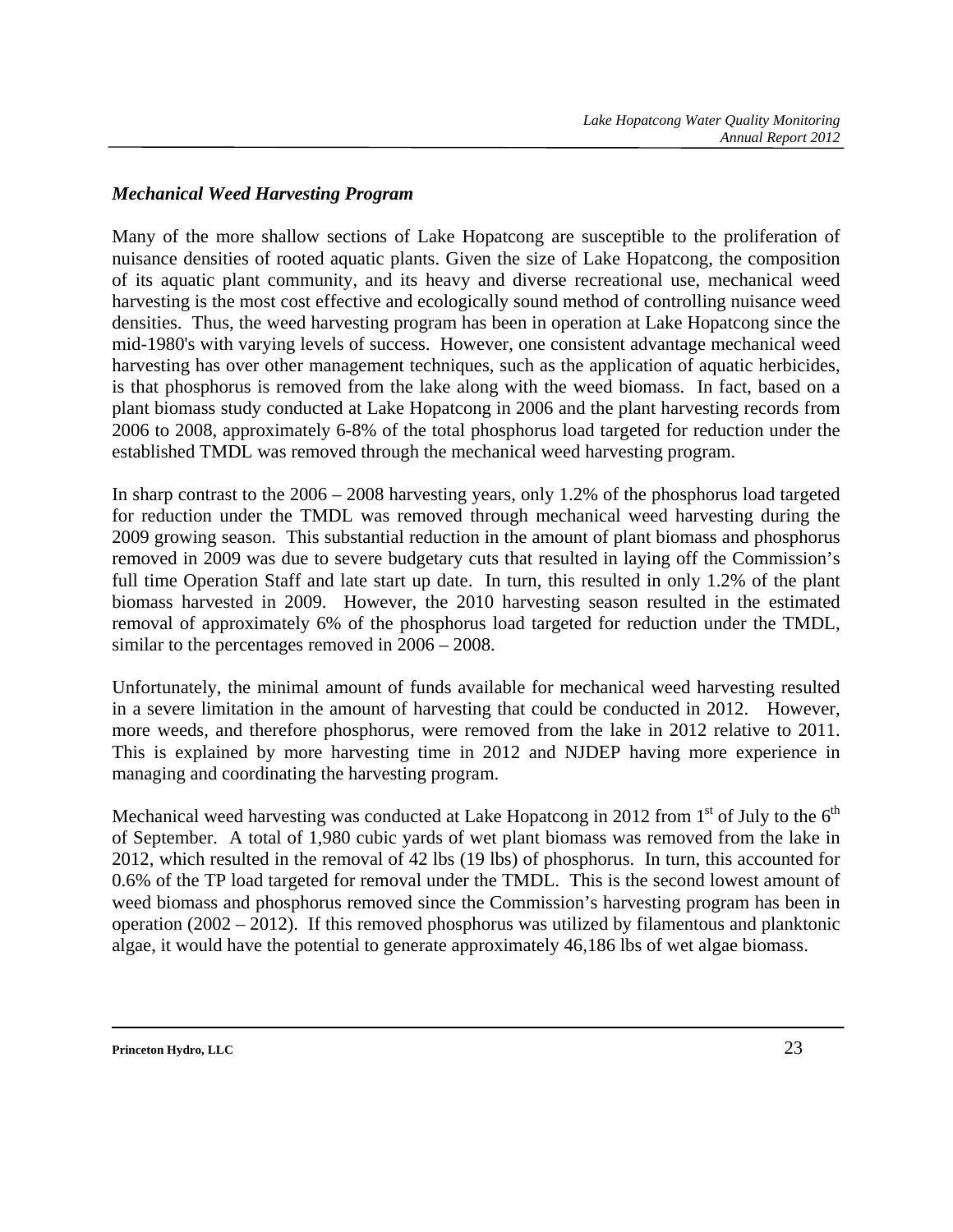### *Mechanical Weed Harvesting Program*

Many of the more shallow sections of Lake Hopatcong are susceptible to the proliferation of nuisance densities of rooted aquatic plants. Given the size of Lake Hopatcong, the composition of its aquatic plant community, and its heavy and diverse recreational use, mechanical weed harvesting is the most cost effective and ecologically sound method of controlling nuisance weed densities. Thus, the weed harvesting program has been in operation at Lake Hopatcong since the mid-1980's with varying levels of success. However, one consistent advantage mechanical weed harvesting has over other management techniques, such as the application of aquatic herbicides, is that phosphorus is removed from the lake along with the weed biomass. In fact, based on a plant biomass study conducted at Lake Hopatcong in 2006 and the plant harvesting records from 2006 to 2008, approximately 6-8% of the total phosphorus load targeted for reduction under the established TMDL was removed through the mechanical weed harvesting program.

In sharp contrast to the 2006 – 2008 harvesting years, only 1.2% of the phosphorus load targeted for reduction under the TMDL was removed through mechanical weed harvesting during the 2009 growing season. This substantial reduction in the amount of plant biomass and phosphorus removed in 2009 was due to severe budgetary cuts that resulted in laying off the Commission's full time Operation Staff and late start up date. In turn, this resulted in only 1.2% of the plant biomass harvested in 2009. However, the 2010 harvesting season resulted in the estimated removal of approximately 6% of the phosphorus load targeted for reduction under the TMDL, similar to the percentages removed in 2006 – 2008.

Unfortunately, the minimal amount of funds available for mechanical weed harvesting resulted in a severe limitation in the amount of harvesting that could be conducted in 2012. However, more weeds, and therefore phosphorus, were removed from the lake in 2012 relative to 2011. This is explained by more harvesting time in 2012 and NJDEP having more experience in managing and coordinating the harvesting program.

Mechanical weed harvesting was conducted at Lake Hopatcong in 2012 from 1st of July to the 6th of September. A total of 1,980 cubic yards of wet plant biomass was removed from the lake in 2012, which resulted in the removal of 42 lbs (19 lbs) of phosphorus. In turn, this accounted for 0.6% of the TP load targeted for removal under the TMDL. This is the second lowest amount of weed biomass and phosphorus removed since the Commission's harvesting program has been in operation (2002 – 2012). If this removed phosphorus was utilized by filamentous and planktonic algae, it would have the potential to generate approximately 46,186 lbs of wet algae biomass.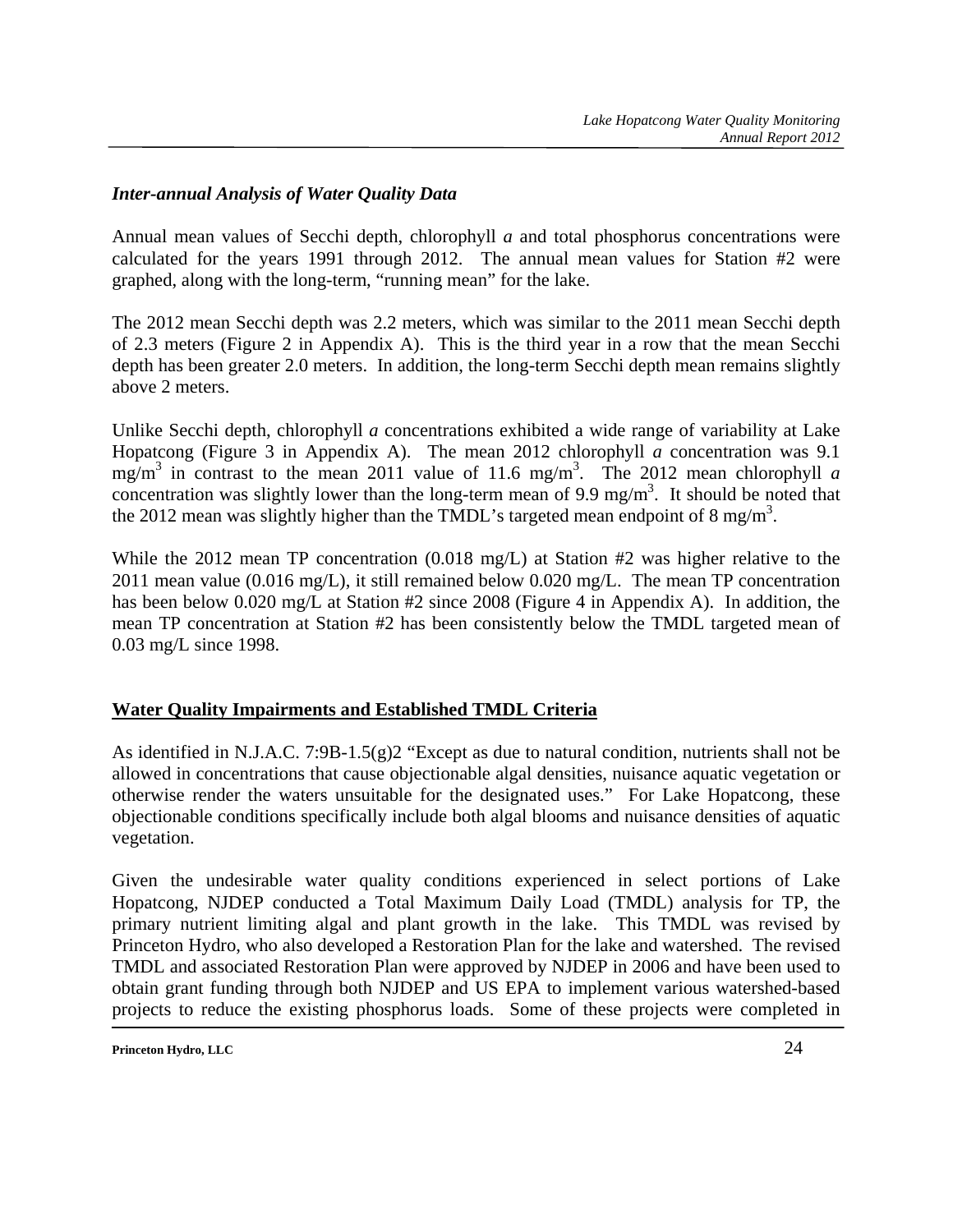### *Inter-annual Analysis of Water Quality Data*

Annual mean values of Secchi depth, chlorophyll *a* and total phosphorus concentrations were calculated for the years 1991 through 2012. The annual mean values for Station #2 were graphed, along with the long-term, "running mean" for the lake.

The 2012 mean Secchi depth was 2.2 meters, which was similar to the 2011 mean Secchi depth of 2.3 meters (Figure 2 in Appendix A). This is the third year in a row that the mean Secchi depth has been greater 2.0 meters. In addition, the long-term Secchi depth mean remains slightly above 2 meters.

Unlike Secchi depth, chlorophyll *a* concentrations exhibited a wide range of variability at Lake Hopatcong (Figure 3 in Appendix A). The mean 2012 chlorophyll *a* concentration was 9.1 $mg/m^3$ in contrast to the mean 2011 value of 11.6 $mg/m^3$. The 2012 mean chlorophyll *a* concentration was slightly lower than the long-term mean of 9.9 $mg/m^3$. It should be noted that the 2012 mean was slightly higher than the TMDL's targeted mean endpoint of 8 $mg/m^3$.

While the 2012 mean TP concentration (0.018 mg/L) at Station #2 was higher relative to the 2011 mean value (0.016 mg/L), it still remained below 0.020 mg/L. The mean TP concentration has been below 0.020 mg/L at Station #2 since 2008 (Figure 4 in Appendix A). In addition, the mean TP concentration at Station #2 has been consistently below the TMDL targeted mean of 0.03 mg/L since 1998.

## **Water Quality Impairments and Established TMDL Criteria**

As identified in N.J.A.C. 7:9B-1.5(g)2 "Except as due to natural condition, nutrients shall not be allowed in concentrations that cause objectionable algal densities, nuisance aquatic vegetation or otherwise render the waters unsuitable for the designated uses." For Lake Hopatcong, these objectionable conditions specifically include both algal blooms and nuisance densities of aquatic vegetation.

Given the undesirable water quality conditions experienced in select portions of Lake Hopatcong, NJDEP conducted a Total Maximum Daily Load (TMDL) analysis for TP, the primary nutrient limiting algal and plant growth in the lake. This TMDL was revised by Princeton Hydro, who also developed a Restoration Plan for the lake and watershed. The revised TMDL and associated Restoration Plan were approved by NJDEP in 2006 and have been used to obtain grant funding through both NJDEP and US EPA to implement various watershed-based projects to reduce the existing phosphorus loads. Some of these projects were completed in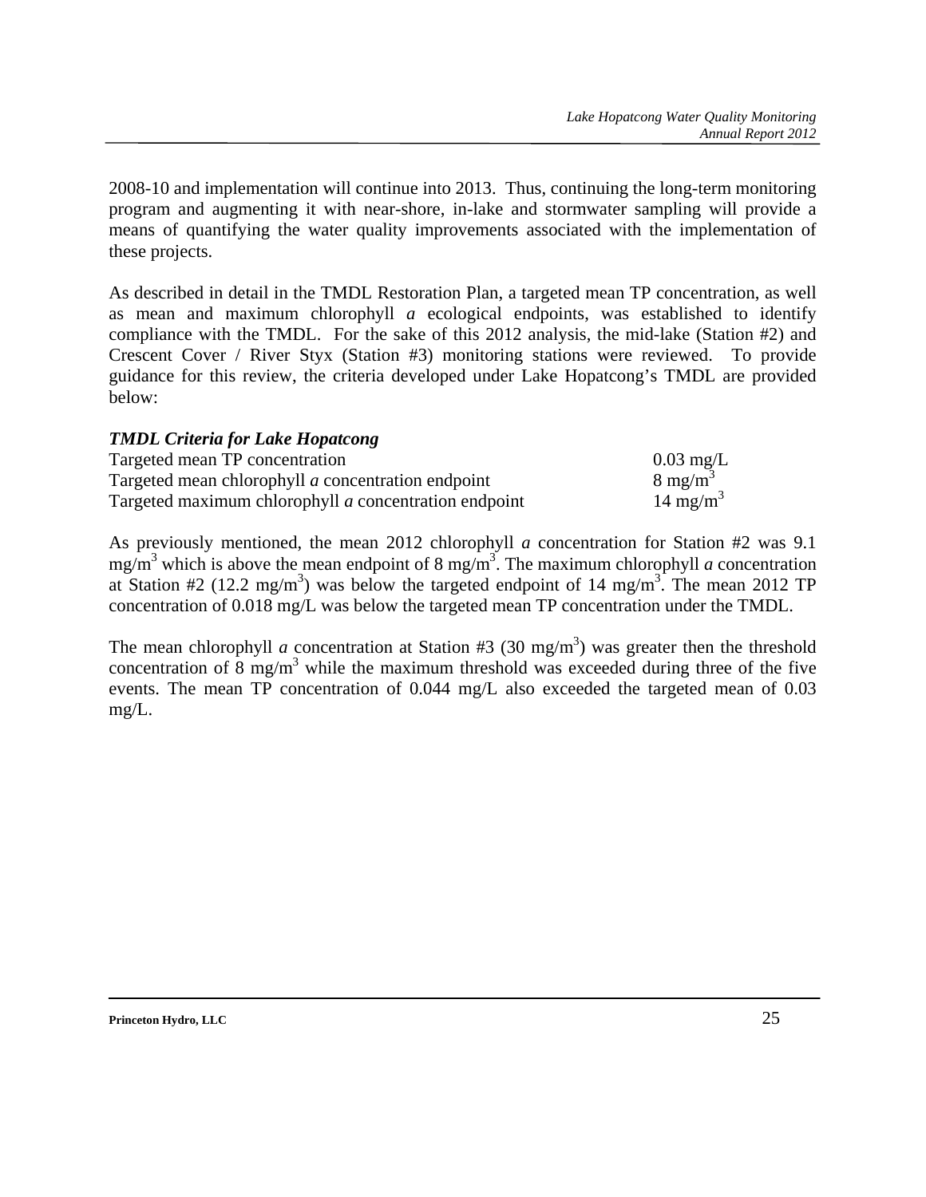2008-10 and implementation will continue into 2013. Thus, continuing the long-term monitoring program and augmenting it with near-shore, in-lake and stormwater sampling will provide a means of quantifying the water quality improvements associated with the implementation of these projects.

As described in detail in the TMDL Restoration Plan, a targeted mean TP concentration, as well as mean and maximum chlorophyll *a* ecological endpoints, was established to identify compliance with the TMDL. For the sake of this 2012 analysis, the mid-lake (Station #2) and Crescent Cover / River Styx (Station #3) monitoring stations were reviewed. To provide guidance for this review, the criteria developed under Lake Hopatcong's TMDL are provided below:

***TMDL Criteria for Lake Hopatcong***

| | |
|---|---|
| Targeted mean TP concentration | 0.03 mg/L |
| Targeted mean chlorophyll *a* concentration endpoint | 8 mg/m$^3$ |
| Targeted maximum chlorophyll *a* concentration endpoint | 14 mg/m$^3$ |

As previously mentioned, the mean 2012 chlorophyll *a* concentration for Station #2 was 9.1 mg/m$^3$ which is above the mean endpoint of 8 mg/m$^3$. The maximum chlorophyll *a* concentration at Station #2 (12.2 mg/m$^3$) was below the targeted endpoint of 14 mg/m$^3$. The mean 2012 TP concentration of 0.018 mg/L was below the targeted mean TP concentration under the TMDL.

The mean chlorophyll *a* concentration at Station #3 (30 mg/m$^3$) was greater then the threshold concentration of 8 mg/m$^3$ while the maximum threshold was exceeded during three of the five events. The mean TP concentration of 0.044 mg/L also exceeded the targeted mean of 0.03 mg/L.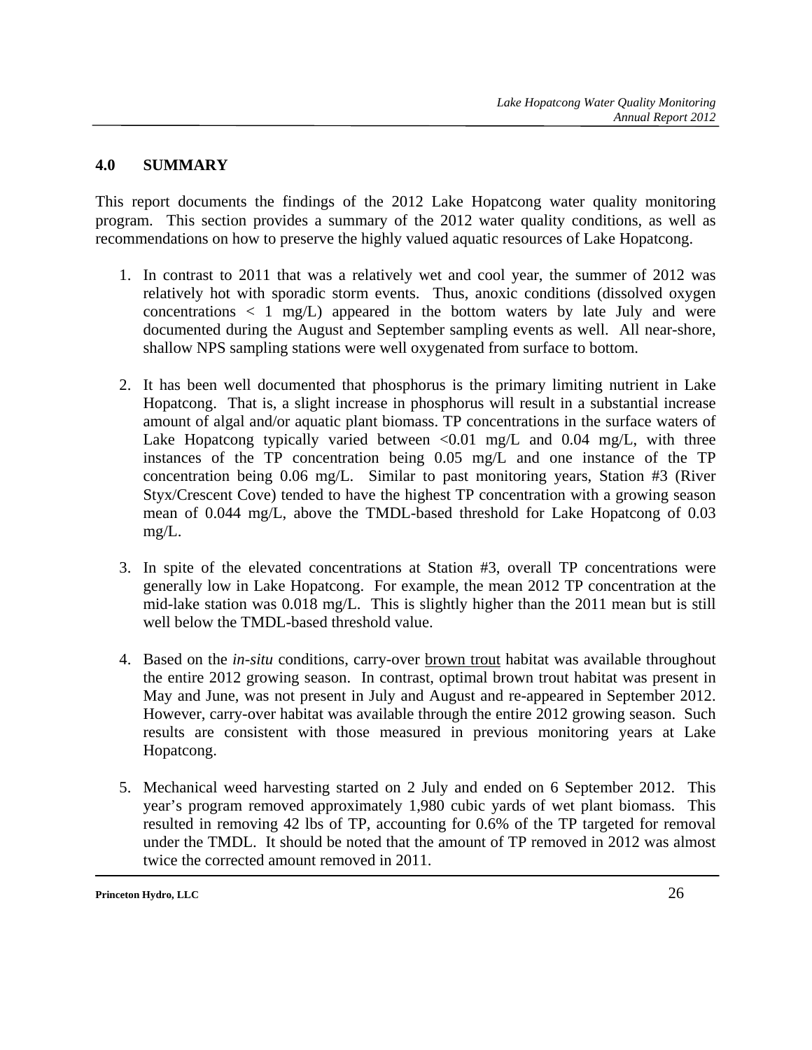## 4.0 SUMMARY

This report documents the findings of the 2012 Lake Hopatcong water quality monitoring program. This section provides a summary of the 2012 water quality conditions, as well as recommendations on how to preserve the highly valued aquatic resources of Lake Hopatcong.

1. In contrast to 2011 that was a relatively wet and cool year, the summer of 2012 was relatively hot with sporadic storm events. Thus, anoxic conditions (dissolved oxygen concentrations < 1 mg/L) appeared in the bottom waters by late July and were documented during the August and September sampling events as well. All near-shore, shallow NPS sampling stations were well oxygenated from surface to bottom.

2. It has been well documented that phosphorus is the primary limiting nutrient in Lake Hopatcong. That is, a slight increase in phosphorus will result in a substantial increase amount of algal and/or aquatic plant biomass. TP concentrations in the surface waters of Lake Hopatcong typically varied between <0.01 mg/L and 0.04 mg/L, with three instances of the TP concentration being 0.05 mg/L and one instance of the TP concentration being 0.06 mg/L. Similar to past monitoring years, Station #3 (River Styx/Crescent Cove) tended to have the highest TP concentration with a growing season mean of 0.044 mg/L, above the TMDL-based threshold for Lake Hopatcong of 0.03 mg/L.

3. In spite of the elevated concentrations at Station #3, overall TP concentrations were generally low in Lake Hopatcong. For example, the mean 2012 TP concentration at the mid-lake station was 0.018 mg/L. This is slightly higher than the 2011 mean but is still well below the TMDL-based threshold value.

4. Based on the *in-situ* conditions, carry-over <u>brown trout</u> habitat was available throughout the entire 2012 growing season. In contrast, optimal brown trout habitat was present in May and June, was not present in July and August and re-appeared in September 2012. However, carry-over habitat was available through the entire 2012 growing season. Such results are consistent with those measured in previous monitoring years at Lake Hopatcong.

5. Mechanical weed harvesting started on 2 July and ended on 6 September 2012. This year's program removed approximately 1,980 cubic yards of wet plant biomass. This resulted in removing 42 lbs of TP, accounting for 0.6% of the TP targeted for removal under the TMDL. It should be noted that the amount of TP removed in 2012 was almost twice the corrected amount removed in 2011.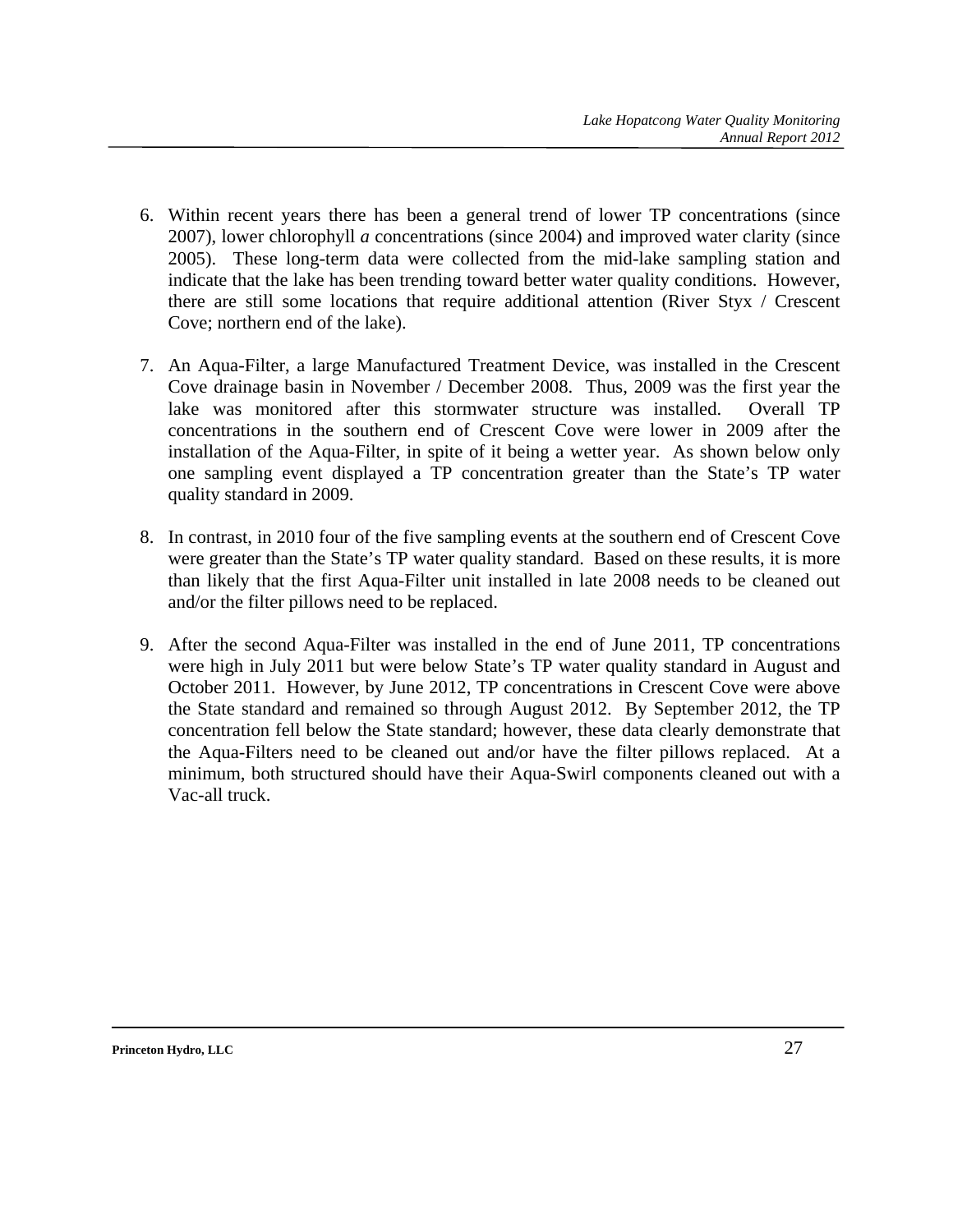6. Within recent years there has been a general trend of lower TP concentrations (since 2007), lower chlorophyll *a* concentrations (since 2004) and improved water clarity (since 2005). These long-term data were collected from the mid-lake sampling station and indicate that the lake has been trending toward better water quality conditions. However, there are still some locations that require additional attention (River Styx / Crescent Cove; northern end of the lake).

7. An Aqua-Filter, a large Manufactured Treatment Device, was installed in the Crescent Cove drainage basin in November / December 2008. Thus, 2009 was the first year the lake was monitored after this stormwater structure was installed. Overall TP concentrations in the southern end of Crescent Cove were lower in 2009 after the installation of the Aqua-Filter, in spite of it being a wetter year. As shown below only one sampling event displayed a TP concentration greater than the State's TP water quality standard in 2009.

8. In contrast, in 2010 four of the five sampling events at the southern end of Crescent Cove were greater than the State's TP water quality standard. Based on these results, it is more than likely that the first Aqua-Filter unit installed in late 2008 needs to be cleaned out and/or the filter pillows need to be replaced.

9. After the second Aqua-Filter was installed in the end of June 2011, TP concentrations were high in July 2011 but were below State's TP water quality standard in August and October 2011. However, by June 2012, TP concentrations in Crescent Cove were above the State standard and remained so through August 2012. By September 2012, the TP concentration fell below the State standard; however, these data clearly demonstrate that the Aqua-Filters need to be cleaned out and/or have the filter pillows replaced. At a minimum, both structured should have their Aqua-Swirl components cleaned out with a Vac-all truck.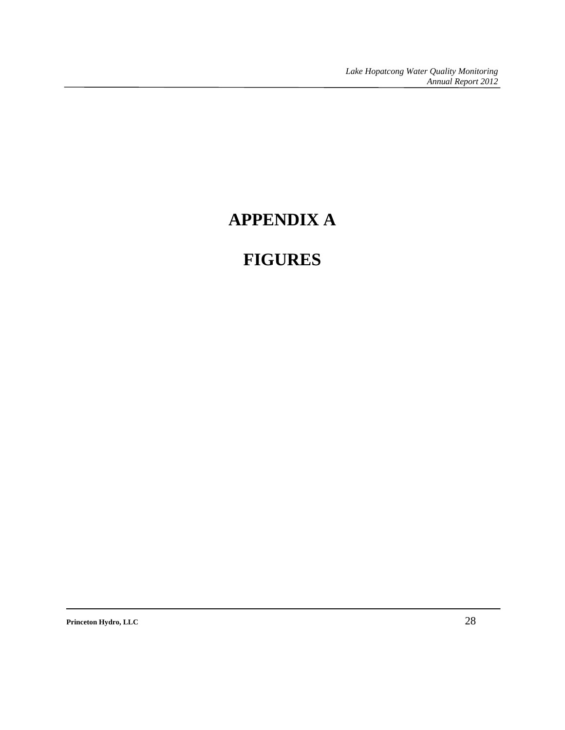# APPENDIX A

# FIGURES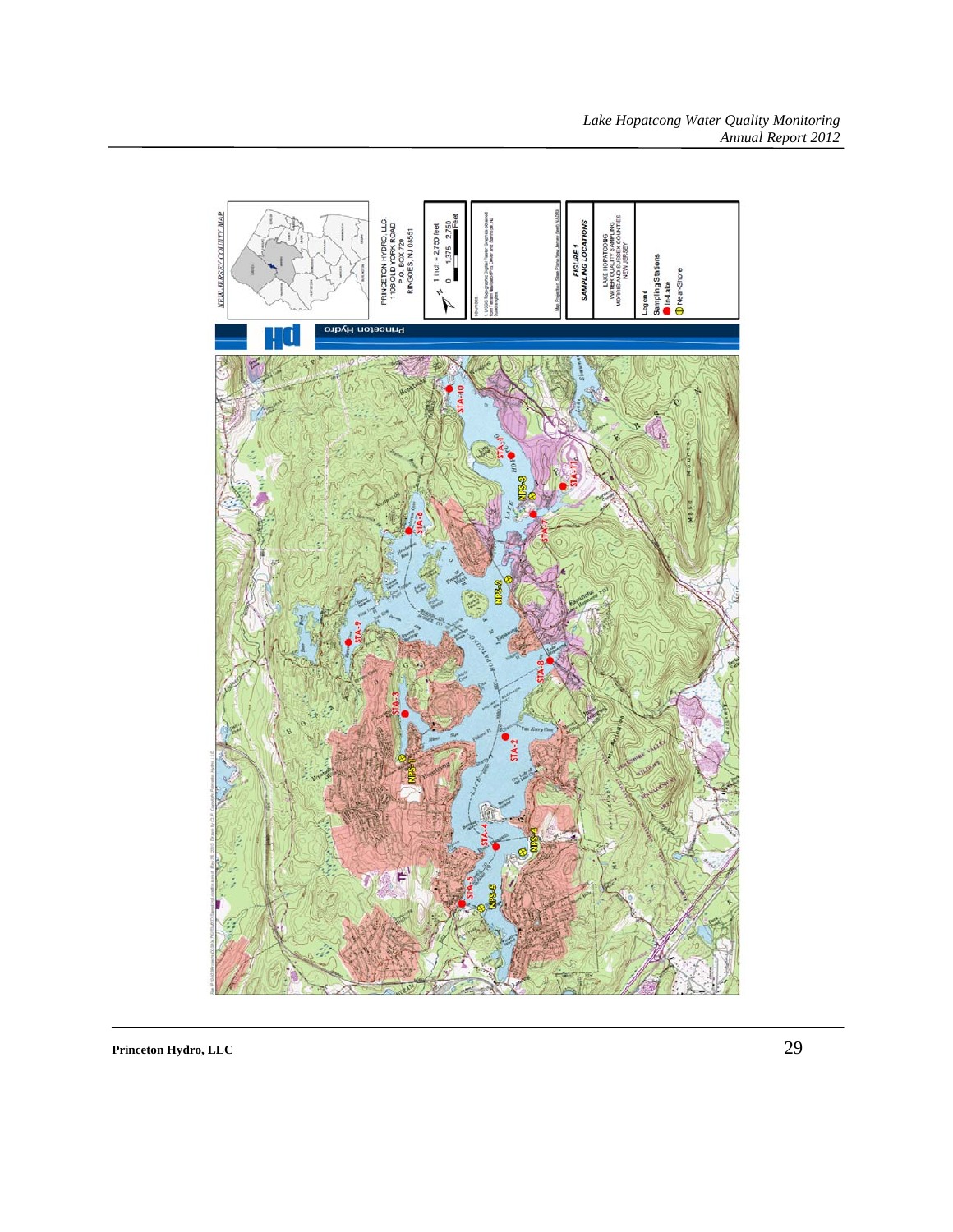NEW JERSEY COUNTY MAP

PRINCETON HYDRO, LLC
1108 OLD YORK ROAD
P.O. BOX 720
RINGOES, NJ 08551

1 inch = 2,750 feet

0 1,375 2,750 Feet

SOURCES:
1. USGS Topographic Digital Raster Graphics obtained from Tamarack Natural Resources Dover and Stanhope NJ Quadrangles

Map Projection: State Plane New Jersey (feet) NAD83

**FIGURE 1**
**SAMPLING LOCATIONS**

LAKE HOPATCONG
WATER QUALITY SAMPLING
MORRIS AND SUSSEX COUNTIES
NEW JERSEY

Legend
Sampling Stations
- In-Lake
- Near-Shore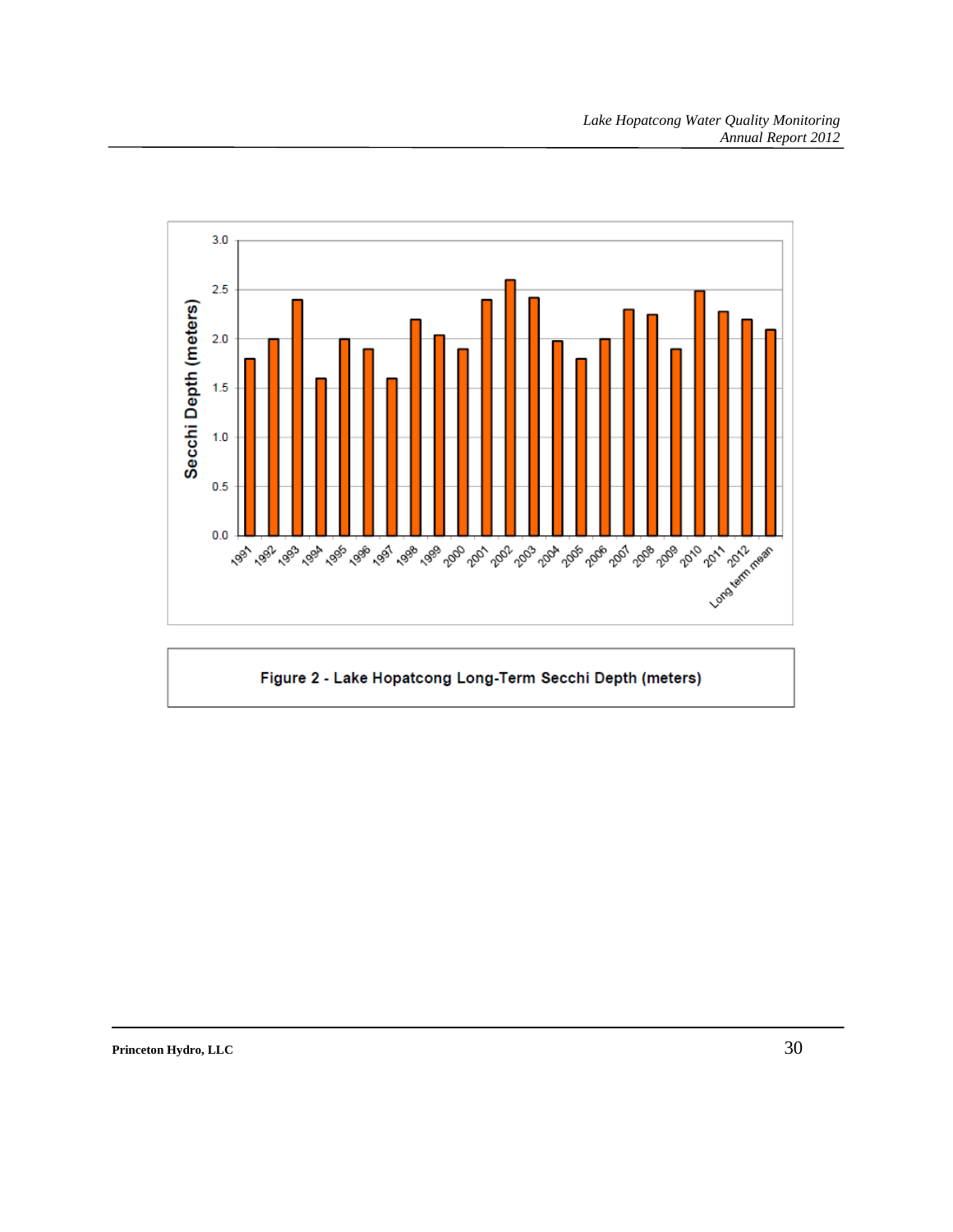Figure 2 - Lake Hopatcong Long-Term Secchi Depth (meters)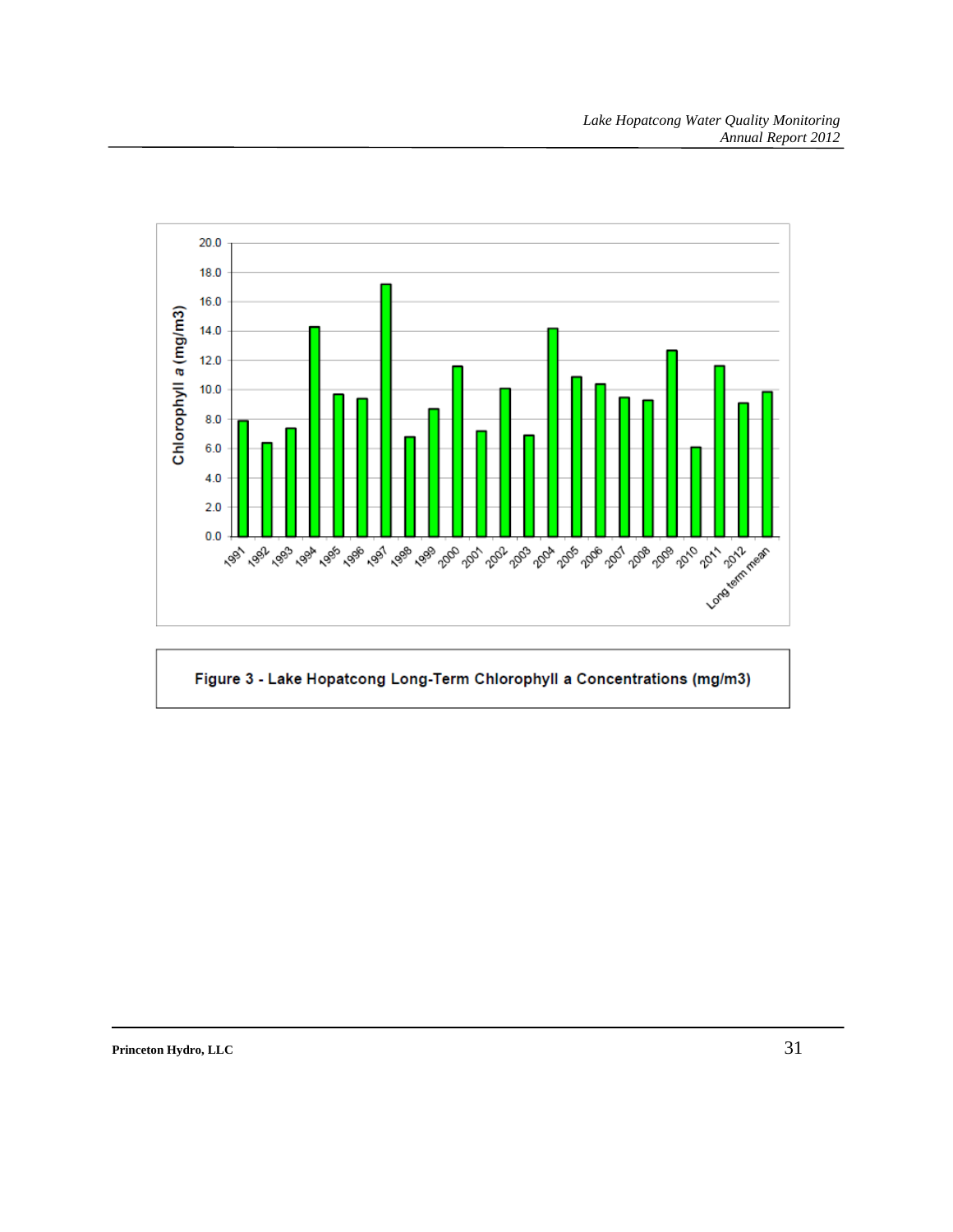Figure 3 - Lake Hopatcong Long-Term Chlorophyll a Concentrations (mg/m3)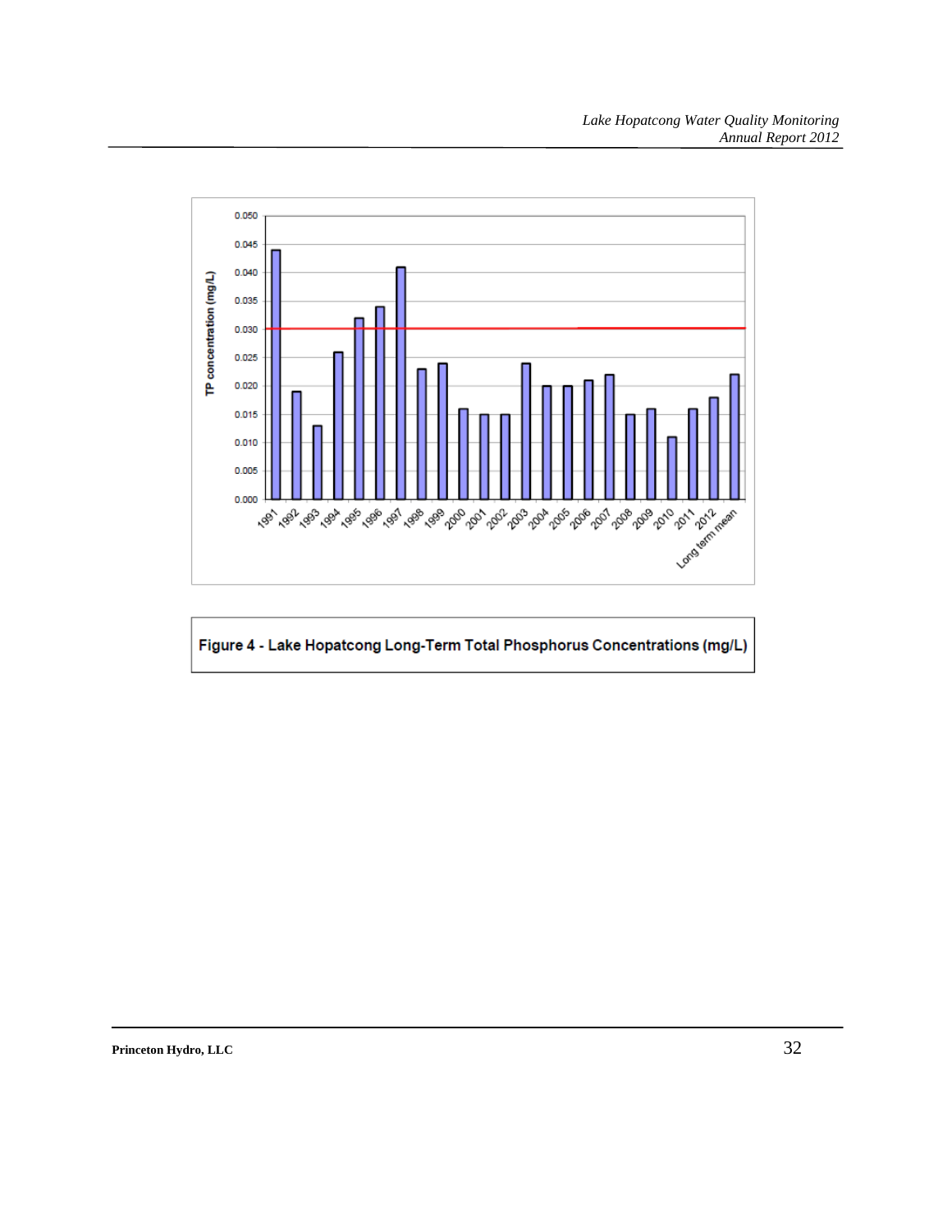Figure 4 - Lake Hopatcong Long-Term Total Phosphorus Concentrations (mg/L)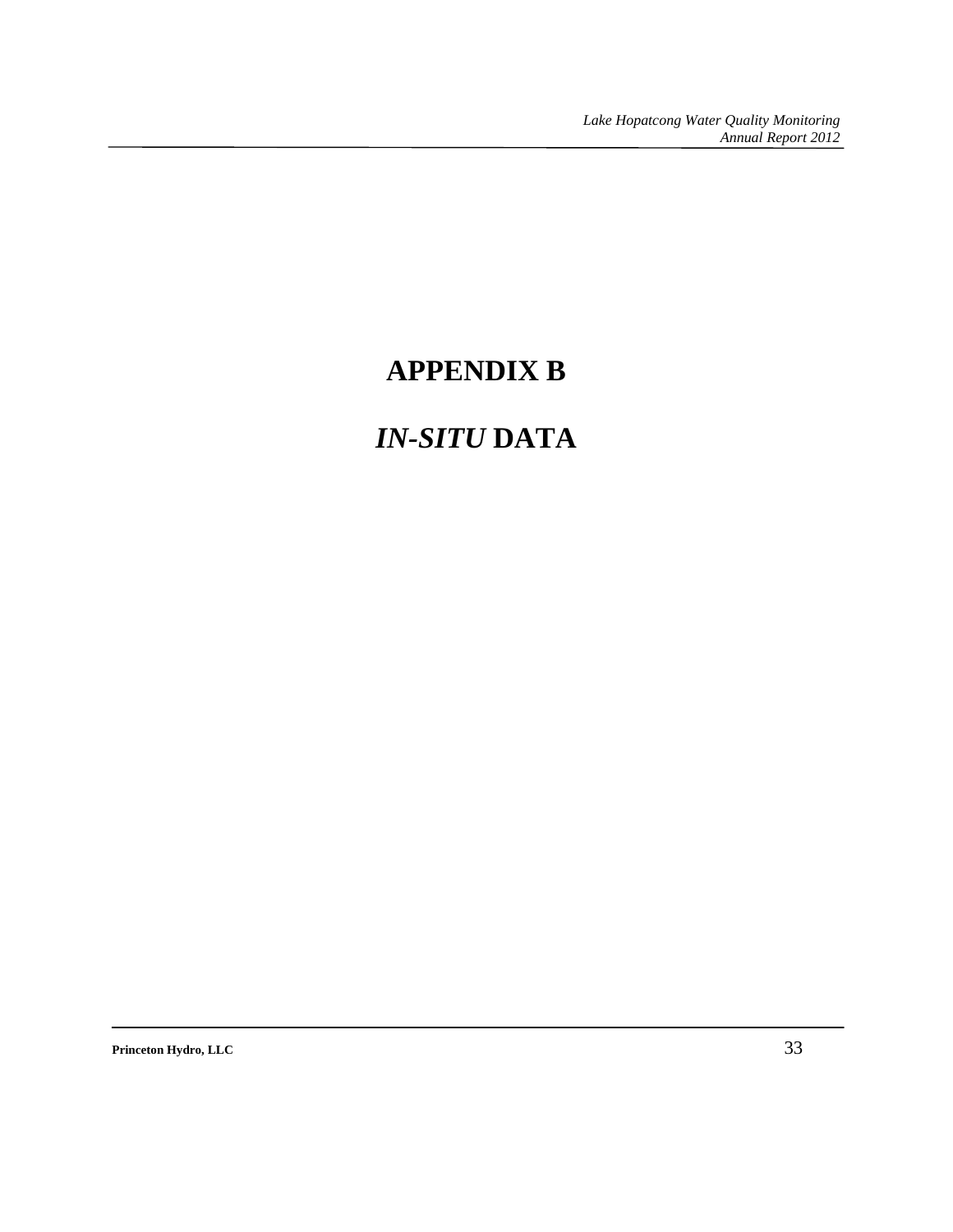# APPENDIX B

# *IN-SITU* DATA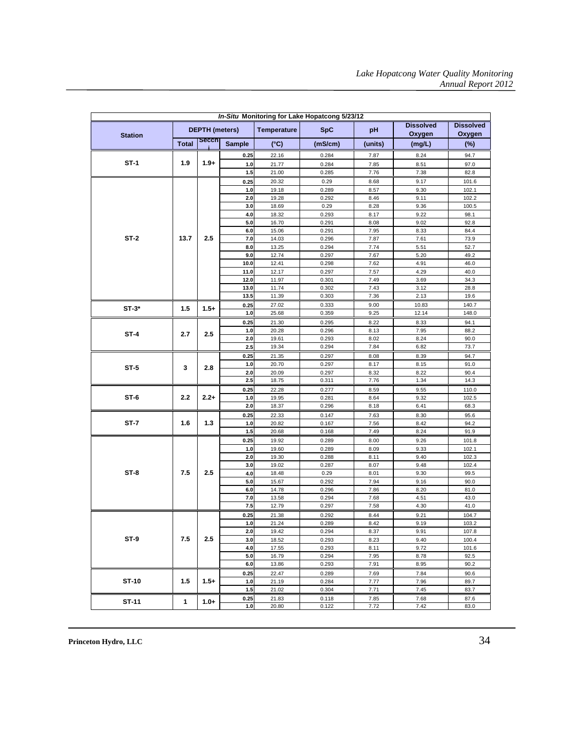| *In-Situ* Monitoring for Lake Hopatcong 5/23/12 | | | | | | | | |
|---|---|---|---|---|---|---|---|---|
| Station | DEPTH (meters) | | | Temperature | SpC | pH | Dissolved Oxygen | Dissolved Oxygen |
| | Total | Secchi | Sample | (°C) | (mS/cm) | (units) | (mg/L) | (%) |
| ST-1 | 1.9 | 1.9+ | 0.25 | 22.16 | 0.284 | 7.87 | 8.24 | 94.7 |
| | | | 1.0 | 21.77 | 0.284 | 7.85 | 8.51 | 97.0 |
| | | | 1.5 | 21.00 | 0.285 | 7.76 | 7.38 | 82.8 |
| ST-2 | 13.7 | 2.5 | 0.25 | 20.32 | 0.29 | 8.68 | 9.17 | 101.6 |
| | | | 1.0 | 19.18 | 0.289 | 8.57 | 9.30 | 102.1 |
| | | | 2.0 | 19.28 | 0.292 | 8.46 | 9.11 | 102.2 |
| | | | 3.0 | 18.69 | 0.29 | 8.28 | 9.36 | 100.5 |
| | | | 4.0 | 18.32 | 0.293 | 8.17 | 9.22 | 98.1 |
| | | | 5.0 | 16.70 | 0.291 | 8.08 | 9.02 | 92.8 |
| | | | 6.0 | 15.06 | 0.291 | 7.95 | 8.33 | 84.4 |
| | | | 7.0 | 14.03 | 0.296 | 7.87 | 7.61 | 73.9 |
| | | | 8.0 | 13.25 | 0.294 | 7.74 | 5.51 | 52.7 |
| | | | 9.0 | 12.74 | 0.297 | 7.67 | 5.20 | 49.2 |
| | | | 10.0 | 12.41 | 0.298 | 7.62 | 4.91 | 46.0 |
| | | | 11.0 | 12.17 | 0.297 | 7.57 | 4.29 | 40.0 |
| | | | 12.0 | 11.97 | 0.301 | 7.49 | 3.69 | 34.3 |
| | | | 13.0 | 11.74 | 0.302 | 7.43 | 3.12 | 28.8 |
| | | | 13.5 | 11.39 | 0.303 | 7.36 | 2.13 | 19.6 |
| ST-3* | 1.5 | 1.5+ | 0.25 | 27.02 | 0.333 | 9.00 | 10.83 | 140.7 |
| | | | 1.0 | 25.68 | 0.359 | 9.25 | 12.14 | 148.0 |
| ST-4 | 2.7 | 2.5 | 0.25 | 21.30 | 0.295 | 8.22 | 8.33 | 94.1 |
| | | | 1.0 | 20.28 | 0.296 | 8.13 | 7.95 | 88.2 |
| | | | 2.0 | 19.61 | 0.293 | 8.02 | 8.24 | 90.0 |
| | | | 2.5 | 19.34 | 0.294 | 7.84 | 6.82 | 73.7 |
| ST-5 | 3 | 2.8 | 0.25 | 21.35 | 0.297 | 8.08 | 8.39 | 94.7 |
| | | | 1.0 | 20.70 | 0.297 | 8.17 | 8.15 | 91.0 |
| | | | 2.0 | 20.09 | 0.297 | 8.32 | 8.22 | 90.4 |
| | | | 2.5 | 18.75 | 0.311 | 7.76 | 1.34 | 14.3 |
| ST-6 | 2.2 | 2.2+ | 0.25 | 22.28 | 0.277 | 8.59 | 9.55 | 110.0 |
| | | | 1.0 | 19.95 | 0.281 | 8.64 | 9.32 | 102.5 |
| | | | 2.0 | 18.37 | 0.296 | 8.18 | 6.41 | 68.3 |
| ST-7 | 1.6 | 1.3 | 0.25 | 22.33 | 0.147 | 7.63 | 8.30 | 95.6 |
| | | | 1.0 | 20.82 | 0.167 | 7.56 | 8.42 | 94.2 |
| | | | 1.5 | 20.68 | 0.168 | 7.49 | 8.24 | 91.9 |
| ST-8 | 7.5 | 2.5 | 0.25 | 19.92 | 0.289 | 8.00 | 9.26 | 101.8 |
| | | | 1.0 | 19.60 | 0.289 | 8.09 | 9.33 | 102.1 |
| | | | 2.0 | 19.30 | 0.288 | 8.11 | 9.40 | 102.3 |
| | | | 3.0 | 19.02 | 0.287 | 8.07 | 9.48 | 102.4 |
| | | | 4.0 | 18.48 | 0.29 | 8.01 | 9.30 | 99.5 |
| | | | 5.0 | 15.67 | 0.292 | 7.94 | 9.16 | 90.0 |
| | | | 6.0 | 14.78 | 0.296 | 7.86 | 8.20 | 81.0 |
| | | | 7.0 | 13.58 | 0.294 | 7.68 | 4.51 | 43.0 |
| | | | 7.5 | 12.79 | 0.297 | 7.58 | 4.30 | 41.0 |
| ST-9 | 7.5 | 2.5 | 0.25 | 21.38 | 0.292 | 8.44 | 9.21 | 104.7 |
| | | | 1.0 | 21.24 | 0.289 | 8.42 | 9.19 | 103.2 |
| | | | 2.0 | 19.42 | 0.294 | 8.37 | 9.91 | 107.8 |
| | | | 3.0 | 18.52 | 0.293 | 8.23 | 9.40 | 100.4 |
| | | | 4.0 | 17.55 | 0.293 | 8.11 | 9.72 | 101.6 |
| | | | 5.0 | 16.79 | 0.294 | 7.95 | 8.78 | 92.5 |
| | | | 6.0 | 13.86 | 0.293 | 7.91 | 8.95 | 90.2 |
| ST-10 | 1.5 | 1.5+ | 0.25 | 22.47 | 0.289 | 7.69 | 7.84 | 90.6 |
| | | | 1.0 | 21.19 | 0.284 | 7.77 | 7.96 | 89.7 |
| | | | 1.5 | 21.02 | 0.304 | 7.71 | 7.45 | 83.7 |
| ST-11 | 1 | 1.0+ | 0.25 | 21.83 | 0.118 | 7.85 | 7.68 | 87.6 |
| | | | 1.0 | 20.80 | 0.122 | 7.72 | 7.42 | 83.0 |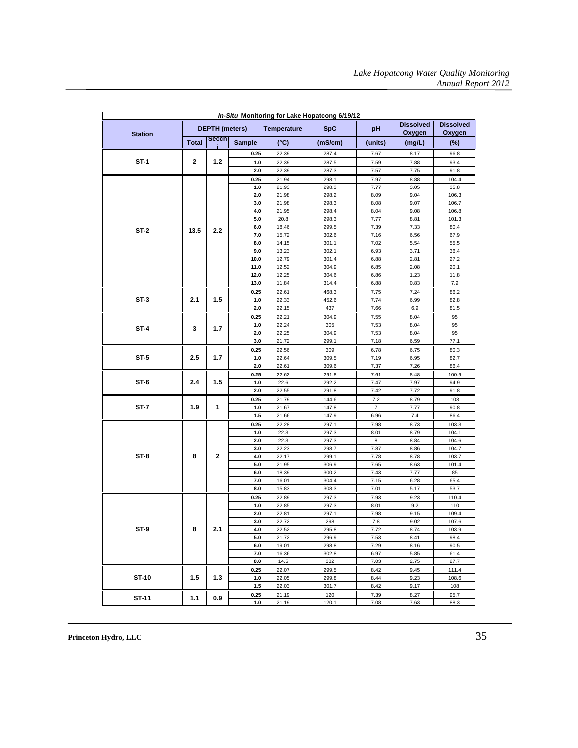| *In-Situ* Monitoring for Lake Hopatcong 6/19/12 | | | | | | | | |
|---|---|---|---|---|---|---|---|---|
| Station | DEPTH (meters) | | | Temperature | SpC | pH | Dissolved Oxygen | Dissolved Oxygen |
| | Total | Secchi | Sample | (°C) | (mS/cm) | (units) | (mg/L) | (%) |
| ST-1 | 2 | 1.2 | 0.25 | 22.39 | 287.4 | 7.67 | 8.17 | 96.8 |
| | | | 1.0 | 22.39 | 287.5 | 7.59 | 7.88 | 93.4 |
| | | | 2.0 | 22.39 | 287.3 | 7.57 | 7.75 | 91.8 |
| ST-2 | 13.5 | 2.2 | 0.25 | 21.94 | 298.1 | 7.97 | 8.88 | 104.4 |
| | | | 1.0 | 21.93 | 298.3 | 7.77 | 3.05 | 35.8 |
| | | | 2.0 | 21.98 | 298.2 | 8.09 | 9.04 | 106.3 |
| | | | 3.0 | 21.98 | 298.3 | 8.08 | 9.07 | 106.7 |
| | | | 4.0 | 21.95 | 298.4 | 8.04 | 9.08 | 106.8 |
| | | | 5.0 | 20.8 | 298.3 | 7.77 | 8.81 | 101.3 |
| | | | 6.0 | 18.46 | 299.5 | 7.39 | 7.33 | 80.4 |
| | | | 7.0 | 15.72 | 302.6 | 7.16 | 6.56 | 67.9 |
| | | | 8.0 | 14.15 | 301.1 | 7.02 | 5.54 | 55.5 |
| | | | 9.0 | 13.23 | 302.1 | 6.93 | 3.71 | 36.4 |
| | | | 10.0 | 12.79 | 301.4 | 6.88 | 2.81 | 27.2 |
| | | | 11.0 | 12.52 | 304.9 | 6.85 | 2.08 | 20.1 |
| | | | 12.0 | 12.25 | 304.6 | 6.86 | 1.23 | 11.8 |
| | | | 13.0 | 11.84 | 314.4 | 6.88 | 0.83 | 7.9 |
| ST-3 | 2.1 | 1.5 | 0.25 | 22.61 | 468.3 | 7.75 | 7.24 | 86.2 |
| | | | 1.0 | 22.33 | 452.6 | 7.74 | 6.99 | 82.8 |
| | | | 2.0 | 22.15 | 437 | 7.66 | 6.9 | 81.5 |
| ST-4 | 3 | 1.7 | 0.25 | 22.21 | 304.9 | 7.55 | 8.04 | 95 |
| | | | 1.0 | 22.24 | 305 | 7.53 | 8.04 | 95 |
| | | | 2.0 | 22.25 | 304.9 | 7.53 | 8.04 | 95 |
| | | | 3.0 | 21.72 | 299.1 | 7.18 | 6.59 | 77.1 |
| ST-5 | 2.5 | 1.7 | 0.25 | 22.56 | 309 | 6.78 | 6.75 | 80.3 |
| | | | 1.0 | 22.64 | 309.5 | 7.19 | 6.95 | 82.7 |
| | | | 2.0 | 22.61 | 309.6 | 7.37 | 7.26 | 86.4 |
| ST-6 | 2.4 | 1.5 | 0.25 | 22.62 | 291.8 | 7.61 | 8.48 | 100.9 |
| | | | 1.0 | 22.6 | 292.2 | 7.47 | 7.97 | 94.9 |
| | | | 2.0 | 22.55 | 291.8 | 7.42 | 7.72 | 91.8 |
| ST-7 | 1.9 | 1 | 0.25 | 21.79 | 144.6 | 7.2 | 8.79 | 103 |
| | | | 1.0 | 21.67 | 147.8 | 7 | 7.77 | 90.8 |
| | | | 1.5 | 21.66 | 147.9 | 6.96 | 7.4 | 86.4 |
| ST-8 | 8 | 2 | 0.25 | 22.28 | 297.1 | 7.98 | 8.73 | 103.3 |
| | | | 1.0 | 22.3 | 297.3 | 8.01 | 8.79 | 104.1 |
| | | | 2.0 | 22.3 | 297.3 | 8 | 8.84 | 104.6 |
| | | | 3.0 | 22.23 | 298.7 | 7.87 | 8.86 | 104.7 |
| | | | 4.0 | 22.17 | 299.1 | 7.78 | 8.78 | 103.7 |
| | | | 5.0 | 21.95 | 306.9 | 7.65 | 8.63 | 101.4 |
| | | | 6.0 | 18.39 | 300.2 | 7.43 | 7.77 | 85 |
| | | | 7.0 | 16.01 | 304.4 | 7.15 | 6.28 | 65.4 |
| | | | 8.0 | 15.83 | 308.3 | 7.01 | 5.17 | 53.7 |
| ST-9 | 8 | 2.1 | 0.25 | 22.89 | 297.3 | 7.93 | 9.23 | 110.4 |
| | | | 1.0 | 22.85 | 297.3 | 8.01 | 9.2 | 110 |
| | | | 2.0 | 22.81 | 297.1 | 7.98 | 9.15 | 109.4 |
| | | | 3.0 | 22.72 | 298 | 7.8 | 9.02 | 107.6 |
| | | | 4.0 | 22.52 | 295.8 | 7.72 | 8.74 | 103.9 |
| | | | 5.0 | 21.72 | 296.9 | 7.53 | 8.41 | 98.4 |
| | | | 6.0 | 19.01 | 298.8 | 7.29 | 8.16 | 90.5 |
| | | | 7.0 | 16.36 | 302.8 | 6.97 | 5.85 | 61.4 |
| | | | 8.0 | 14.5 | 332 | 7.03 | 2.75 | 27.7 |
| ST-10 | 1.5 | 1.3 | 0.25 | 22.07 | 299.5 | 8.42 | 9.45 | 111.4 |
| | | | 1.0 | 22.05 | 299.8 | 8.44 | 9.23 | 108.6 |
| | | | 1.5 | 22.03 | 301.7 | 8.42 | 9.17 | 108 |
| ST-11 | 1.1 | 0.9 | 0.25 | 21.19 | 120 | 7.39 | 8.27 | 95.7 |
| | | | 1.0 | 21.19 | 120.1 | 7.08 | 7.63 | 88.3 |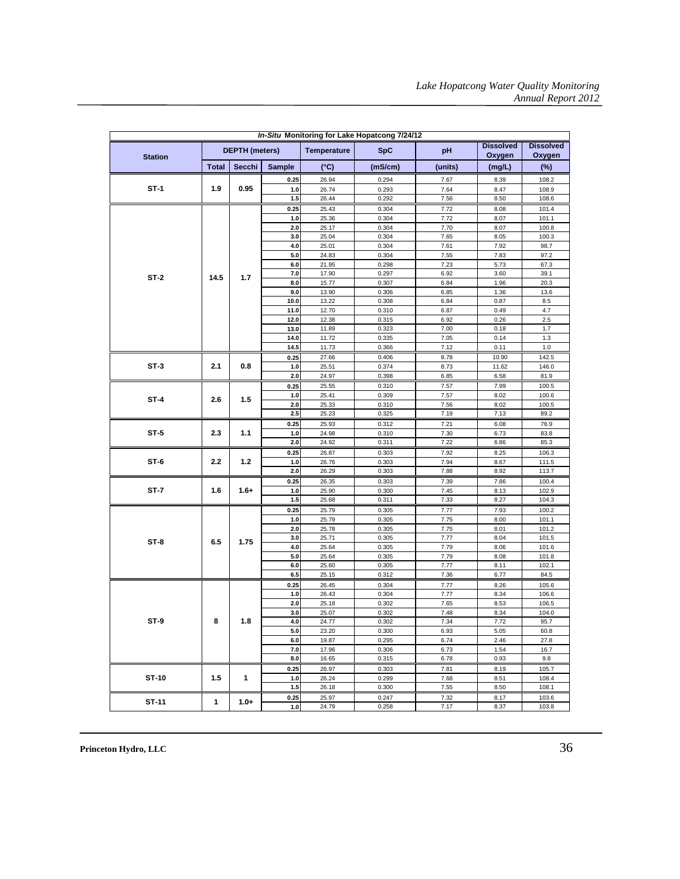| *In-Situ* Monitoring for Lake Hopatcong 7/24/12 | | | | | | | | |
|---|---|---|---|---|---|---|---|---|
| Station | DEPTH (meters) | | | Temperature | SpC | pH | Dissolved Oxygen | Dissolved Oxygen |
| | Total | Secchi | Sample | (°C) | (mS/cm) | (units) | (mg/L) | (%) |
| ST-1 | 1.9 | 0.95 | 0.25 | 26.94 | 0.294 | 7.67 | 8.39 | 108.2 |
| | | | 1.0 | 26.74 | 0.293 | 7.64 | 8.47 | 108.9 |
| | | | 1.5 | 26.44 | 0.292 | 7.56 | 8.50 | 108.6 |
| ST-2 | 14.5 | 1.7 | 0.25 | 25.43 | 0.304 | 7.72 | 8.08 | 101.4 |
| | | | 1.0 | 25.36 | 0.304 | 7.72 | 8.07 | 101.1 |
| | | | 2.0 | 25.17 | 0.304 | 7.70 | 8.07 | 100.8 |
| | | | 3.0 | 25.04 | 0.304 | 7.65 | 8.05 | 100.3 |
| | | | 4.0 | 25.01 | 0.304 | 7.61 | 7.92 | 98.7 |
| | | | 5.0 | 24.83 | 0.304 | 7.55 | 7.83 | 97.2 |
| | | | 6.0 | 21.95 | 0.298 | 7.23 | 5.73 | 67.3 |
| | | | 7.0 | 17.90 | 0.297 | 6.92 | 3.60 | 39.1 |
| | | | 8.0 | 15.77 | 0.307 | 6.84 | 1.96 | 20.3 |
| | | | 9.0 | 13.90 | 0.306 | 6.85 | 1.36 | 13.6 |
| | | | 10.0 | 13.22 | 0.308 | 6.84 | 0.87 | 8.5 |
| | | | 11.0 | 12.70 | 0.310 | 6.87 | 0.49 | 4.7 |
| | | | 12.0 | 12.38 | 0.315 | 6.92 | 0.26 | 2.5 |
| | | | 13.0 | 11.89 | 0.323 | 7.00 | 0.18 | 1.7 |
| | | | 14.0 | 11.72 | 0.335 | 7.05 | 0.14 | 1.3 |
| | | | 14.5 | 11.73 | 0.366 | 7.12 | 0.11 | 1.0 |
| ST-3 | 2.1 | 0.8 | 0.25 | 27.66 | 0.406 | 8.78 | 10.90 | 142.5 |
| | | | 1.0 | 25.51 | 0.374 | 8.73 | 11.62 | 146.0 |
| | | | 2.0 | 24.97 | 0.398 | 6.85 | 6.58 | 81.9 |
| ST-4 | 2.6 | 1.5 | 0.25 | 25.55 | 0.310 | 7.57 | 7.99 | 100.5 |
| | | | 1.0 | 25.41 | 0.309 | 7.57 | 8.02 | 100.6 |
| | | | 2.0 | 25.33 | 0.310 | 7.56 | 8.02 | 100.5 |
| | | | 2.5 | 25.23 | 0.325 | 7.19 | 7.13 | 89.2 |
| ST-5 | 2.3 | 1.1 | 0.25 | 25.93 | 0.312 | 7.21 | 6.08 | 76.9 |
| | | | 1.0 | 24.98 | 0.310 | 7.30 | 6.73 | 83.8 |
| | | | 2.0 | 24.92 | 0.311 | 7.22 | 6.86 | 85.3 |
| ST-6 | 2.2 | 1.2 | 0.25 | 26.87 | 0.303 | 7.92 | 8.25 | 106.3 |
| | | | 1.0 | 26.76 | 0.303 | 7.94 | 8.67 | 111.5 |
| | | | 2.0 | 26.29 | 0.303 | 7.88 | 8.92 | 113.7 |
| ST-7 | 1.6 | 1.6+ | 0.25 | 26.35 | 0.303 | 7.39 | 7.86 | 100.4 |
| | | | 1.0 | 25.90 | 0.300 | 7.45 | 8.13 | 102.9 |
| | | | 1.5 | 25.68 | 0.311 | 7.33 | 8.27 | 104.3 |
| ST-8 | 6.5 | 1.75 | 0.25 | 25.79 | 0.305 | 7.77 | 7.93 | 100.2 |
| | | | 1.0 | 25.79 | 0.305 | 7.75 | 8.00 | 101.1 |
| | | | 2.0 | 25.78 | 0.305 | 7.75 | 8.01 | 101.2 |
| | | | 3.0 | 25.71 | 0.305 | 7.77 | 8.04 | 101.5 |
| | | | 4.0 | 25.64 | 0.305 | 7.79 | 8.06 | 101.6 |
| | | | 5.0 | 25.64 | 0.305 | 7.79 | 8.08 | 101.8 |
| | | | 6.0 | 25.60 | 0.305 | 7.77 | 8.11 | 102.1 |
| | | | 6.5 | 25.15 | 0.312 | 7.36 | 6.77 | 84.5 |
| ST-9 | 8 | 1.8 | 0.25 | 26.45 | 0.304 | 7.77 | 8.26 | 105.6 |
| | | | 1.0 | 26.43 | 0.304 | 7.77 | 8.34 | 106.6 |
| | | | 2.0 | 25.18 | 0.302 | 7.65 | 8.53 | 106.5 |
| | | | 3.0 | 25.07 | 0.302 | 7.48 | 8.34 | 104.0 |
| | | | 4.0 | 24.77 | 0.302 | 7.34 | 7.72 | 95.7 |
| | | | 5.0 | 23.20 | 0.300 | 6.93 | 5.05 | 60.8 |
| | | | 6.0 | 19.87 | 0.295 | 6.74 | 2.46 | 27.8 |
| | | | 7.0 | 17.96 | 0.306 | 6.73 | 1.54 | 16.7 |
| | | | 8.0 | 16.65 | 0.315 | 6.78 | 0.93 | 9.8 |
| ST-10 | 1.5 | 1 | 0.25 | 26.97 | 0.303 | 7.81 | 8.19 | 105.7 |
| | | | 1.0 | 26.24 | 0.299 | 7.68 | 8.51 | 108.4 |
| | | | 1.5 | 26.18 | 0.300 | 7.55 | 8.50 | 108.1 |
| ST-11 | 1 | 1.0+ | 0.25 | 25.97 | 0.247 | 7.32 | 8.17 | 103.6 |
| | | | 1.0 | 24.79 | 0.258 | 7.17 | 8.37 | 103.8 |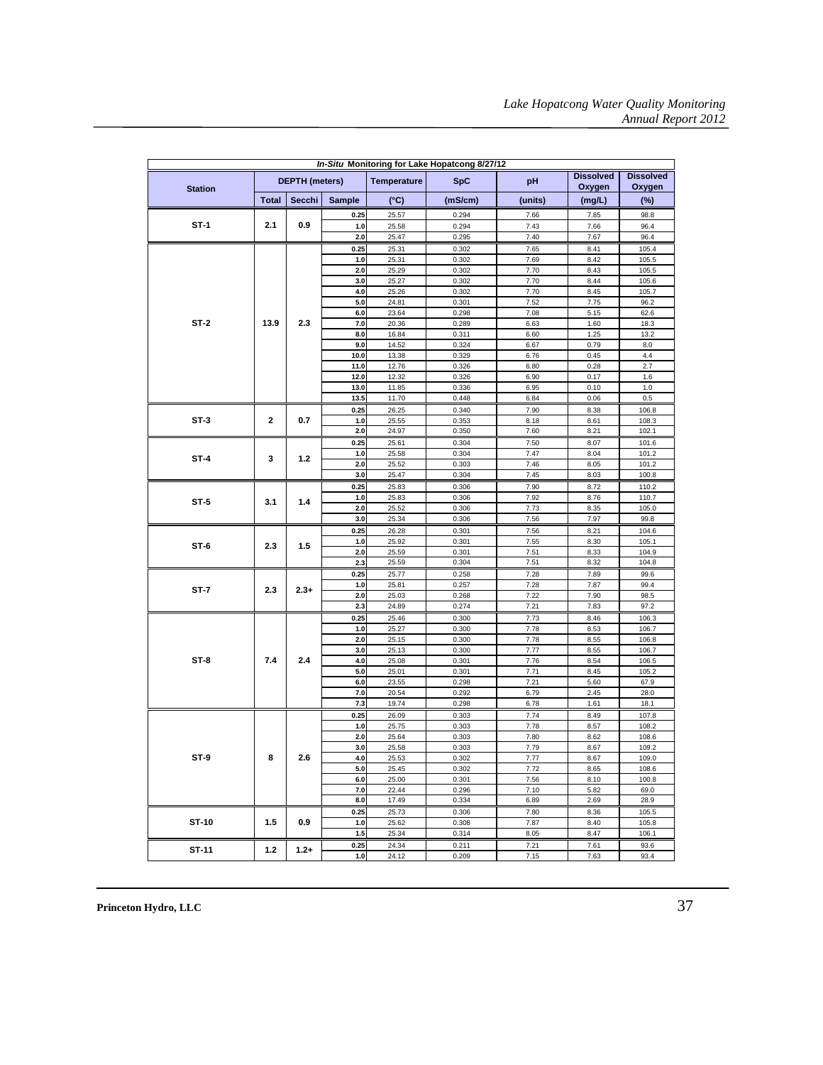| *In-Situ* Monitoring for Lake Hopatcong 8/27/12 | | | | | | | | |
|---|---|---|---|---|---|---|---|---|
| Station | DEPTH (meters) | | | Temperature | SpC | pH | Dissolved Oxygen | Dissolved Oxygen |
| | Total | Secchi | Sample | (°C) | (mS/cm) | (units) | (mg/L) | (%) |
| ST-1 | 2.1 | 0.9 | 0.25 | 25.57 | 0.294 | 7.66 | 7.85 | 98.8 |
| | | | 1.0 | 25.58 | 0.294 | 7.43 | 7.66 | 96.4 |
| | | | 2.0 | 25.47 | 0.295 | 7.40 | 7.67 | 96.4 |
| ST-2 | 13.9 | 2.3 | 0.25 | 25.31 | 0.302 | 7.65 | 8.41 | 105.4 |
| | | | 1.0 | 25.31 | 0.302 | 7.69 | 8.42 | 105.5 |
| | | | 2.0 | 25.29 | 0.302 | 7.70 | 8.43 | 105.5 |
| | | | 3.0 | 25.27 | 0.302 | 7.70 | 8.44 | 105.6 |
| | | | 4.0 | 25.26 | 0.302 | 7.70 | 8.45 | 105.7 |
| | | | 5.0 | 24.81 | 0.301 | 7.52 | 7.75 | 96.2 |
| | | | 6.0 | 23.64 | 0.298 | 7.08 | 5.15 | 62.6 |
| | | | 7.0 | 20.36 | 0.289 | 6.63 | 1.60 | 18.3 |
| | | | 8.0 | 16.84 | 0.311 | 6.60 | 1.25 | 13.2 |
| | | | 9.0 | 14.52 | 0.324 | 6.67 | 0.79 | 8.0 |
| | | | 10.0 | 13.38 | 0.329 | 6.76 | 0.45 | 4.4 |
| | | | 11.0 | 12.76 | 0.326 | 6.80 | 0.28 | 2.7 |
| | | | 12.0 | 12.32 | 0.326 | 6.90 | 0.17 | 1.6 |
| | | | 13.0 | 11.85 | 0.336 | 6.95 | 0.10 | 1.0 |
| | | | 13.5 | 11.70 | 0.448 | 6.84 | 0.06 | 0.5 |
| ST-3 | 2 | 0.7 | 0.25 | 26.25 | 0.340 | 7.90 | 8.38 | 106.8 |
| | | | 1.0 | 25.55 | 0.353 | 8.18 | 8.61 | 108.3 |
| | | | 2.0 | 24.97 | 0.350 | 7.60 | 8.21 | 102.1 |
| ST-4 | 3 | 1.2 | 0.25 | 25.61 | 0.304 | 7.50 | 8.07 | 101.6 |
| | | | 1.0 | 25.58 | 0.304 | 7.47 | 8.04 | 101.2 |
| | | | 2.0 | 25.52 | 0.303 | 7.46 | 8.05 | 101.2 |
| | | | 3.0 | 25.47 | 0.304 | 7.45 | 8.03 | 100.8 |
| ST-5 | 3.1 | 1.4 | 0.25 | 25.83 | 0.306 | 7.90 | 8.72 | 110.2 |
| | | | 1.0 | 25.83 | 0.306 | 7.92 | 8.76 | 110.7 |
| | | | 2.0 | 25.52 | 0.306 | 7.73 | 8.35 | 105.0 |
| | | | 3.0 | 25.34 | 0.306 | 7.56 | 7.97 | 99.8 |
| ST-6 | 2.3 | 1.5 | 0.25 | 26.28 | 0.301 | 7.56 | 8.21 | 104.6 |
| | | | 1.0 | 25.92 | 0.301 | 7.55 | 8.30 | 105.1 |
| | | | 2.0 | 25.59 | 0.301 | 7.51 | 8.33 | 104.9 |
| | | | 2.3 | 25.59 | 0.304 | 7.51 | 8.32 | 104.8 |
| ST-7 | 2.3 | 2.3+ | 0.25 | 25.77 | 0.258 | 7.28 | 7.89 | 99.6 |
| | | | 1.0 | 25.81 | 0.257 | 7.28 | 7.87 | 99.4 |
| | | | 2.0 | 25.03 | 0.268 | 7.22 | 7.90 | 98.5 |
| | | | 2.3 | 24.89 | 0.274 | 7.21 | 7.83 | 97.2 |
| ST-8 | 7.4 | 2.4 | 0.25 | 25.46 | 0.300 | 7.73 | 8.46 | 106.3 |
| | | | 1.0 | 25.27 | 0.300 | 7.78 | 8.53 | 106.7 |
| | | | 2.0 | 25.15 | 0.300 | 7.78 | 8.55 | 106.8 |
| | | | 3.0 | 25.13 | 0.300 | 7.77 | 8.55 | 106.7 |
| | | | 4.0 | 25.08 | 0.301 | 7.76 | 8.54 | 106.5 |
| | | | 5.0 | 25.01 | 0.301 | 7.71 | 8.45 | 105.2 |
| | | | 6.0 | 23.55 | 0.298 | 7.21 | 5.60 | 67.9 |
| | | | 7.0 | 20.54 | 0.292 | 6.79 | 2.45 | 28.0 |
| | | | 7.3 | 19.74 | 0.298 | 6.78 | 1.61 | 18.1 |
| ST-9 | 8 | 2.6 | 0.25 | 26.09 | 0.303 | 7.74 | 8.49 | 107.8 |
| | | | 1.0 | 25.75 | 0.303 | 7.78 | 8.57 | 108.2 |
| | | | 2.0 | 25.64 | 0.303 | 7.80 | 8.62 | 108.6 |
| | | | 3.0 | 25.58 | 0.303 | 7.79 | 8.67 | 109.2 |
| | | | 4.0 | 25.53 | 0.302 | 7.77 | 8.67 | 109.0 |
| | | | 5.0 | 25.45 | 0.302 | 7.72 | 8.65 | 108.6 |
| | | | 6.0 | 25.00 | 0.301 | 7.56 | 8.10 | 100.8 |
| | | | 7.0 | 22.44 | 0.296 | 7.10 | 5.82 | 69.0 |
| | | | 8.0 | 17.49 | 0.334 | 6.89 | 2.69 | 28.9 |
| ST-10 | 1.5 | 0.9 | 0.25 | 25.73 | 0.306 | 7.80 | 8.36 | 105.5 |
| | | | 1.0 | 25.62 | 0.308 | 7.87 | 8.40 | 105.8 |
| | | | 1.5 | 25.34 | 0.314 | 8.05 | 8.47 | 106.1 |
| ST-11 | 1.2 | 1.2+ | 0.25 | 24.34 | 0.211 | 7.21 | 7.61 | 93.6 |
| | | | 1.0 | 24.12 | 0.209 | 7.15 | 7.63 | 93.4 |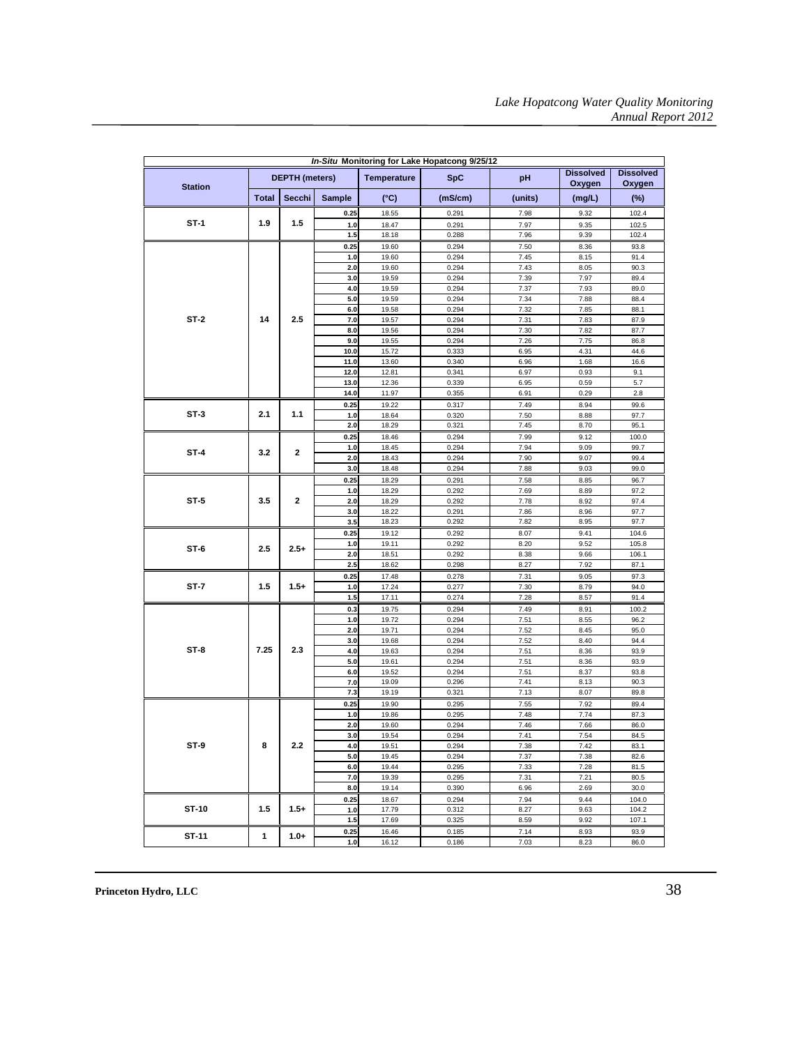| *In-Situ* Monitoring for Lake Hopatcong 9/25/12 | | | | | | | | |
|---|---|---|---|---|---|---|---|---|
| Station | DEPTH (meters) | | | Temperature | SpC | pH | Dissolved Oxygen | Dissolved Oxygen |
| | Total | Secchi | Sample | (°C) | (mS/cm) | (units) | (mg/L) | (%) |
| ST-1 | 1.9 | 1.5 | 0.25 | 18.55 | 0.291 | 7.98 | 9.32 | 102.4 |
| | | | 1.0 | 18.47 | 0.291 | 7.97 | 9.35 | 102.5 |
| | | | 1.5 | 18.18 | 0.288 | 7.96 | 9.39 | 102.4 |
| ST-2 | 14 | 2.5 | 0.25 | 19.60 | 0.294 | 7.50 | 8.36 | 93.8 |
| | | | 1.0 | 19.60 | 0.294 | 7.45 | 8.15 | 91.4 |
| | | | 2.0 | 19.60 | 0.294 | 7.43 | 8.05 | 90.3 |
| | | | 3.0 | 19.59 | 0.294 | 7.39 | 7.97 | 89.4 |
| | | | 4.0 | 19.59 | 0.294 | 7.37 | 7.93 | 89.0 |
| | | | 5.0 | 19.59 | 0.294 | 7.34 | 7.88 | 88.4 |
| | | | 6.0 | 19.58 | 0.294 | 7.32 | 7.85 | 88.1 |
| | | | 7.0 | 19.57 | 0.294 | 7.31 | 7.83 | 87.9 |
| | | | 8.0 | 19.56 | 0.294 | 7.30 | 7.82 | 87.7 |
| | | | 9.0 | 19.55 | 0.294 | 7.26 | 7.75 | 86.8 |
| | | | 10.0 | 15.72 | 0.333 | 6.95 | 4.31 | 44.6 |
| | | | 11.0 | 13.60 | 0.340 | 6.96 | 1.68 | 16.6 |
| | | | 12.0 | 12.81 | 0.341 | 6.97 | 0.93 | 9.1 |
| | | | 13.0 | 12.36 | 0.339 | 6.95 | 0.59 | 5.7 |
| | | | 14.0 | 11.97 | 0.355 | 6.91 | 0.29 | 2.8 |
| ST-3 | 2.1 | 1.1 | 0.25 | 19.22 | 0.317 | 7.49 | 8.94 | 99.6 |
| | | | 1.0 | 18.64 | 0.320 | 7.50 | 8.88 | 97.7 |
| | | | 2.0 | 18.29 | 0.321 | 7.45 | 8.70 | 95.1 |
| ST-4 | 3.2 | 2 | 0.25 | 18.46 | 0.294 | 7.99 | 9.12 | 100.0 |
| | | | 1.0 | 18.45 | 0.294 | 7.94 | 9.09 | 99.7 |
| | | | 2.0 | 18.43 | 0.294 | 7.90 | 9.07 | 99.4 |
| | | | 3.0 | 18.48 | 0.294 | 7.88 | 9.03 | 99.0 |
| ST-5 | 3.5 | 2 | 0.25 | 18.29 | 0.291 | 7.58 | 8.85 | 96.7 |
| | | | 1.0 | 18.29 | 0.292 | 7.69 | 8.89 | 97.2 |
| | | | 2.0 | 18.29 | 0.292 | 7.78 | 8.92 | 97.4 |
| | | | 3.0 | 18.22 | 0.291 | 7.86 | 8.96 | 97.7 |
| | | | 3.5 | 18.23 | 0.292 | 7.82 | 8.95 | 97.7 |
| ST-6 | 2.5 | 2.5+ | 0.25 | 19.12 | 0.292 | 8.07 | 9.41 | 104.6 |
| | | | 1.0 | 19.11 | 0.292 | 8.20 | 9.52 | 105.8 |
| | | | 2.0 | 18.51 | 0.292 | 8.38 | 9.66 | 106.1 |
| | | | 2.5 | 18.62 | 0.298 | 8.27 | 7.92 | 87.1 |
| ST-7 | 1.5 | 1.5+ | 0.25 | 17.48 | 0.278 | 7.31 | 9.05 | 97.3 |
| | | | 1.0 | 17.24 | 0.277 | 7.30 | 8.79 | 94.0 |
| | | | 1.5 | 17.11 | 0.274 | 7.28 | 8.57 | 91.4 |
| ST-8 | 7.25 | 2.3 | 0.3 | 19.75 | 0.294 | 7.49 | 8.91 | 100.2 |
| | | | 1.0 | 19.72 | 0.294 | 7.51 | 8.55 | 96.2 |
| | | | 2.0 | 19.71 | 0.294 | 7.52 | 8.45 | 95.0 |
| | | | 3.0 | 19.68 | 0.294 | 7.52 | 8.40 | 94.4 |
| | | | 4.0 | 19.63 | 0.294 | 7.51 | 8.36 | 93.9 |
| | | | 5.0 | 19.61 | 0.294 | 7.51 | 8.36 | 93.9 |
| | | | 6.0 | 19.52 | 0.294 | 7.51 | 8.37 | 93.8 |
| | | | 7.0 | 19.09 | 0.296 | 7.41 | 8.13 | 90.3 |
| | | | 7.3 | 19.19 | 0.321 | 7.13 | 8.07 | 89.8 |
| ST-9 | 8 | 2.2 | 0.25 | 19.90 | 0.295 | 7.55 | 7.92 | 89.4 |
| | | | 1.0 | 19.86 | 0.295 | 7.48 | 7.74 | 87.3 |
| | | | 2.0 | 19.60 | 0.294 | 7.46 | 7.66 | 86.0 |
| | | | 3.0 | 19.54 | 0.294 | 7.41 | 7.54 | 84.5 |
| | | | 4.0 | 19.51 | 0.294 | 7.38 | 7.42 | 83.1 |
| | | | 5.0 | 19.45 | 0.294 | 7.37 | 7.38 | 82.6 |
| | | | 6.0 | 19.44 | 0.295 | 7.33 | 7.28 | 81.5 |
| | | | 7.0 | 19.39 | 0.295 | 7.31 | 7.21 | 80.5 |
| | | | 8.0 | 19.14 | 0.390 | 6.96 | 2.69 | 30.0 |
| ST-10 | 1.5 | 1.5+ | 0.25 | 18.67 | 0.294 | 7.94 | 9.44 | 104.0 |
| | | | 1.0 | 17.79 | 0.312 | 8.27 | 9.63 | 104.2 |
| | | | 1.5 | 17.69 | 0.325 | 8.59 | 9.92 | 107.1 |
| ST-11 | 1 | 1.0+ | 0.25 | 16.46 | 0.185 | 7.14 | 8.93 | 93.9 |
| | | | 1.0 | 16.12 | 0.186 | 7.03 | 8.23 | 86.0 |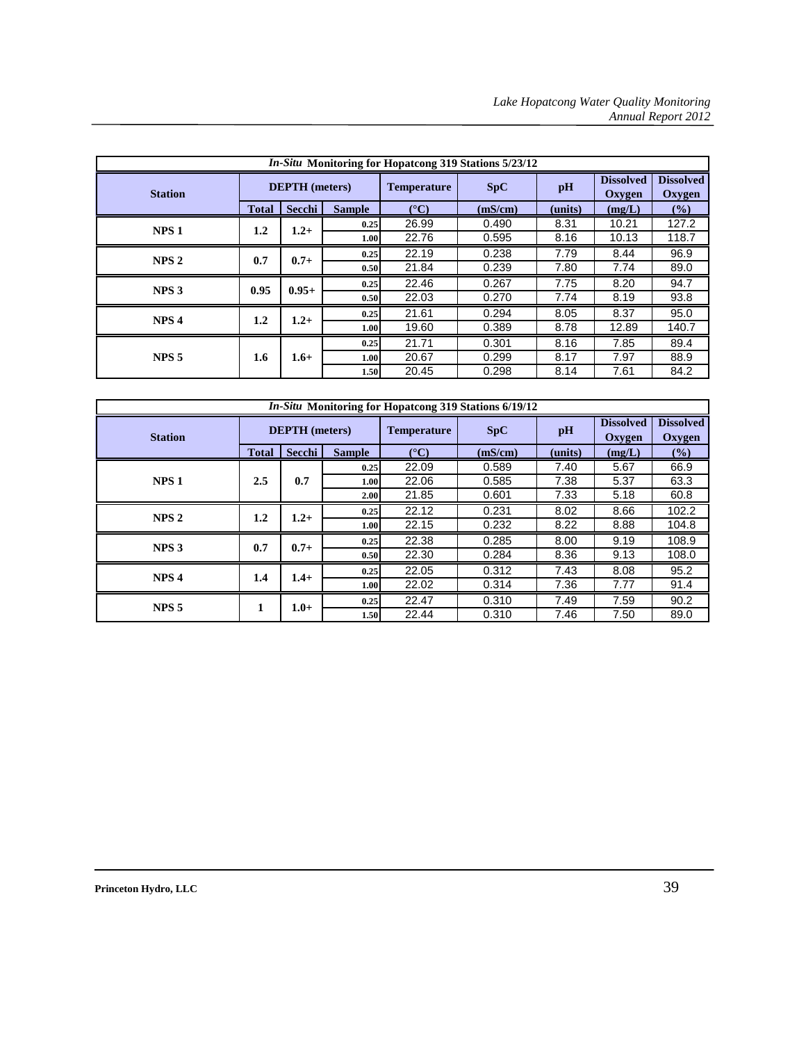| *In-Situ* Monitoring for Hopatcong 319 Stations 5/23/12 | | | | | | | | |
|---|---|---|---|---|---|---|---|---|
| **Station** | **DEPTH (meters)** | | | **Temperature** | **SpC** | **pH** | **Dissolved Oxygen** | **Dissolved Oxygen** |
| | **Total** | **Secchi** | **Sample** | **(°C)** | **(mS/cm)** | **(units)** | **(mg/L)** | **(%)** |
| **NPS 1** | **1.2** | **1.2+** | 0.25 | 26.99 | 0.490 | 8.31 | 10.21 | 127.2 |
| | | | 1.00 | 22.76 | 0.595 | 8.16 | 10.13 | 118.7 |
| **NPS 2** | **0.7** | **0.7+** | 0.25 | 22.19 | 0.238 | 7.79 | 8.44 | 96.9 |
| | | | 0.50 | 21.84 | 0.239 | 7.80 | 7.74 | 89.0 |
| **NPS 3** | **0.95** | **0.95+** | 0.25 | 22.46 | 0.267 | 7.75 | 8.20 | 94.7 |
| | | | 0.50 | 22.03 | 0.270 | 7.74 | 8.19 | 93.8 |
| **NPS 4** | **1.2** | **1.2+** | 0.25 | 21.61 | 0.294 | 8.05 | 8.37 | 95.0 |
| | | | 1.00 | 19.60 | 0.389 | 8.78 | 12.89 | 140.7 |
| **NPS 5** | **1.6** | **1.6+** | 0.25 | 21.71 | 0.301 | 8.16 | 7.85 | 89.4 |
| | | | 1.00 | 20.67 | 0.299 | 8.17 | 7.97 | 88.9 |
| | | | 1.50 | 20.45 | 0.298 | 8.14 | 7.61 | 84.2 |

| *In-Situ* Monitoring for Hopatcong 319 Stations 6/19/12 | | | | | | | | |
|---|---|---|---|---|---|---|---|---|
| **Station** | **DEPTH (meters)** | | | **Temperature** | **SpC** | **pH** | **Dissolved Oxygen** | **Dissolved Oxygen** |
| | **Total** | **Secchi** | **Sample** | **(°C)** | **(mS/cm)** | **(units)** | **(mg/L)** | **(%)** |
| **NPS 1** | **2.5** | **0.7** | 0.25 | 22.09 | 0.589 | 7.40 | 5.67 | 66.9 |
| | | | 1.00 | 22.06 | 0.585 | 7.38 | 5.37 | 63.3 |
| | | | 2.00 | 21.85 | 0.601 | 7.33 | 5.18 | 60.8 |
| **NPS 2** | **1.2** | **1.2+** | 0.25 | 22.12 | 0.231 | 8.02 | 8.66 | 102.2 |
| | | | 1.00 | 22.15 | 0.232 | 8.22 | 8.88 | 104.8 |
| **NPS 3** | **0.7** | **0.7+** | 0.25 | 22.38 | 0.285 | 8.00 | 9.19 | 108.9 |
| | | | 0.50 | 22.30 | 0.284 | 8.36 | 9.13 | 108.0 |
| **NPS 4** | **1.4** | **1.4+** | 0.25 | 22.05 | 0.312 | 7.43 | 8.08 | 95.2 |
| | | | 1.00 | 22.02 | 0.314 | 7.36 | 7.77 | 91.4 |
| **NPS 5** | **1** | **1.0+** | 0.25 | 22.47 | 0.310 | 7.49 | 7.59 | 90.2 |
| | | | 1.50 | 22.44 | 0.310 | 7.46 | 7.50 | 89.0 |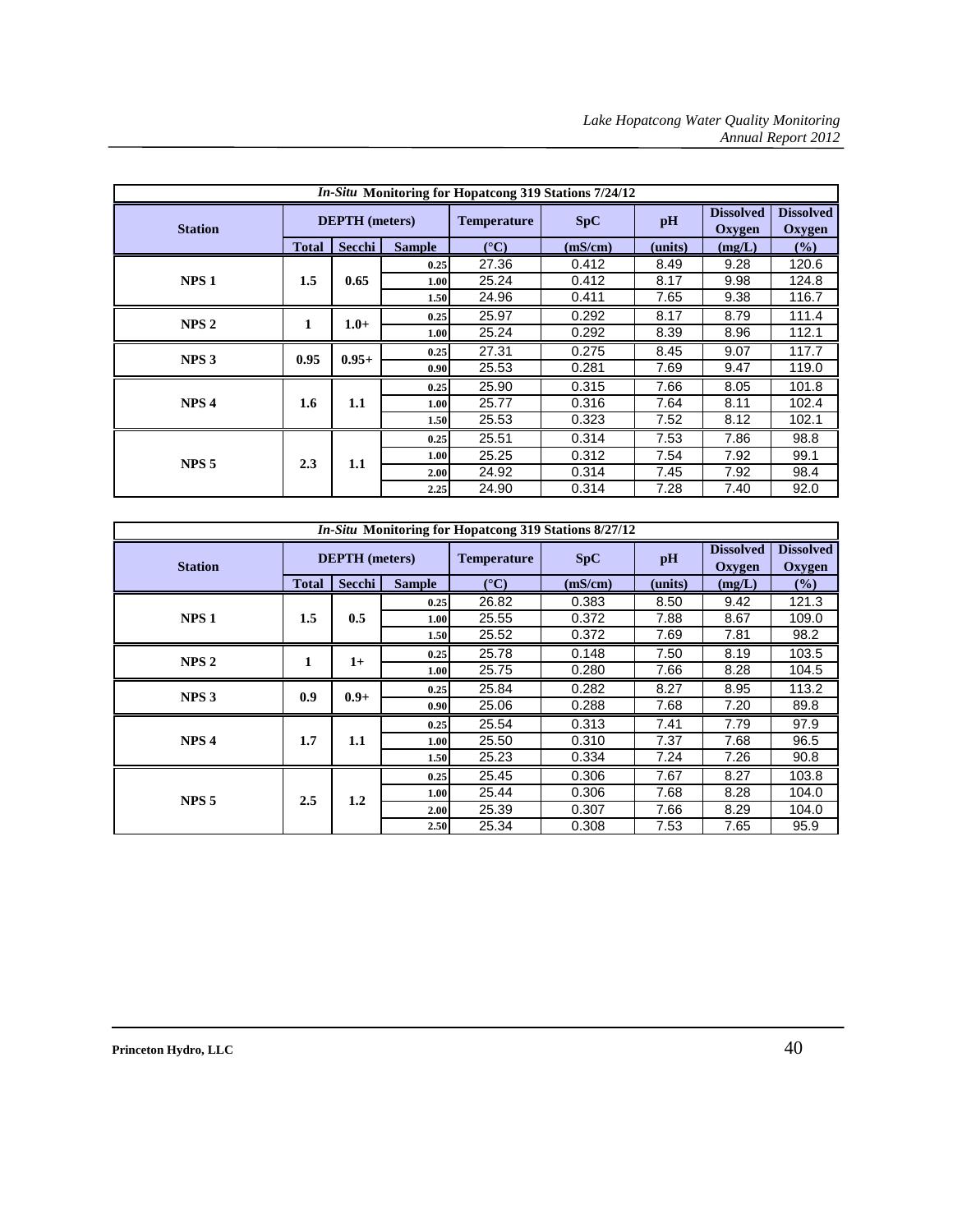| *In-Situ* Monitoring for Hopatcong 319 Stations 7/24/12 | | | | | | | | |
|---|---|---|---|---|---|---|---|---|
| **Station** | **DEPTH (meters)** | | | **Temperature** | **SpC** | **pH** | **Dissolved Oxygen** | **Dissolved Oxygen** |
| | **Total** | **Secchi** | **Sample** | **(°C)** | **(mS/cm)** | **(units)** | **(mg/L)** | **(%)** |
| **NPS 1** | **1.5** | **0.65** | 0.25 | 27.36 | 0.412 | 8.49 | 9.28 | 120.6 |
| | | | 1.00 | 25.24 | 0.412 | 8.17 | 9.98 | 124.8 |
| | | | 1.50 | 24.96 | 0.411 | 7.65 | 9.38 | 116.7 |
| **NPS 2** | **1** | **1.0+** | 0.25 | 25.97 | 0.292 | 8.17 | 8.79 | 111.4 |
| | | | 1.00 | 25.24 | 0.292 | 8.39 | 8.96 | 112.1 |
| **NPS 3** | **0.95** | **0.95+** | 0.25 | 27.31 | 0.275 | 8.45 | 9.07 | 117.7 |
| | | | 0.90 | 25.53 | 0.281 | 7.69 | 9.47 | 119.0 |
| **NPS 4** | **1.6** | **1.1** | 0.25 | 25.90 | 0.315 | 7.66 | 8.05 | 101.8 |
| | | | 1.00 | 25.77 | 0.316 | 7.64 | 8.11 | 102.4 |
| | | | 1.50 | 25.53 | 0.323 | 7.52 | 8.12 | 102.1 |
| **NPS 5** | **2.3** | **1.1** | 0.25 | 25.51 | 0.314 | 7.53 | 7.86 | 98.8 |
| | | | 1.00 | 25.25 | 0.312 | 7.54 | 7.92 | 99.1 |
| | | | 2.00 | 24.92 | 0.314 | 7.45 | 7.92 | 98.4 |
| | | | 2.25 | 24.90 | 0.314 | 7.28 | 7.40 | 92.0 |

| *In-Situ* Monitoring for Hopatcong 319 Stations 8/27/12 | | | | | | | | |
|---|---|---|---|---|---|---|---|---|
| **Station** | **DEPTH (meters)** | | | **Temperature** | **SpC** | **pH** | **Dissolved Oxygen** | **Dissolved Oxygen** |
| | **Total** | **Secchi** | **Sample** | **(°C)** | **(mS/cm)** | **(units)** | **(mg/L)** | **(%)** |
| **NPS 1** | **1.5** | **0.5** | 0.25 | 26.82 | 0.383 | 8.50 | 9.42 | 121.3 |
| | | | 1.00 | 25.55 | 0.372 | 7.88 | 8.67 | 109.0 |
| | | | 1.50 | 25.52 | 0.372 | 7.69 | 7.81 | 98.2 |
| **NPS 2** | **1** | **1+** | 0.25 | 25.78 | 0.148 | 7.50 | 8.19 | 103.5 |
| | | | 1.00 | 25.75 | 0.280 | 7.66 | 8.28 | 104.5 |
| **NPS 3** | **0.9** | **0.9+** | 0.25 | 25.84 | 0.282 | 8.27 | 8.95 | 113.2 |
| | | | 0.90 | 25.06 | 0.288 | 7.68 | 7.20 | 89.8 |
| **NPS 4** | **1.7** | **1.1** | 0.25 | 25.54 | 0.313 | 7.41 | 7.79 | 97.9 |
| | | | 1.00 | 25.50 | 0.310 | 7.37 | 7.68 | 96.5 |
| | | | 1.50 | 25.23 | 0.334 | 7.24 | 7.26 | 90.8 |
| **NPS 5** | **2.5** | **1.2** | 0.25 | 25.45 | 0.306 | 7.67 | 8.27 | 103.8 |
| | | | 1.00 | 25.44 | 0.306 | 7.68 | 8.28 | 104.0 |
| | | | 2.00 | 25.39 | 0.307 | 7.66 | 8.29 | 104.0 |
| | | | 2.50 | 25.34 | 0.308 | 7.53 | 7.65 | 95.9 |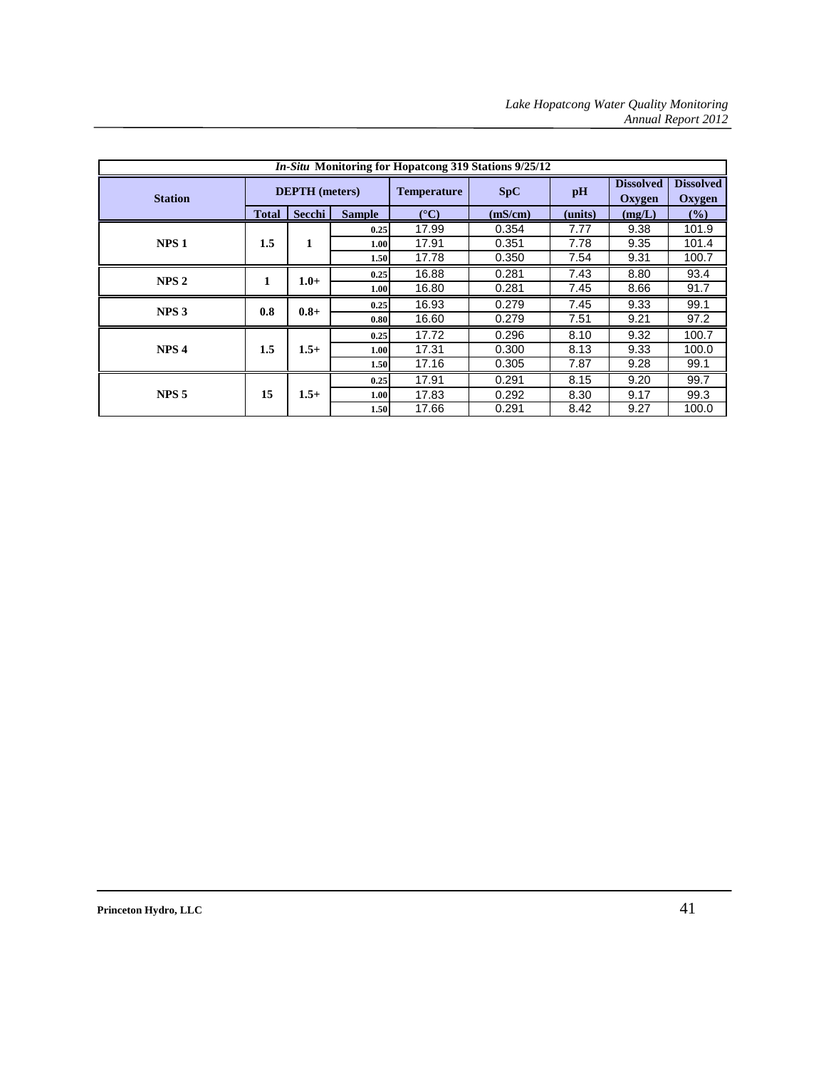| *In-Situ* Monitoring for Hopatcong 319 Stations 9/25/12 | | | | | | | | | |
|---|---|---|---|---|---|---|---|---|---|
| **Station** | **DEPTH (meters)** | | | **Temperature** | **SpC** | **pH** | **Dissolved Oxygen** | **Dissolved Oxygen** |
| | **Total** | **Secchi** | **Sample** | **(°C)** | **(mS/cm)** | **(units)** | **(mg/L)** | **(%)** |
| **NPS 1** | **1.5** | **1** | 0.25 | 17.99 | 0.354 | 7.77 | 9.38 | 101.9 |
| | | | 1.00 | 17.91 | 0.351 | 7.78 | 9.35 | 101.4 |
| | | | 1.50 | 17.78 | 0.350 | 7.54 | 9.31 | 100.7 |
| **NPS 2** | **1** | **1.0+** | 0.25 | 16.88 | 0.281 | 7.43 | 8.80 | 93.4 |
| | | | 1.00 | 16.80 | 0.281 | 7.45 | 8.66 | 91.7 |
| **NPS 3** | **0.8** | **0.8+** | 0.25 | 16.93 | 0.279 | 7.45 | 9.33 | 99.1 |
| | | | 0.80 | 16.60 | 0.279 | 7.51 | 9.21 | 97.2 |
| **NPS 4** | **1.5** | **1.5+** | 0.25 | 17.72 | 0.296 | 8.10 | 9.32 | 100.7 |
| | | | 1.00 | 17.31 | 0.300 | 8.13 | 9.33 | 100.0 |
| | | | 1.50 | 17.16 | 0.305 | 7.87 | 9.28 | 99.1 |
| **NPS 5** | **15** | **1.5+** | 0.25 | 17.91 | 0.291 | 8.15 | 9.20 | 99.7 |
| | | | 1.00 | 17.83 | 0.292 | 8.30 | 9.17 | 99.3 |
| | | | 1.50 | 17.66 | 0.291 | 8.42 | 9.27 | 100.0 |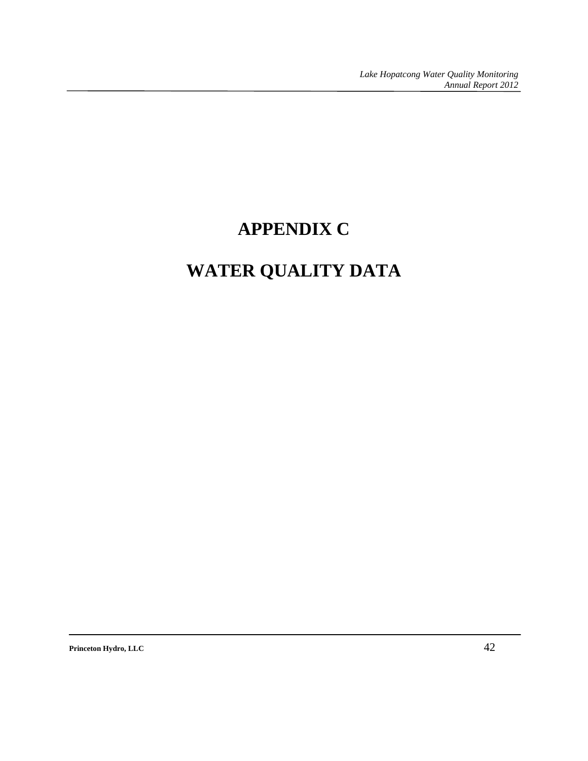# APPENDIX C

# WATER QUALITY DATA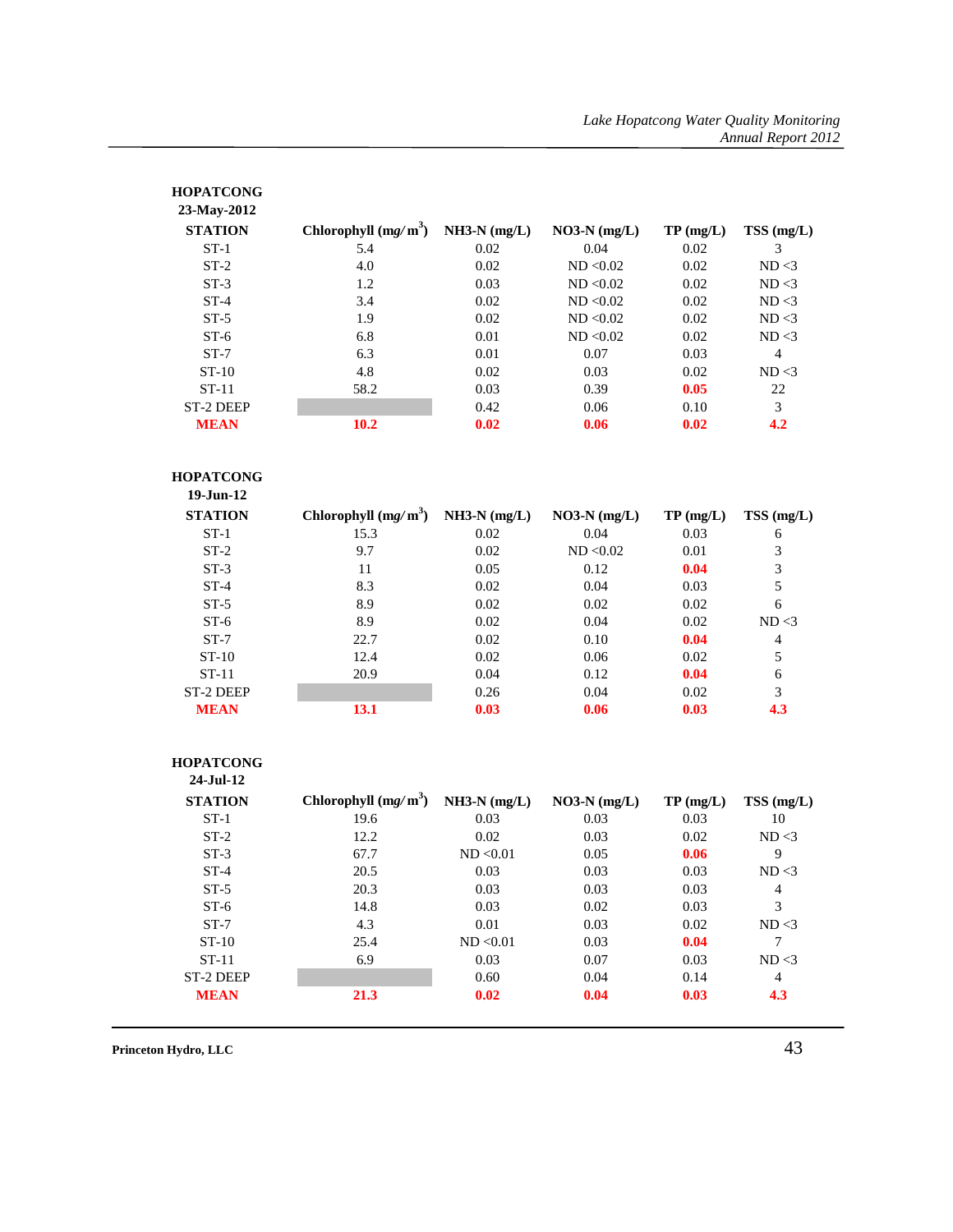**HOPATCONG**
**23-May-2012**

| STATION | Chlorophyll (mg/m$^3$) | NH3-N (mg/L) | NO3-N (mg/L) | TP (mg/L) | TSS (mg/L) |
|---|---|---|---|---|---|
| ST-1 | 5.4 | 0.02 | 0.04 | 0.02 | 3 |
| ST-2 | 4.0 | 0.02 | ND <0.02 | 0.02 | ND <3 |
| ST-3 | 1.2 | 0.03 | ND <0.02 | 0.02 | ND <3 |
| ST-4 | 3.4 | 0.02 | ND <0.02 | 0.02 | ND <3 |
| ST-5 | 1.9 | 0.02 | ND <0.02 | 0.02 | ND <3 |
| ST-6 | 6.8 | 0.01 | ND <0.02 | 0.02 | ND <3 |
| ST-7 | 6.3 | 0.01 | 0.07 | 0.03 | 4 |
| ST-10 | 4.8 | 0.02 | 0.03 | 0.02 | ND <3 |
| ST-11 | 58.2 | 0.03 | 0.39 | **0.05** | 22 |
| ST-2 DEEP | | 0.42 | 0.06 | 0.10 | 3 |
| **MEAN** | **10.2** | **0.02** | **0.06** | **0.02** | **4.2** |

**HOPATCONG**
**19-Jun-12**

| STATION | Chlorophyll (mg/m$^3$) | NH3-N (mg/L) | NO3-N (mg/L) | TP (mg/L) | TSS (mg/L) |
|---|---|---|---|---|---|
| ST-1 | 15.3 | 0.02 | 0.04 | 0.03 | 6 |
| ST-2 | 9.7 | 0.02 | ND <0.02 | 0.01 | 3 |
| ST-3 | 11 | 0.05 | 0.12 | **0.04** | 3 |
| ST-4 | 8.3 | 0.02 | 0.04 | 0.03 | 5 |
| ST-5 | 8.9 | 0.02 | 0.02 | 0.02 | 6 |
| ST-6 | 8.9 | 0.02 | 0.04 | 0.02 | ND <3 |
| ST-7 | 22.7 | 0.02 | 0.10 | **0.04** | 4 |
| ST-10 | 12.4 | 0.02 | 0.06 | 0.02 | 5 |
| ST-11 | 20.9 | 0.04 | 0.12 | **0.04** | 6 |
| ST-2 DEEP | | 0.26 | 0.04 | 0.02 | 3 |
| **MEAN** | **13.1** | **0.03** | **0.06** | **0.03** | **4.3** |

**HOPATCONG**
**24-Jul-12**

| STATION | Chlorophyll (mg/m$^3$) | NH3-N (mg/L) | NO3-N (mg/L) | TP (mg/L) | TSS (mg/L) |
|---|---|---|---|---|---|
| ST-1 | 19.6 | 0.03 | 0.03 | 0.03 | 10 |
| ST-2 | 12.2 | 0.02 | 0.03 | 0.02 | ND <3 |
| ST-3 | 67.7 | ND <0.01 | 0.05 | **0.06** | 9 |
| ST-4 | 20.5 | 0.03 | 0.03 | 0.03 | ND <3 |
| ST-5 | 20.3 | 0.03 | 0.03 | 0.03 | 4 |
| ST-6 | 14.8 | 0.03 | 0.02 | 0.03 | 3 |
| ST-7 | 4.3 | 0.01 | 0.03 | 0.02 | ND <3 |
| ST-10 | 25.4 | ND <0.01 | 0.03 | **0.04** | 7 |
| ST-11 | 6.9 | 0.03 | 0.07 | 0.03 | ND <3 |
| ST-2 DEEP | | 0.60 | 0.04 | 0.14 | 4 |
| **MEAN** | **21.3** | **0.02** | **0.04** | **0.03** | **4.3** |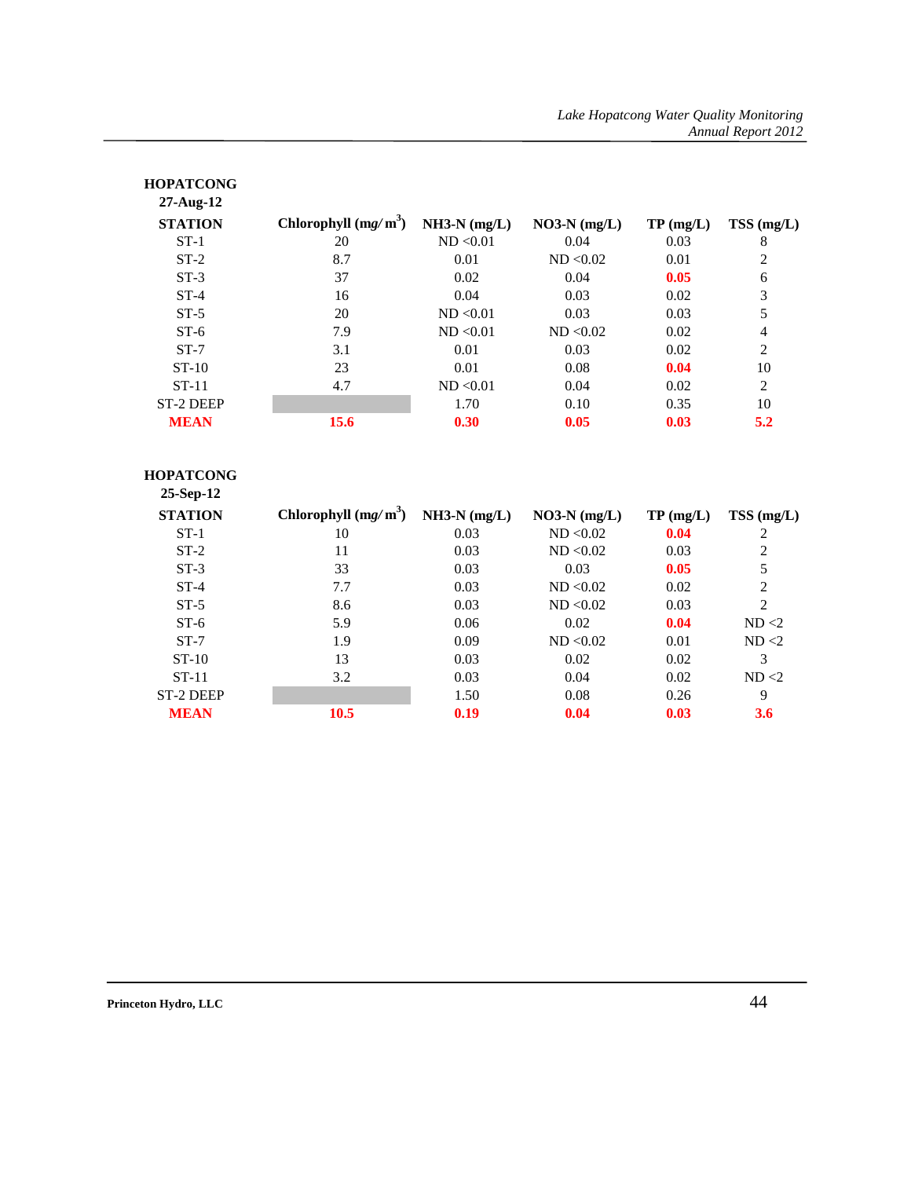**HOPATCONG**
**27-Aug-12**

| STATION | Chlorophyll (mg/ m$^3$) | NH3-N (mg/L) | NO3-N (mg/L) | TP (mg/L) | TSS (mg/L) |
|---|---|---|---|---|---|
| ST-1 | 20 | ND <0.01 | 0.04 | 0.03 | 8 |
| ST-2 | 8.7 | 0.01 | ND <0.02 | 0.01 | 2 |
| ST-3 | 37 | 0.02 | 0.04 | **0.05** | 6 |
| ST-4 | 16 | 0.04 | 0.03 | 0.02 | 3 |
| ST-5 | 20 | ND <0.01 | 0.03 | 0.03 | 5 |
| ST-6 | 7.9 | ND <0.01 | ND <0.02 | 0.02 | 4 |
| ST-7 | 3.1 | 0.01 | 0.03 | 0.02 | 2 |
| ST-10 | 23 | 0.01 | 0.08 | **0.04** | 10 |
| ST-11 | 4.7 | ND <0.01 | 0.04 | 0.02 | 2 |
| ST-2 DEEP | | 1.70 | 0.10 | 0.35 | 10 |
| **MEAN** | **15.6** | **0.30** | **0.05** | **0.03** | **5.2** |

**HOPATCONG**
**25-Sep-12**

| STATION | Chlorophyll (mg/ m$^3$) | NH3-N (mg/L) | NO3-N (mg/L) | TP (mg/L) | TSS (mg/L) |
|---|---|---|---|---|---|
| ST-1 | 10 | 0.03 | ND <0.02 | **0.04** | 2 |
| ST-2 | 11 | 0.03 | ND <0.02 | 0.03 | 2 |
| ST-3 | 33 | 0.03 | 0.03 | **0.05** | 5 |
| ST-4 | 7.7 | 0.03 | ND <0.02 | 0.02 | 2 |
| ST-5 | 8.6 | 0.03 | ND <0.02 | 0.03 | 2 |
| ST-6 | 5.9 | 0.06 | 0.02 | **0.04** | ND <2 |
| ST-7 | 1.9 | 0.09 | ND <0.02 | 0.01 | ND <2 |
| ST-10 | 13 | 0.03 | 0.02 | 0.02 | 3 |
| ST-11 | 3.2 | 0.03 | 0.04 | 0.02 | ND <2 |
| ST-2 DEEP | | 1.50 | 0.08 | 0.26 | 9 |
| **MEAN** | **10.5** | **0.19** | **0.04** | **0.03** | **3.6** |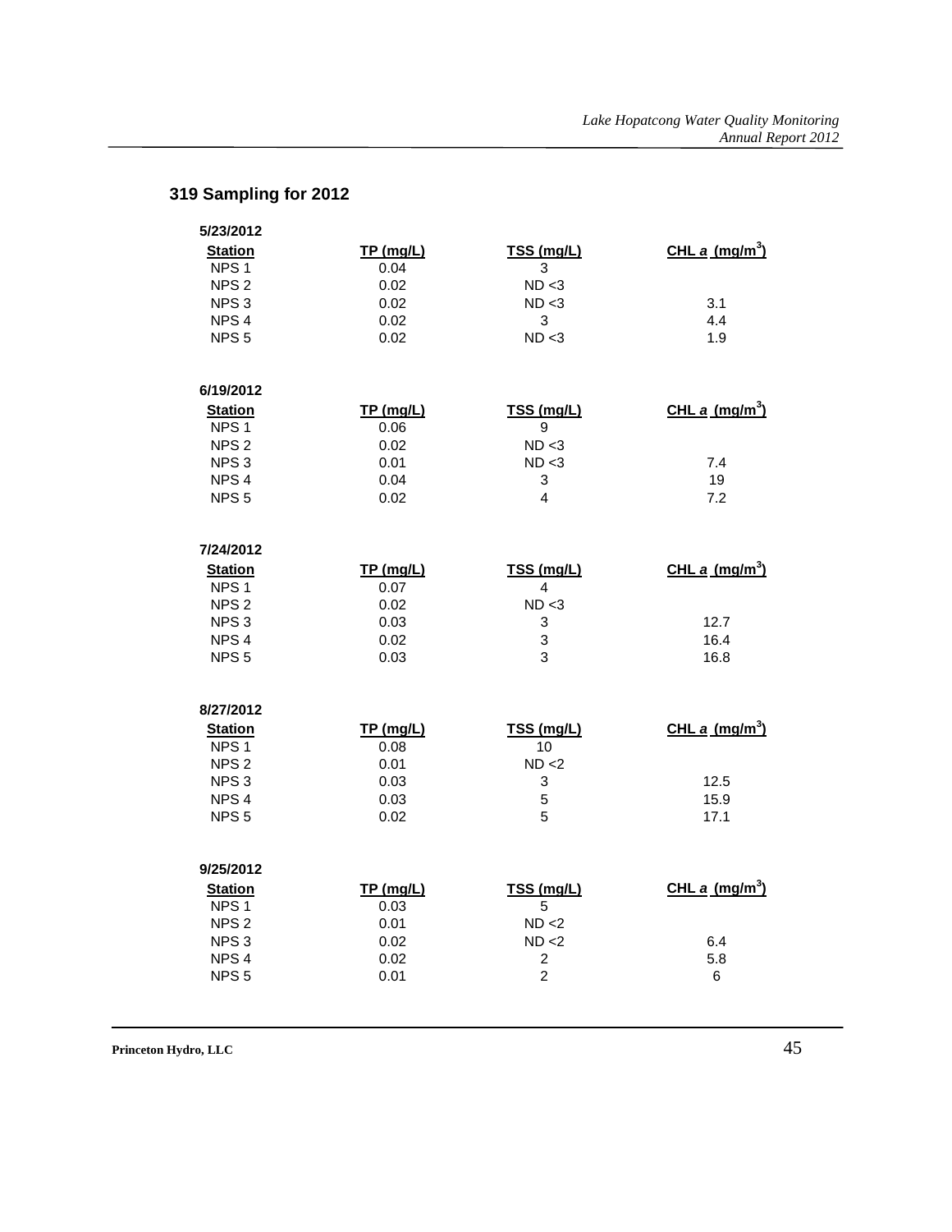## 319 Sampling for 2012

**5/23/2012**

| Station | TP (mg/L) | TSS (mg/L) | CHL *a* (mg/m$^3$) |
|---|---|---|---|
| NPS 1 | 0.04 | 3 | |
| NPS 2 | 0.02 | ND <3 | |
| NPS 3 | 0.02 | ND <3 | 3.1 |
| NPS 4 | 0.02 | 3 | 4.4 |
| NPS 5 | 0.02 | ND <3 | 1.9 |

**6/19/2012**

| Station | TP (mg/L) | TSS (mg/L) | CHL *a* (mg/m$^3$) |
|---|---|---|---|
| NPS 1 | 0.06 | 9 | |
| NPS 2 | 0.02 | ND <3 | |
| NPS 3 | 0.01 | ND <3 | 7.4 |
| NPS 4 | 0.04 | 3 | 19 |
| NPS 5 | 0.02 | 4 | 7.2 |

**7/24/2012**

| Station | TP (mg/L) | TSS (mg/L) | CHL *a* (mg/m$^3$) |
|---|---|---|---|
| NPS 1 | 0.07 | 4 | |
| NPS 2 | 0.02 | ND <3 | |
| NPS 3 | 0.03 | 3 | 12.7 |
| NPS 4 | 0.02 | 3 | 16.4 |
| NPS 5 | 0.03 | 3 | 16.8 |

**8/27/2012**

| Station | TP (mg/L) | TSS (mg/L) | CHL *a* (mg/m$^3$) |
|---|---|---|---|
| NPS 1 | 0.08 | 10 | |
| NPS 2 | 0.01 | ND <2 | |
| NPS 3 | 0.03 | 3 | 12.5 |
| NPS 4 | 0.03 | 5 | 15.9 |
| NPS 5 | 0.02 | 5 | 17.1 |

**9/25/2012**

| Station | TP (mg/L) | TSS (mg/L) | CHL *a* (mg/m$^3$) |
|---|---|---|---|
| NPS 1 | 0.03 | 5 | |
| NPS 2 | 0.01 | ND <2 | |
| NPS 3 | 0.02 | ND <2 | 6.4 |
| NPS 4 | 0.02 | 2 | 5.8 |
| NPS 5 | 0.01 | 2 | 6 |